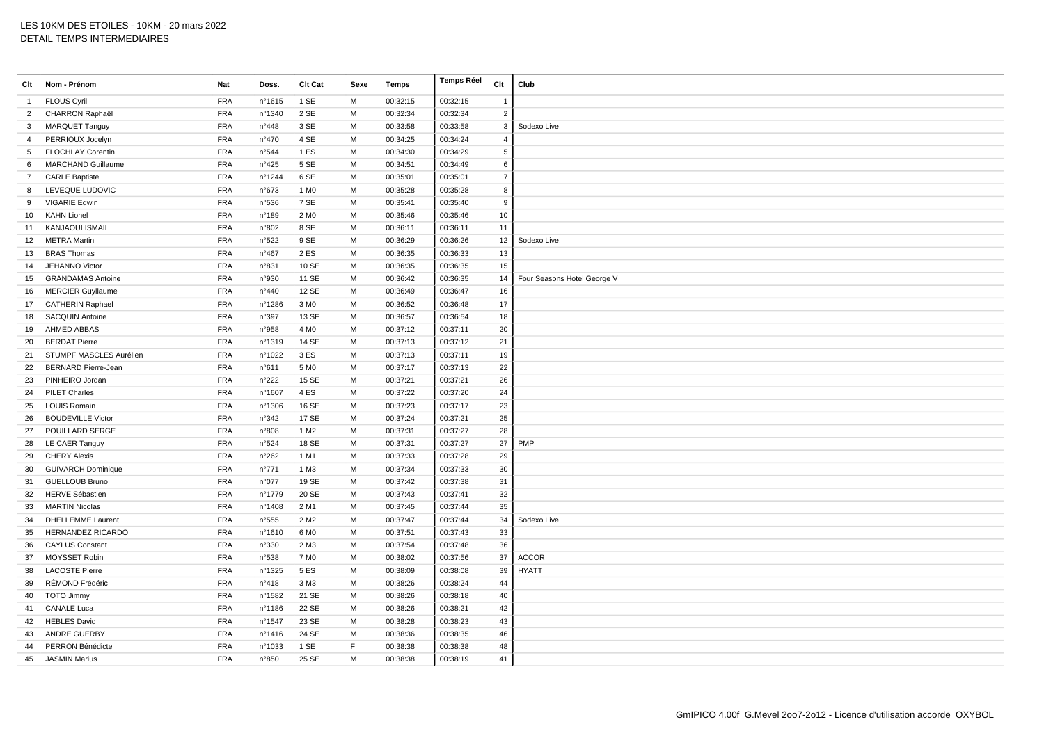LES 10KM DES ETOILES - 10KM - 20 mars 2022

DETAIL TEMPS INTERMEDIAIRES

| Clt | Nom - Prénom | Nat | Doss. | Clt Cat | Sexe | Temps | Temps Réel | Clt | Club |
|---|---|---|---|---|---|---|---|---|---|
| 1 | FLOUS Cyril | FRA | n°1615 | 1 SE | M | 00:32:15 | 00:32:15 | 1 | |
| 2 | CHARRON Raphaël | FRA | n°1340 | 2 SE | M | 00:32:34 | 00:32:34 | 2 | |
| 3 | MARQUET Tanguy | FRA | n°448 | 3 SE | M | 00:33:58 | 00:33:58 | 3 | Sodexo Live! |
| 4 | PERRIOUX Jocelyn | FRA | n°470 | 4 SE | M | 00:34:25 | 00:34:24 | 4 | |
| 5 | FLOCHLAY Corentin | FRA | n°544 | 1 ES | M | 00:34:30 | 00:34:29 | 5 | |
| 6 | MARCHAND Guillaume | FRA | n°425 | 5 SE | M | 00:34:51 | 00:34:49 | 6 | |
| 7 | CARLE Baptiste | FRA | n°1244 | 6 SE | M | 00:35:01 | 00:35:01 | 7 | |
| 8 | LEVEQUE LUDOVIC | FRA | n°673 | 1 M0 | M | 00:35:28 | 00:35:28 | 8 | |
| 9 | VIGARIE Edwin | FRA | n°536 | 7 SE | M | 00:35:41 | 00:35:40 | 9 | |
| 10 | KAHN Lionel | FRA | n°189 | 2 M0 | M | 00:35:46 | 00:35:46 | 10 | |
| 11 | KANJAOUI ISMAIL | FRA | n°802 | 8 SE | M | 00:36:11 | 00:36:11 | 11 | |
| 12 | METRA Martin | FRA | n°522 | 9 SE | M | 00:36:29 | 00:36:26 | 12 | Sodexo Live! |
| 13 | BRAS Thomas | FRA | n°467 | 2 ES | M | 00:36:35 | 00:36:33 | 13 | |
| 14 | JEHANNO Victor | FRA | n°831 | 10 SE | M | 00:36:35 | 00:36:35 | 15 | |
| 15 | GRANDAMAS Antoine | FRA | n°930 | 11 SE | M | 00:36:42 | 00:36:35 | 14 | Four Seasons Hotel George V |
| 16 | MERCIER Guyllaume | FRA | n°440 | 12 SE | M | 00:36:49 | 00:36:47 | 16 | |
| 17 | CATHERIN Raphael | FRA | n°1286 | 3 M0 | M | 00:36:52 | 00:36:48 | 17 | |
| 18 | SACQUIN Antoine | FRA | n°397 | 13 SE | M | 00:36:57 | 00:36:54 | 18 | |
| 19 | AHMED ABBAS | FRA | n°958 | 4 M0 | M | 00:37:12 | 00:37:11 | 20 | |
| 20 | BERDAT Pierre | FRA | n°1319 | 14 SE | M | 00:37:13 | 00:37:12 | 21 | |
| 21 | STUMPF MASCLES Aurélien | FRA | n°1022 | 3 ES | M | 00:37:13 | 00:37:11 | 19 | |
| 22 | BERNARD Pierre-Jean | FRA | n°611 | 5 M0 | M | 00:37:17 | 00:37:13 | 22 | |
| 23 | PINHEIRO Jordan | FRA | n°222 | 15 SE | M | 00:37:21 | 00:37:21 | 26 | |
| 24 | PILET Charles | FRA | n°1607 | 4 ES | M | 00:37:22 | 00:37:20 | 24 | |
| 25 | LOUIS Romain | FRA | n°1306 | 16 SE | M | 00:37:23 | 00:37:17 | 23 | |
| 26 | BOUDEVILLE Victor | FRA | n°342 | 17 SE | M | 00:37:24 | 00:37:21 | 25 | |
| 27 | POUILLARD SERGE | FRA | n°808 | 1 M2 | M | 00:37:31 | 00:37:27 | 28 | |
| 28 | LE CAER Tanguy | FRA | n°524 | 18 SE | M | 00:37:31 | 00:37:27 | 27 | PMP |
| 29 | CHERY Alexis | FRA | n°262 | 1 M1 | M | 00:37:33 | 00:37:28 | 29 | |
| 30 | GUIVARCH Dominique | FRA | n°771 | 1 M3 | M | 00:37:34 | 00:37:33 | 30 | |
| 31 | GUELLOUB Bruno | FRA | n°077 | 19 SE | M | 00:37:42 | 00:37:38 | 31 | |
| 32 | HERVE Sébastien | FRA | n°1779 | 20 SE | M | 00:37:43 | 00:37:41 | 32 | |
| 33 | MARTIN Nicolas | FRA | n°1408 | 2 M1 | M | 00:37:45 | 00:37:44 | 35 | |
| 34 | DHELLEMME Laurent | FRA | n°555 | 2 M2 | M | 00:37:47 | 00:37:44 | 34 | Sodexo Live! |
| 35 | HERNANDEZ RICARDO | FRA | n°1610 | 6 M0 | M | 00:37:51 | 00:37:43 | 33 | |
| 36 | CAYLUS Constant | FRA | n°330 | 2 M3 | M | 00:37:54 | 00:37:48 | 36 | |
| 37 | MOYSSET Robin | FRA | n°538 | 7 M0 | M | 00:38:02 | 00:37:56 | 37 | ACCOR |
| 38 | LACOSTE Pierre | FRA | n°1325 | 5 ES | M | 00:38:09 | 00:38:08 | 39 | HYATT |
| 39 | RÉMOND Frédéric | FRA | n°418 | 3 M3 | M | 00:38:26 | 00:38:24 | 44 | |
| 40 | TOTO Jimmy | FRA | n°1582 | 21 SE | M | 00:38:26 | 00:38:18 | 40 | |
| 41 | CANALE Luca | FRA | n°1186 | 22 SE | M | 00:38:26 | 00:38:21 | 42 | |
| 42 | HEBLES David | FRA | n°1547 | 23 SE | M | 00:38:28 | 00:38:23 | 43 | |
| 43 | ANDRE GUERBY | FRA | n°1416 | 24 SE | M | 00:38:36 | 00:38:35 | 46 | |
| 44 | PERRON Bénédicte | FRA | n°1033 | 1 SE | F | 00:38:38 | 00:38:38 | 48 | |
| 45 | JASMIN Marius | FRA | n°850 | 25 SE | M | 00:38:38 | 00:38:19 | 41 | |

GmIPICO 4.00f G.Mevel 2oo7-2o12 - Licence d'utilisation accorde OXYBOL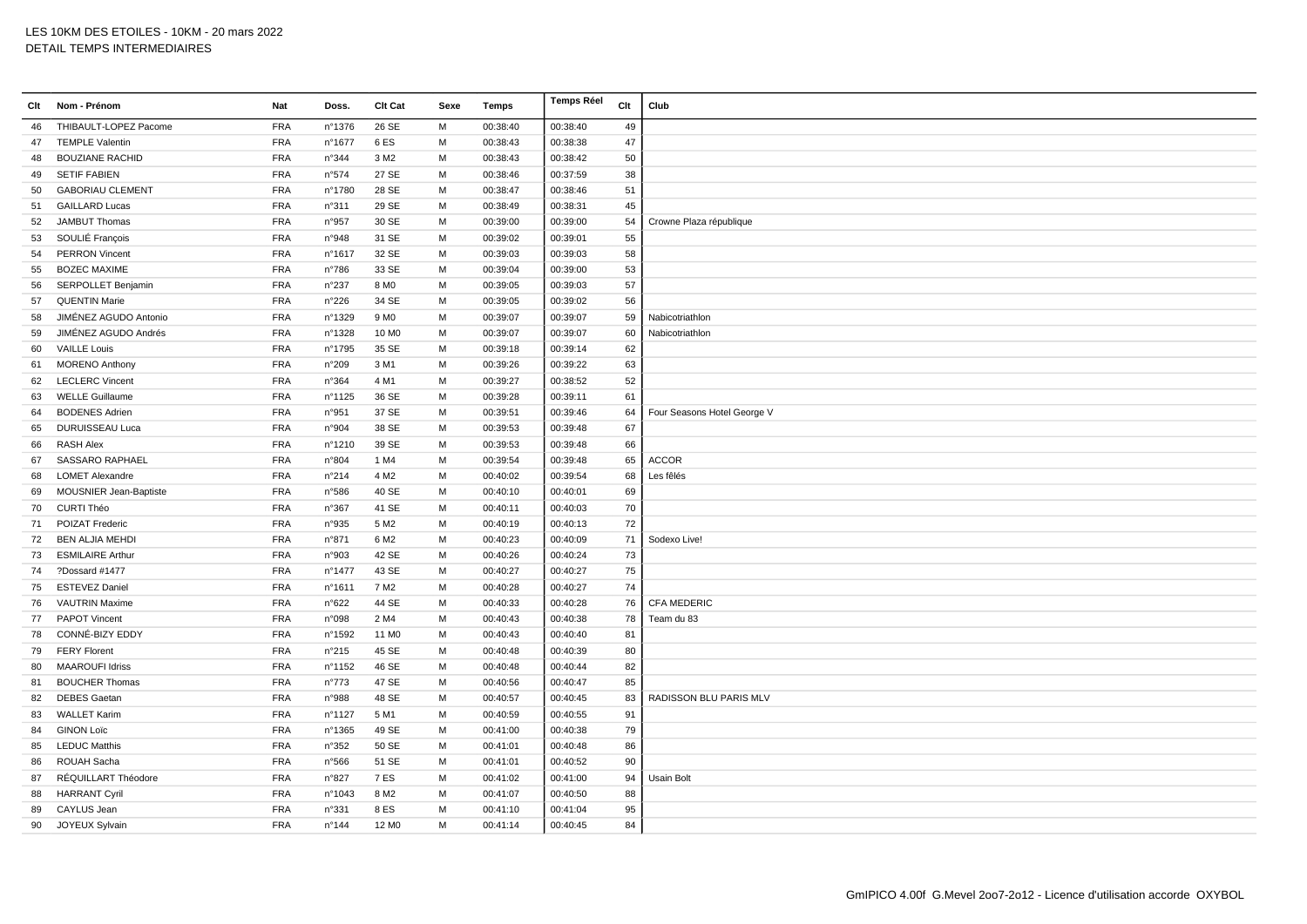LES 10KM DES ETOILES - 10KM - 20 mars 2022
DETAIL TEMPS INTERMEDIAIRES

| Clt | Nom - Prénom | Nat | Doss. | Clt Cat | Sexe | Temps | Temps Réel | Clt | Club |
|---|---|---|---|---|---|---|---|---|---|
| 46 | THIBAULT-LOPEZ Pacome | FRA | n°1376 | 26 SE | M | 00:38:40 | 00:38:40 | 49 | |
| 47 | TEMPLE Valentin | FRA | n°1677 | 6 ES | M | 00:38:43 | 00:38:38 | 47 | |
| 48 | BOUZIANE RACHID | FRA | n°344 | 3 M2 | M | 00:38:43 | 00:38:42 | 50 | |
| 49 | SETIF FABIEN | FRA | n°574 | 27 SE | M | 00:38:46 | 00:37:59 | 38 | |
| 50 | GABORIAU CLEMENT | FRA | n°1780 | 28 SE | M | 00:38:47 | 00:38:46 | 51 | |
| 51 | GAILLARD Lucas | FRA | n°311 | 29 SE | M | 00:38:49 | 00:38:31 | 45 | |
| 52 | JAMBUT Thomas | FRA | n°957 | 30 SE | M | 00:39:00 | 00:39:00 | 54 | Crowne Plaza république |
| 53 | SOULIÉ François | FRA | n°948 | 31 SE | M | 00:39:02 | 00:39:01 | 55 | |
| 54 | PERRON Vincent | FRA | n°1617 | 32 SE | M | 00:39:03 | 00:39:03 | 58 | |
| 55 | BOZEC MAXIME | FRA | n°786 | 33 SE | M | 00:39:04 | 00:39:00 | 53 | |
| 56 | SERPOLLET Benjamin | FRA | n°237 | 8 M0 | M | 00:39:05 | 00:39:03 | 57 | |
| 57 | QUENTIN Marie | FRA | n°226 | 34 SE | M | 00:39:05 | 00:39:02 | 56 | |
| 58 | JIMÉNEZ AGUDO Antonio | FRA | n°1329 | 9 M0 | M | 00:39:07 | 00:39:07 | 59 | Nabicotriathlon |
| 59 | JIMÉNEZ AGUDO Andrés | FRA | n°1328 | 10 M0 | M | 00:39:07 | 00:39:07 | 60 | Nabicotriathlon |
| 60 | VAILLE Louis | FRA | n°1795 | 35 SE | M | 00:39:18 | 00:39:14 | 62 | |
| 61 | MORENO Anthony | FRA | n°209 | 3 M1 | M | 00:39:26 | 00:39:22 | 63 | |
| 62 | LECLERC Vincent | FRA | n°364 | 4 M1 | M | 00:39:27 | 00:38:52 | 52 | |
| 63 | WELLE Guillaume | FRA | n°1125 | 36 SE | M | 00:39:28 | 00:39:11 | 61 | |
| 64 | BODENES Adrien | FRA | n°951 | 37 SE | M | 00:39:51 | 00:39:46 | 64 | Four Seasons Hotel George V |
| 65 | DURUISSEAU Luca | FRA | n°904 | 38 SE | M | 00:39:53 | 00:39:48 | 67 | |
| 66 | RASH Alex | FRA | n°1210 | 39 SE | M | 00:39:53 | 00:39:48 | 66 | |
| 67 | SASSARO RAPHAEL | FRA | n°804 | 1 M4 | M | 00:39:54 | 00:39:48 | 65 | ACCOR |
| 68 | LOMET Alexandre | FRA | n°214 | 4 M2 | M | 00:40:02 | 00:39:54 | 68 | Les fêlés |
| 69 | MOUSNIER Jean-Baptiste | FRA | n°586 | 40 SE | M | 00:40:10 | 00:40:01 | 69 | |
| 70 | CURTI Théo | FRA | n°367 | 41 SE | M | 00:40:11 | 00:40:03 | 70 | |
| 71 | POIZAT Frederic | FRA | n°935 | 5 M2 | M | 00:40:19 | 00:40:13 | 72 | |
| 72 | BEN ALJIA MEHDI | FRA | n°871 | 6 M2 | M | 00:40:23 | 00:40:09 | 71 | Sodexo Live! |
| 73 | ESMILAIRE Arthur | FRA | n°903 | 42 SE | M | 00:40:26 | 00:40:24 | 73 | |
| 74 | ?Dossard #1477 | FRA | n°1477 | 43 SE | M | 00:40:27 | 00:40:27 | 75 | |
| 75 | ESTEVEZ Daniel | FRA | n°1611 | 7 M2 | M | 00:40:28 | 00:40:27 | 74 | |
| 76 | VAUTRIN Maxime | FRA | n°622 | 44 SE | M | 00:40:33 | 00:40:28 | 76 | CFA MEDERIC |
| 77 | PAPOT Vincent | FRA | n°098 | 2 M4 | M | 00:40:43 | 00:40:38 | 78 | Team du 83 |
| 78 | CONNÉ-BIZY EDDY | FRA | n°1592 | 11 M0 | M | 00:40:43 | 00:40:40 | 81 | |
| 79 | FERY Florent | FRA | n°215 | 45 SE | M | 00:40:48 | 00:40:39 | 80 | |
| 80 | MAAROUFI Idriss | FRA | n°1152 | 46 SE | M | 00:40:48 | 00:40:44 | 82 | |
| 81 | BOUCHER Thomas | FRA | n°773 | 47 SE | M | 00:40:56 | 00:40:47 | 85 | |
| 82 | DEBES Gaetan | FRA | n°988 | 48 SE | M | 00:40:57 | 00:40:45 | 83 | RADISSON BLU PARIS MLV |
| 83 | WALLET Karim | FRA | n°1127 | 5 M1 | M | 00:40:59 | 00:40:55 | 91 | |
| 84 | GINON Loïc | FRA | n°1365 | 49 SE | M | 00:41:00 | 00:40:38 | 79 | |
| 85 | LEDUC Matthis | FRA | n°352 | 50 SE | M | 00:41:01 | 00:40:48 | 86 | |
| 86 | ROUAH Sacha | FRA | n°566 | 51 SE | M | 00:41:01 | 00:40:52 | 90 | |
| 87 | RÉQUILLART Théodore | FRA | n°827 | 7 ES | M | 00:41:02 | 00:41:00 | 94 | Usain Bolt |
| 88 | HARRANT Cyril | FRA | n°1043 | 8 M2 | M | 00:41:07 | 00:40:50 | 88 | |
| 89 | CAYLUS Jean | FRA | n°331 | 8 ES | M | 00:41:10 | 00:41:04 | 95 | |
| 90 | JOYEUX Sylvain | FRA | n°144 | 12 M0 | M | 00:41:14 | 00:40:45 | 84 | |

GmIPICO 4.00f G.Mevel 2oo7-2o12 - Licence d'utilisation accorde OXYBOL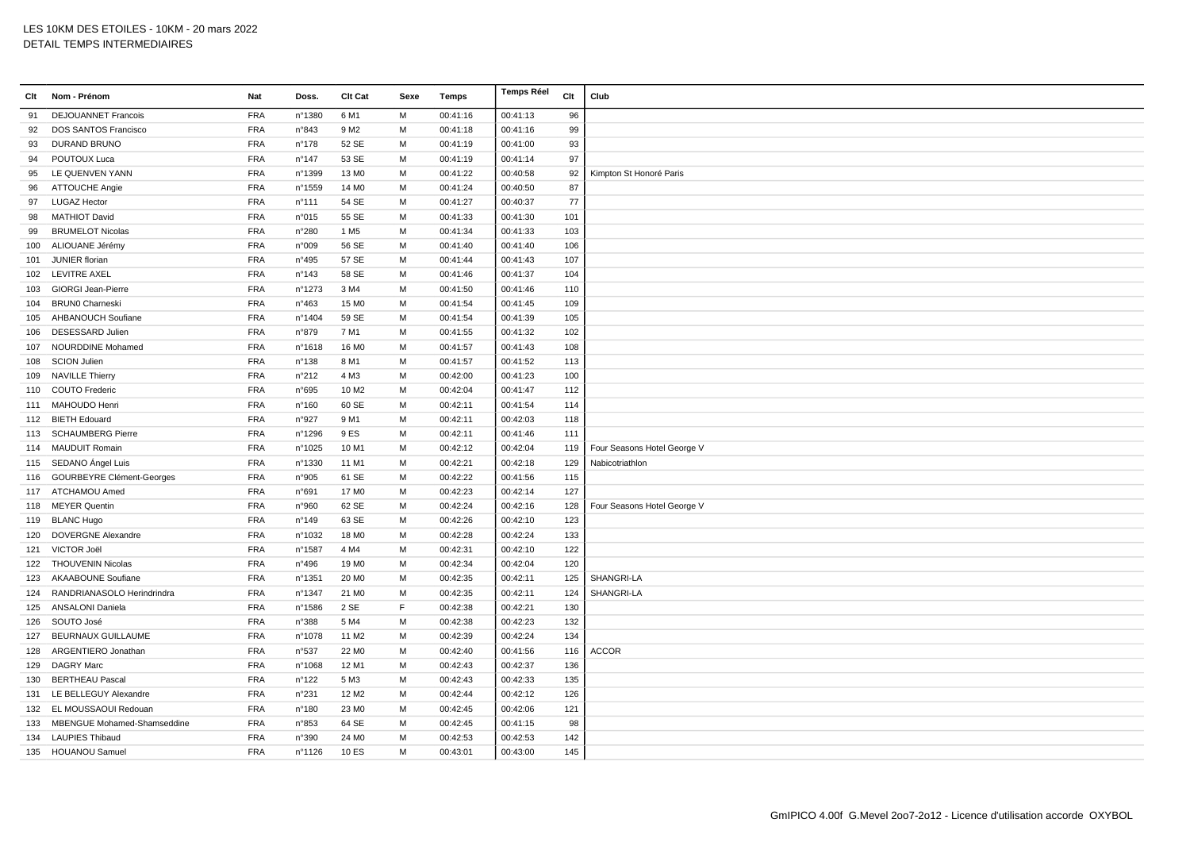LES 10KM DES ETOILES - 10KM - 20 mars 2022
DETAIL TEMPS INTERMEDIAIRES

| Clt | Nom - Prénom | Nat | Doss. | Clt Cat | Sexe | Temps | Temps Réel | Clt | Club |
|---|---|---|---|---|---|---|---|---|---|
| 91 | DEJOUANNET Francois | FRA | n°1380 | 6 M1 | M | 00:41:16 | 00:41:13 | 96 | |
| 92 | DOS SANTOS Francisco | FRA | n°843 | 9 M2 | M | 00:41:18 | 00:41:16 | 99 | |
| 93 | DURAND BRUNO | FRA | n°178 | 52 SE | M | 00:41:19 | 00:41:00 | 93 | |
| 94 | POUTOUX Luca | FRA | n°147 | 53 SE | M | 00:41:19 | 00:41:14 | 97 | |
| 95 | LE QUENVEN YANN | FRA | n°1399 | 13 M0 | M | 00:41:22 | 00:40:58 | 92 | Kimpton St Honoré Paris |
| 96 | ATTOUCHE Angie | FRA | n°1559 | 14 M0 | M | 00:41:24 | 00:40:50 | 87 | |
| 97 | LUGAZ Hector | FRA | n°111 | 54 SE | M | 00:41:27 | 00:40:37 | 77 | |
| 98 | MATHIOT David | FRA | n°015 | 55 SE | M | 00:41:33 | 00:41:30 | 101 | |
| 99 | BRUMELOT Nicolas | FRA | n°280 | 1 M5 | M | 00:41:34 | 00:41:33 | 103 | |
| 100 | ALIOUANE Jérémy | FRA | n°009 | 56 SE | M | 00:41:40 | 00:41:40 | 106 | |
| 101 | JUNIER florian | FRA | n°495 | 57 SE | M | 00:41:44 | 00:41:43 | 107 | |
| 102 | LEVITRE AXEL | FRA | n°143 | 58 SE | M | 00:41:46 | 00:41:37 | 104 | |
| 103 | GIORGI Jean-Pierre | FRA | n°1273 | 3 M4 | M | 00:41:50 | 00:41:46 | 110 | |
| 104 | BRUN0 Charneski | FRA | n°463 | 15 M0 | M | 00:41:54 | 00:41:45 | 109 | |
| 105 | AHBANOUCH Soufiane | FRA | n°1404 | 59 SE | M | 00:41:54 | 00:41:39 | 105 | |
| 106 | DESESSARD Julien | FRA | n°879 | 7 M1 | M | 00:41:55 | 00:41:32 | 102 | |
| 107 | NOURDDINE Mohamed | FRA | n°1618 | 16 M0 | M | 00:41:57 | 00:41:43 | 108 | |
| 108 | SCION Julien | FRA | n°138 | 8 M1 | M | 00:41:57 | 00:41:52 | 113 | |
| 109 | NAVILLE Thierry | FRA | n°212 | 4 M3 | M | 00:42:00 | 00:41:23 | 100 | |
| 110 | COUTO Frederic | FRA | n°695 | 10 M2 | M | 00:42:04 | 00:41:47 | 112 | |
| 111 | MAHOUDO Henri | FRA | n°160 | 60 SE | M | 00:42:11 | 00:41:54 | 114 | |
| 112 | BIETH Edouard | FRA | n°927 | 9 M1 | M | 00:42:11 | 00:42:03 | 118 | |
| 113 | SCHAUMBERG Pierre | FRA | n°1296 | 9 ES | M | 00:42:11 | 00:41:46 | 111 | |
| 114 | MAUDUIT Romain | FRA | n°1025 | 10 M1 | M | 00:42:12 | 00:42:04 | 119 | Four Seasons Hotel George V |
| 115 | SEDANO Ángel Luis | FRA | n°1330 | 11 M1 | M | 00:42:21 | 00:42:18 | 129 | Nabicotriathlon |
| 116 | GOURBEYRE Clément-Georges | FRA | n°905 | 61 SE | M | 00:42:22 | 00:41:56 | 115 | |
| 117 | ATCHAMOU Amed | FRA | n°691 | 17 M0 | M | 00:42:23 | 00:42:14 | 127 | |
| 118 | MEYER Quentin | FRA | n°960 | 62 SE | M | 00:42:24 | 00:42:16 | 128 | Four Seasons Hotel George V |
| 119 | BLANC Hugo | FRA | n°149 | 63 SE | M | 00:42:26 | 00:42:10 | 123 | |
| 120 | DOVERGNE Alexandre | FRA | n°1032 | 18 M0 | M | 00:42:28 | 00:42:24 | 133 | |
| 121 | VICTOR Joël | FRA | n°1587 | 4 M4 | M | 00:42:31 | 00:42:10 | 122 | |
| 122 | THOUVENIN Nicolas | FRA | n°496 | 19 M0 | M | 00:42:34 | 00:42:04 | 120 | |
| 123 | AKAABOUNE Soufiane | FRA | n°1351 | 20 M0 | M | 00:42:35 | 00:42:11 | 125 | SHANGRI-LA |
| 124 | RANDRIANASOLO Herindrindra | FRA | n°1347 | 21 M0 | M | 00:42:35 | 00:42:11 | 124 | SHANGRI-LA |
| 125 | ANSALONI Daniela | FRA | n°1586 | 2 SE | F | 00:42:38 | 00:42:21 | 130 | |
| 126 | SOUTO José | FRA | n°388 | 5 M4 | M | 00:42:38 | 00:42:23 | 132 | |
| 127 | BEURNAUX GUILLAUME | FRA | n°1078 | 11 M2 | M | 00:42:39 | 00:42:24 | 134 | |
| 128 | ARGENTIERO Jonathan | FRA | n°537 | 22 M0 | M | 00:42:40 | 00:41:56 | 116 | ACCOR |
| 129 | DAGRY Marc | FRA | n°1068 | 12 M1 | M | 00:42:43 | 00:42:37 | 136 | |
| 130 | BERTHEAU Pascal | FRA | n°122 | 5 M3 | M | 00:42:43 | 00:42:33 | 135 | |
| 131 | LE BELLEGUY Alexandre | FRA | n°231 | 12 M2 | M | 00:42:44 | 00:42:12 | 126 | |
| 132 | EL MOUSSAOUI Redouan | FRA | n°180 | 23 M0 | M | 00:42:45 | 00:42:06 | 121 | |
| 133 | MBENGUE Mohamed-Shamseddine | FRA | n°853 | 64 SE | M | 00:42:45 | 00:41:15 | 98 | |
| 134 | LAUPIES Thibaud | FRA | n°390 | 24 M0 | M | 00:42:53 | 00:42:53 | 142 | |
| 135 | HOUANOU Samuel | FRA | n°1126 | 10 ES | M | 00:43:01 | 00:43:00 | 145 | |

GmIPICO 4.00f G.Mevel 2oo7-2o12 - Licence d'utilisation accorde OXYBOL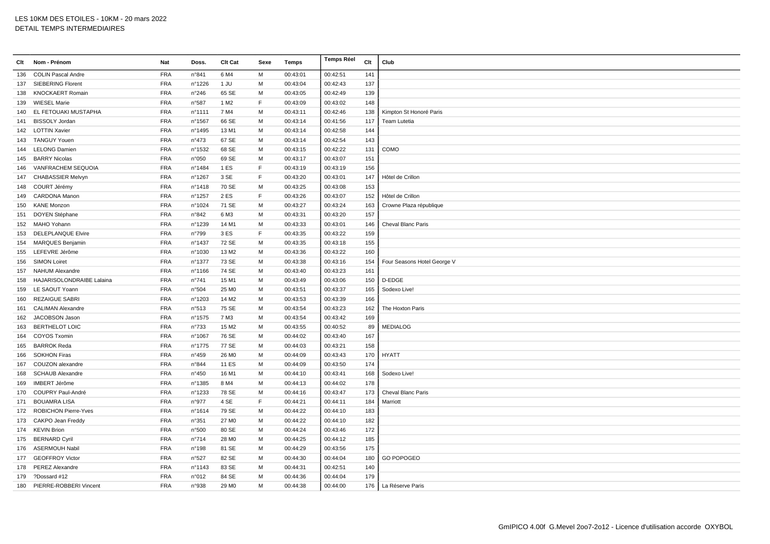LES 10KM DES ETOILES - 10KM - 20 mars 2022
DETAIL TEMPS INTERMEDIAIRES

| Clt | Nom - Prénom | Nat | Doss. | Clt Cat | Sexe | Temps | Temps Réel | Clt | Club |
|---|---|---|---|---|---|---|---|---|---|
| 136 | COLIN Pascal Andre | FRA | n°841 | 6 M4 | M | 00:43:01 | 00:42:51 | 141 | |
| 137 | SIEBERING Florent | FRA | n°1226 | 1 JU | M | 00:43:04 | 00:42:43 | 137 | |
| 138 | KNOCKAERT Romain | FRA | n°246 | 65 SE | M | 00:43:05 | 00:42:49 | 139 | |
| 139 | WIESEL Marie | FRA | n°587 | 1 M2 | F | 00:43:09 | 00:43:02 | 148 | |
| 140 | EL FETOUAKI MUSTAPHA | FRA | n°1111 | 7 M4 | M | 00:43:11 | 00:42:46 | 138 | Kimpton St Honoré Paris |
| 141 | BISSOLY Jordan | FRA | n°1567 | 66 SE | M | 00:43:14 | 00:41:56 | 117 | Team Lutetia |
| 142 | LOTTIN Xavier | FRA | n°1495 | 13 M1 | M | 00:43:14 | 00:42:58 | 144 | |
| 143 | TANGUY Youen | FRA | n°473 | 67 SE | M | 00:43:14 | 00:42:54 | 143 | |
| 144 | LELONG Damien | FRA | n°1532 | 68 SE | M | 00:43:15 | 00:42:22 | 131 | COMO |
| 145 | BARRY Nicolas | FRA | n°050 | 69 SE | M | 00:43:17 | 00:43:07 | 151 | |
| 146 | VANFRACHEM SEQUOIA | FRA | n°1484 | 1 ES | F | 00:43:19 | 00:43:19 | 156 | |
| 147 | CHABASSIER Melvyn | FRA | n°1267 | 3 SE | F | 00:43:20 | 00:43:01 | 147 | Hôtel de Crillon |
| 148 | COURT Jérémy | FRA | n°1418 | 70 SE | M | 00:43:25 | 00:43:08 | 153 | |
| 149 | CARDONA Manon | FRA | n°1257 | 2 ES | F | 00:43:26 | 00:43:07 | 152 | Hôtel de Crillon |
| 150 | KANE Monzon | FRA | n°1024 | 71 SE | M | 00:43:27 | 00:43:24 | 163 | Crowne Plaza république |
| 151 | DOYEN Stéphane | FRA | n°842 | 6 M3 | M | 00:43:31 | 00:43:20 | 157 | |
| 152 | MAHO Yohann | FRA | n°1239 | 14 M1 | M | 00:43:33 | 00:43:01 | 146 | Cheval Blanc Paris |
| 153 | DELEPLANQUE Elvire | FRA | n°799 | 3 ES | F | 00:43:35 | 00:43:22 | 159 | |
| 154 | MARQUES Benjamin | FRA | n°1437 | 72 SE | M | 00:43:35 | 00:43:18 | 155 | |
| 155 | LEFEVRE Jérôme | FRA | n°1030 | 13 M2 | M | 00:43:36 | 00:43:22 | 160 | |
| 156 | SIMON Loiret | FRA | n°1377 | 73 SE | M | 00:43:38 | 00:43:16 | 154 | Four Seasons Hotel George V |
| 157 | NAHUM Alexandre | FRA | n°1166 | 74 SE | M | 00:43:40 | 00:43:23 | 161 | |
| 158 | HAJARISOLONDRAIBE Lalaina | FRA | n°741 | 15 M1 | M | 00:43:49 | 00:43:06 | 150 | D-EDGE |
| 159 | LE SAOUT Yoann | FRA | n°504 | 25 M0 | M | 00:43:51 | 00:43:37 | 165 | Sodexo Live! |
| 160 | REZAIGUE SABRI | FRA | n°1203 | 14 M2 | M | 00:43:53 | 00:43:39 | 166 | |
| 161 | CALIMAN Alexandre | FRA | n°513 | 75 SE | M | 00:43:54 | 00:43:23 | 162 | The Hoxton Paris |
| 162 | JACOBSON Jason | FRA | n°1575 | 7 M3 | M | 00:43:54 | 00:43:42 | 169 | |
| 163 | BERTHELOT LOIC | FRA | n°733 | 15 M2 | M | 00:43:55 | 00:40:52 | 89 | MEDIALOG |
| 164 | COYOS Txomin | FRA | n°1067 | 76 SE | M | 00:44:02 | 00:43:40 | 167 | |
| 165 | BARROK Reda | FRA | n°1775 | 77 SE | M | 00:44:03 | 00:43:21 | 158 | |
| 166 | SOKHON Firas | FRA | n°459 | 26 M0 | M | 00:44:09 | 00:43:43 | 170 | HYATT |
| 167 | COUZON alexandre | FRA | n°844 | 11 ES | M | 00:44:09 | 00:43:50 | 174 | |
| 168 | SCHAUB Alexandre | FRA | n°450 | 16 M1 | M | 00:44:10 | 00:43:41 | 168 | Sodexo Live! |
| 169 | IMBERT Jérôme | FRA | n°1385 | 8 M4 | M | 00:44:13 | 00:44:02 | 178 | |
| 170 | COUPRY Paul-André | FRA | n°1233 | 78 SE | M | 00:44:16 | 00:43:47 | 173 | Cheval Blanc Paris |
| 171 | BOUAMRA LISA | FRA | n°977 | 4 SE | F | 00:44:21 | 00:44:11 | 184 | Marriott |
| 172 | ROBICHON Pierre-Yves | FRA | n°1614 | 79 SE | M | 00:44:22 | 00:44:10 | 183 | |
| 173 | CAKPO Jean Freddy | FRA | n°351 | 27 M0 | M | 00:44:22 | 00:44:10 | 182 | |
| 174 | KEVIN Brion | FRA | n°500 | 80 SE | M | 00:44:24 | 00:43:46 | 172 | |
| 175 | BERNARD Cyril | FRA | n°714 | 28 M0 | M | 00:44:25 | 00:44:12 | 185 | |
| 176 | ASERMOUH Nabil | FRA | n°198 | 81 SE | M | 00:44:29 | 00:43:56 | 175 | |
| 177 | GEOFFROY Victor | FRA | n°527 | 82 SE | M | 00:44:30 | 00:44:04 | 180 | GO POPOGEO |
| 178 | PEREZ Alexandre | FRA | n°1143 | 83 SE | M | 00:44:31 | 00:42:51 | 140 | |
| 179 | ?Dossard #12 | FRA | n°012 | 84 SE | M | 00:44:36 | 00:44:04 | 179 | |
| 180 | PIERRE-ROBBERI Vincent | FRA | n°938 | 29 M0 | M | 00:44:38 | 00:44:00 | 176 | La Réserve Paris |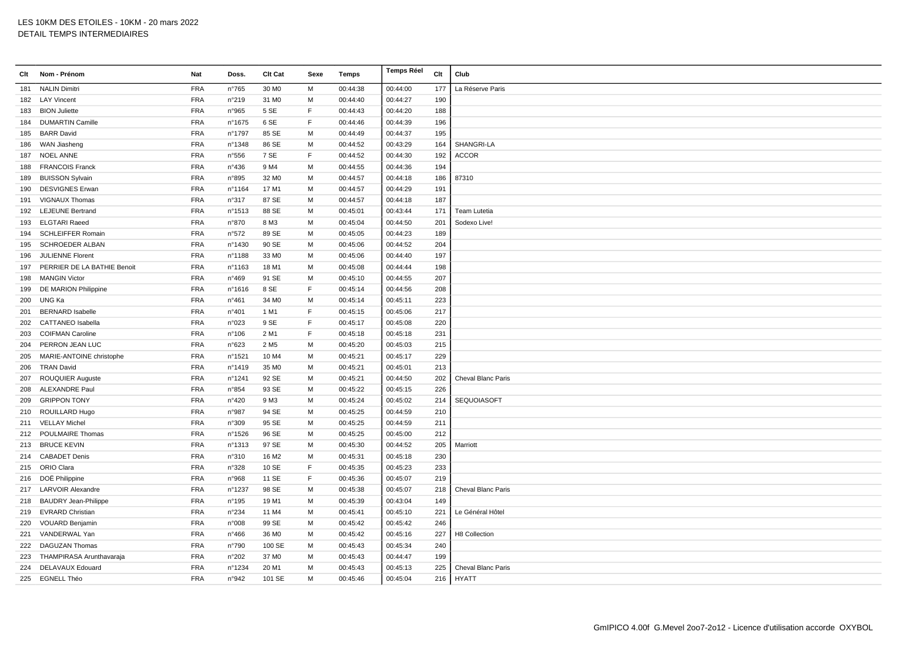LES 10KM DES ETOILES - 10KM - 20 mars 2022
DETAIL TEMPS INTERMEDIAIRES

| Clt | Nom - Prénom | Nat | Doss. | Clt Cat | Sexe | Temps | Temps Réel | Clt | Club |
|---|---|---|---|---|---|---|---|---|---|
| 181 | NALIN Dimitri | FRA | n°765 | 30 M0 | M | 00:44:38 | 00:44:00 | 177 | La Réserve Paris |
| 182 | LAY Vincent | FRA | n°219 | 31 M0 | M | 00:44:40 | 00:44:27 | 190 | |
| 183 | BION Juliette | FRA | n°965 | 5 SE | F | 00:44:43 | 00:44:20 | 188 | |
| 184 | DUMARTIN Camille | FRA | n°1675 | 6 SE | F | 00:44:46 | 00:44:39 | 196 | |
| 185 | BARR David | FRA | n°1797 | 85 SE | M | 00:44:49 | 00:44:37 | 195 | |
| 186 | WAN Jiasheng | FRA | n°1348 | 86 SE | M | 00:44:52 | 00:43:29 | 164 | SHANGRI-LA |
| 187 | NOEL ANNE | FRA | n°556 | 7 SE | F | 00:44:52 | 00:44:30 | 192 | ACCOR |
| 188 | FRANCOIS Franck | FRA | n°436 | 9 M4 | M | 00:44:55 | 00:44:36 | 194 | |
| 189 | BUISSON Sylvain | FRA | n°895 | 32 M0 | M | 00:44:57 | 00:44:18 | 186 | 87310 |
| 190 | DESVIGNES Erwan | FRA | n°1164 | 17 M1 | M | 00:44:57 | 00:44:29 | 191 | |
| 191 | VIGNAUX Thomas | FRA | n°317 | 87 SE | M | 00:44:57 | 00:44:18 | 187 | |
| 192 | LEJEUNE Bertrand | FRA | n°1513 | 88 SE | M | 00:45:01 | 00:43:44 | 171 | Team Lutetia |
| 193 | ELGTARI Raeed | FRA | n°870 | 8 M3 | M | 00:45:04 | 00:44:50 | 201 | Sodexo Live! |
| 194 | SCHLEIFFER Romain | FRA | n°572 | 89 SE | M | 00:45:05 | 00:44:23 | 189 | |
| 195 | SCHROEDER ALBAN | FRA | n°1430 | 90 SE | M | 00:45:06 | 00:44:52 | 204 | |
| 196 | JULIENNE Florent | FRA | n°1188 | 33 M0 | M | 00:45:06 | 00:44:40 | 197 | |
| 197 | PERRIER DE LA BATHIE Benoit | FRA | n°1163 | 18 M1 | M | 00:45:08 | 00:44:44 | 198 | |
| 198 | MANGIN Victor | FRA | n°469 | 91 SE | M | 00:45:10 | 00:44:55 | 207 | |
| 199 | DE MARION Philippine | FRA | n°1616 | 8 SE | F | 00:45:14 | 00:44:56 | 208 | |
| 200 | UNG Ka | FRA | n°461 | 34 M0 | M | 00:45:14 | 00:45:11 | 223 | |
| 201 | BERNARD Isabelle | FRA | n°401 | 1 M1 | F | 00:45:15 | 00:45:06 | 217 | |
| 202 | CATTANEO Isabella | FRA | n°023 | 9 SE | F | 00:45:17 | 00:45:08 | 220 | |
| 203 | COIFMAN Caroline | FRA | n°106 | 2 M1 | F | 00:45:18 | 00:45:18 | 231 | |
| 204 | PERRON JEAN LUC | FRA | n°623 | 2 M5 | M | 00:45:20 | 00:45:03 | 215 | |
| 205 | MARIE-ANTOINE christophe | FRA | n°1521 | 10 M4 | M | 00:45:21 | 00:45:17 | 229 | |
| 206 | TRAN David | FRA | n°1419 | 35 M0 | M | 00:45:21 | 00:45:01 | 213 | |
| 207 | ROUQUIER Auguste | FRA | n°1241 | 92 SE | M | 00:45:21 | 00:44:50 | 202 | Cheval Blanc Paris |
| 208 | ALEXANDRE Paul | FRA | n°854 | 93 SE | M | 00:45:22 | 00:45:15 | 226 | |
| 209 | GRIPPON TONY | FRA | n°420 | 9 M3 | M | 00:45:24 | 00:45:02 | 214 | SEQUOIASOFT |
| 210 | ROUILLARD Hugo | FRA | n°987 | 94 SE | M | 00:45:25 | 00:44:59 | 210 | |
| 211 | VELLAY Michel | FRA | n°309 | 95 SE | M | 00:45:25 | 00:44:59 | 211 | |
| 212 | POULMAIRE Thomas | FRA | n°1526 | 96 SE | M | 00:45:25 | 00:45:00 | 212 | |
| 213 | BRUCE KEVIN | FRA | n°1313 | 97 SE | M | 00:45:30 | 00:44:52 | 205 | Marriott |
| 214 | CABADET Denis | FRA | n°310 | 16 M2 | M | 00:45:31 | 00:45:18 | 230 | |
| 215 | ORIO Clara | FRA | n°328 | 10 SE | F | 00:45:35 | 00:45:23 | 233 | |
| 216 | DOË Philippine | FRA | n°968 | 11 SE | F | 00:45:36 | 00:45:07 | 219 | |
| 217 | LARVOIR Alexandre | FRA | n°1237 | 98 SE | M | 00:45:38 | 00:45:07 | 218 | Cheval Blanc Paris |
| 218 | BAUDRY Jean-Philippe | FRA | n°195 | 19 M1 | M | 00:45:39 | 00:43:04 | 149 | |
| 219 | EVRARD Christian | FRA | n°234 | 11 M4 | M | 00:45:41 | 00:45:10 | 221 | Le Général Hôtel |
| 220 | VOUARD Benjamin | FRA | n°008 | 99 SE | M | 00:45:42 | 00:45:42 | 246 | |
| 221 | VANDERWAL Yan | FRA | n°466 | 36 M0 | M | 00:45:42 | 00:45:16 | 227 | H8 Collection |
| 222 | DAGUZAN Thomas | FRA | n°790 | 100 SE | M | 00:45:43 | 00:45:34 | 240 | |
| 223 | THAMPIRASA Arunthavaraja | FRA | n°202 | 37 M0 | M | 00:45:43 | 00:44:47 | 199 | |
| 224 | DELAVAUX Edouard | FRA | n°1234 | 20 M1 | M | 00:45:43 | 00:45:13 | 225 | Cheval Blanc Paris |
| 225 | EGNELL Théo | FRA | n°942 | 101 SE | M | 00:45:46 | 00:45:04 | 216 | HYATT |

GmIPICO 4.00f G.Mevel 2oo7-2o12 - Licence d'utilisation accorde OXYBOL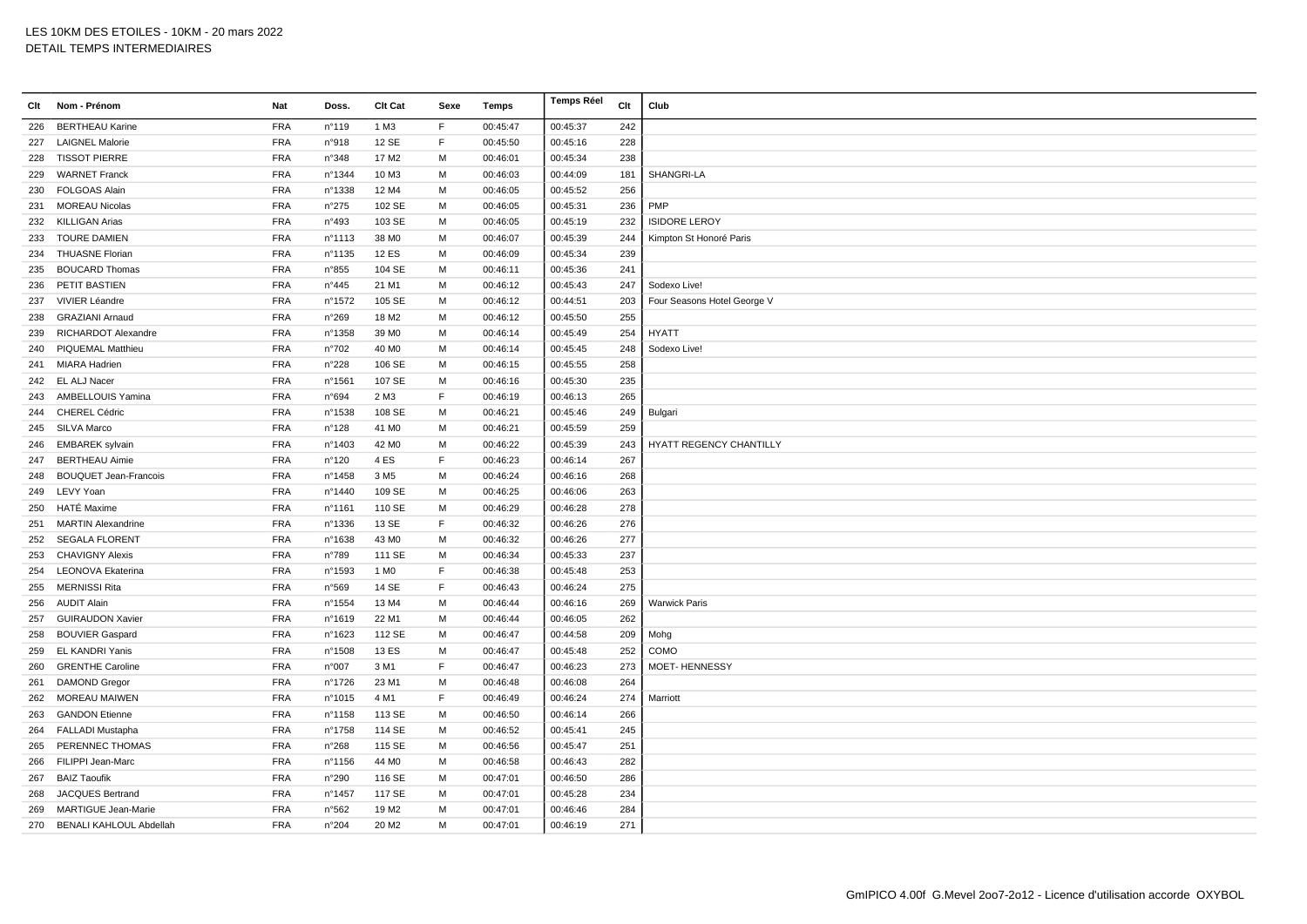# LES 10KM DES ETOILES - 10KM - 20 mars 2022

DETAIL TEMPS INTERMEDIAIRES

| Clt | Nom - Prénom | Nat | Doss. | Clt Cat | Sexe | Temps | Temps Réel | Clt | Club |
|---|---|---|---|---|---|---|---|---|---|
| 226 | BERTHEAU Karine | FRA | n°119 | 1 M3 | F | 00:45:47 | 00:45:37 | 242 | |
| 227 | LAIGNEL Malorie | FRA | n°918 | 12 SE | F | 00:45:50 | 00:45:16 | 228 | |
| 228 | TISSOT PIERRE | FRA | n°348 | 17 M2 | M | 00:46:01 | 00:45:34 | 238 | |
| 229 | WARNET Franck | FRA | n°1344 | 10 M3 | M | 00:46:03 | 00:44:09 | 181 | SHANGRI-LA |
| 230 | FOLGOAS Alain | FRA | n°1338 | 12 M4 | M | 00:46:05 | 00:45:52 | 256 | |
| 231 | MOREAU Nicolas | FRA | n°275 | 102 SE | M | 00:46:05 | 00:45:31 | 236 | PMP |
| 232 | KILLIGAN Arias | FRA | n°493 | 103 SE | M | 00:46:05 | 00:45:19 | 232 | ISIDORE LEROY |
| 233 | TOURE DAMIEN | FRA | n°1113 | 38 M0 | M | 00:46:07 | 00:45:39 | 244 | Kimpton St Honoré Paris |
| 234 | THUASNE Florian | FRA | n°1135 | 12 ES | M | 00:46:09 | 00:45:34 | 239 | |
| 235 | BOUCARD Thomas | FRA | n°855 | 104 SE | M | 00:46:11 | 00:45:36 | 241 | |
| 236 | PETIT BASTIEN | FRA | n°445 | 21 M1 | M | 00:46:12 | 00:45:43 | 247 | Sodexo Live! |
| 237 | VIVIER Léandre | FRA | n°1572 | 105 SE | M | 00:46:12 | 00:44:51 | 203 | Four Seasons Hotel George V |
| 238 | GRAZIANI Arnaud | FRA | n°269 | 18 M2 | M | 00:46:12 | 00:45:50 | 255 | |
| 239 | RICHARDOT Alexandre | FRA | n°1358 | 39 M0 | M | 00:46:14 | 00:45:49 | 254 | HYATT |
| 240 | PIQUEMAL Matthieu | FRA | n°702 | 40 M0 | M | 00:46:14 | 00:45:45 | 248 | Sodexo Live! |
| 241 | MIARA Hadrien | FRA | n°228 | 106 SE | M | 00:46:15 | 00:45:55 | 258 | |
| 242 | EL ALJ Nacer | FRA | n°1561 | 107 SE | M | 00:46:16 | 00:45:30 | 235 | |
| 243 | AMBELLOUIS Yamina | FRA | n°694 | 2 M3 | F | 00:46:19 | 00:46:13 | 265 | |
| 244 | CHEREL Cédric | FRA | n°1538 | 108 SE | M | 00:46:21 | 00:45:46 | 249 | Bulgari |
| 245 | SILVA Marco | FRA | n°128 | 41 M0 | M | 00:46:21 | 00:45:59 | 259 | |
| 246 | EMBAREK sylvain | FRA | n°1403 | 42 M0 | M | 00:46:22 | 00:45:39 | 243 | HYATT REGENCY CHANTILLY |
| 247 | BERTHEAU Aimie | FRA | n°120 | 4 ES | F | 00:46:23 | 00:46:14 | 267 | |
| 248 | BOUQUET Jean-Francois | FRA | n°1458 | 3 M5 | M | 00:46:24 | 00:46:16 | 268 | |
| 249 | LEVY Yoan | FRA | n°1440 | 109 SE | M | 00:46:25 | 00:46:06 | 263 | |
| 250 | HATÉ Maxime | FRA | n°1161 | 110 SE | M | 00:46:29 | 00:46:28 | 278 | |
| 251 | MARTIN Alexandrine | FRA | n°1336 | 13 SE | F | 00:46:32 | 00:46:26 | 276 | |
| 252 | SEGALA FLORENT | FRA | n°1638 | 43 M0 | M | 00:46:32 | 00:46:26 | 277 | |
| 253 | CHAVIGNY Alexis | FRA | n°789 | 111 SE | M | 00:46:34 | 00:45:33 | 237 | |
| 254 | LEONOVA Ekaterina | FRA | n°1593 | 1 M0 | F | 00:46:38 | 00:45:48 | 253 | |
| 255 | MERNISSI Rita | FRA | n°569 | 14 SE | F | 00:46:43 | 00:46:24 | 275 | |
| 256 | AUDIT Alain | FRA | n°1554 | 13 M4 | M | 00:46:44 | 00:46:16 | 269 | Warwick Paris |
| 257 | GUIRAUDON Xavier | FRA | n°1619 | 22 M1 | M | 00:46:44 | 00:46:05 | 262 | |
| 258 | BOUVIER Gaspard | FRA | n°1623 | 112 SE | M | 00:46:47 | 00:44:58 | 209 | Mohg |
| 259 | EL KANDRI Yanis | FRA | n°1508 | 13 ES | M | 00:46:47 | 00:45:48 | 252 | COMO |
| 260 | GRENTHE Caroline | FRA | n°007 | 3 M1 | F | 00:46:47 | 00:46:23 | 273 | MOET- HENNESSY |
| 261 | DAMOND Gregor | FRA | n°1726 | 23 M1 | M | 00:46:48 | 00:46:08 | 264 | |
| 262 | MOREAU MAIWEN | FRA | n°1015 | 4 M1 | F | 00:46:49 | 00:46:24 | 274 | Marriott |
| 263 | GANDON Etienne | FRA | n°1158 | 113 SE | M | 00:46:50 | 00:46:14 | 266 | |
| 264 | FALLADI Mustapha | FRA | n°1758 | 114 SE | M | 00:46:52 | 00:45:41 | 245 | |
| 265 | PERENNEC THOMAS | FRA | n°268 | 115 SE | M | 00:46:56 | 00:45:47 | 251 | |
| 266 | FILIPPI Jean-Marc | FRA | n°1156 | 44 M0 | M | 00:46:58 | 00:46:43 | 282 | |
| 267 | BAIZ Taoufik | FRA | n°290 | 116 SE | M | 00:47:01 | 00:46:50 | 286 | |
| 268 | JACQUES Bertrand | FRA | n°1457 | 117 SE | M | 00:47:01 | 00:45:28 | 234 | |
| 269 | MARTIGUE Jean-Marie | FRA | n°562 | 19 M2 | M | 00:47:01 | 00:46:46 | 284 | |
| 270 | BENALI KAHLOUL Abdellah | FRA | n°204 | 20 M2 | M | 00:47:01 | 00:46:19 | 271 | |

GmIPICO 4.00f G.Mevel 2oo7-2o12 - Licence d'utilisation accorde OXYBOL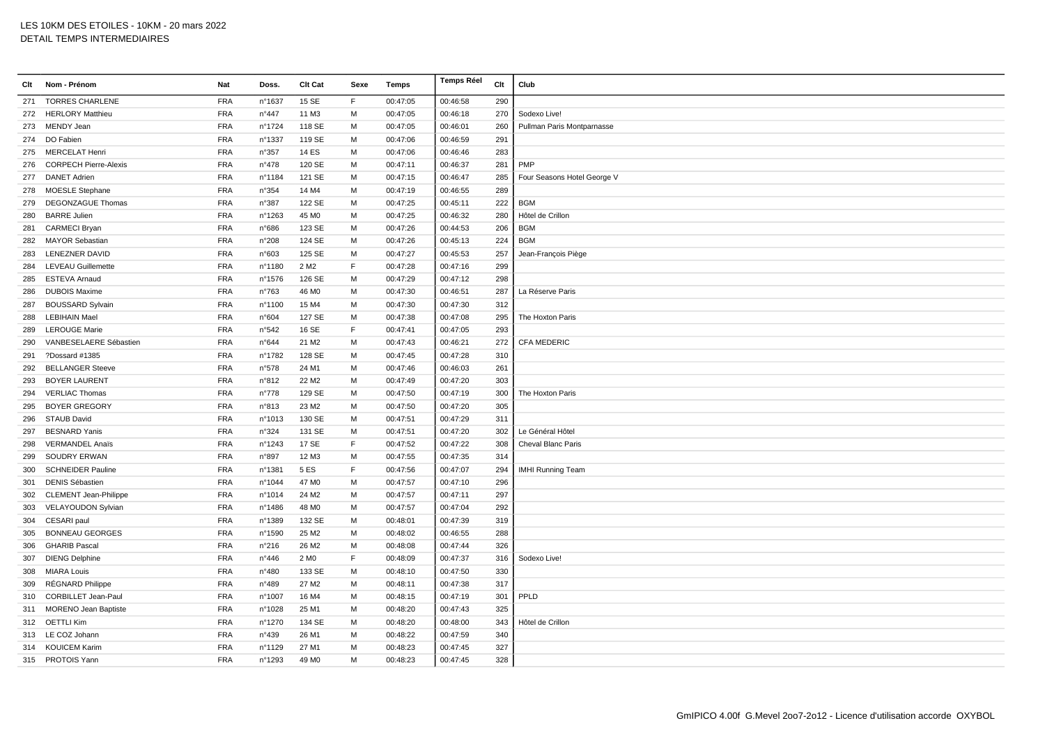LES 10KM DES ETOILES - 10KM - 20 mars 2022
DETAIL TEMPS INTERMEDIAIRES

| Clt | Nom - Prénom | Nat | Doss. | Clt Cat | Sexe | Temps | Temps Réel | Clt | Club |
|---|---|---|---|---|---|---|---|---|---|
| 271 | TORRES CHARLENE | FRA | n°1637 | 15 SE | F | 00:47:05 | 00:46:58 | 290 | |
| 272 | HERLORY Matthieu | FRA | n°447 | 11 M3 | M | 00:47:05 | 00:46:18 | 270 | Sodexo Live! |
| 273 | MENDY Jean | FRA | n°1724 | 118 SE | M | 00:47:05 | 00:46:01 | 260 | Pullman Paris Montparnasse |
| 274 | DO Fabien | FRA | n°1337 | 119 SE | M | 00:47:06 | 00:46:59 | 291 | |
| 275 | MERCELAT Henri | FRA | n°357 | 14 ES | M | 00:47:06 | 00:46:46 | 283 | |
| 276 | CORPECH Pierre-Alexis | FRA | n°478 | 120 SE | M | 00:47:11 | 00:46:37 | 281 | PMP |
| 277 | DANET Adrien | FRA | n°1184 | 121 SE | M | 00:47:15 | 00:46:47 | 285 | Four Seasons Hotel George V |
| 278 | MOESLE Stephane | FRA | n°354 | 14 M4 | M | 00:47:19 | 00:46:55 | 289 | |
| 279 | DEGONZAGUE Thomas | FRA | n°387 | 122 SE | M | 00:47:25 | 00:45:11 | 222 | BGM |
| 280 | BARRE Julien | FRA | n°1263 | 45 M0 | M | 00:47:25 | 00:46:32 | 280 | Hôtel de Crillon |
| 281 | CARMECI Bryan | FRA | n°686 | 123 SE | M | 00:47:26 | 00:44:53 | 206 | BGM |
| 282 | MAYOR Sebastian | FRA | n°208 | 124 SE | M | 00:47:26 | 00:45:13 | 224 | BGM |
| 283 | LENEZNER DAVID | FRA | n°603 | 125 SE | M | 00:47:27 | 00:45:53 | 257 | Jean-François Piège |
| 284 | LEVEAU Guillemette | FRA | n°1180 | 2 M2 | F | 00:47:28 | 00:47:16 | 299 | |
| 285 | ESTEVA Arnaud | FRA | n°1576 | 126 SE | M | 00:47:29 | 00:47:12 | 298 | |
| 286 | DUBOIS Maxime | FRA | n°763 | 46 M0 | M | 00:47:30 | 00:46:51 | 287 | La Réserve Paris |
| 287 | BOUSSARD Sylvain | FRA | n°1100 | 15 M4 | M | 00:47:30 | 00:47:30 | 312 | |
| 288 | LEBIHAIN Mael | FRA | n°604 | 127 SE | M | 00:47:38 | 00:47:08 | 295 | The Hoxton Paris |
| 289 | LEROUGE Marie | FRA | n°542 | 16 SE | F | 00:47:41 | 00:47:05 | 293 | |
| 290 | VANBESELAERE Sébastien | FRA | n°644 | 21 M2 | M | 00:47:43 | 00:46:21 | 272 | CFA MEDERIC |
| 291 | ?Dossard #1385 | FRA | n°1782 | 128 SE | M | 00:47:45 | 00:47:28 | 310 | |
| 292 | BELLANGER Steeve | FRA | n°578 | 24 M1 | M | 00:47:46 | 00:46:03 | 261 | |
| 293 | BOYER LAURENT | FRA | n°812 | 22 M2 | M | 00:47:49 | 00:47:20 | 303 | |
| 294 | VERLIAC Thomas | FRA | n°778 | 129 SE | M | 00:47:50 | 00:47:19 | 300 | The Hoxton Paris |
| 295 | BOYER GREGORY | FRA | n°813 | 23 M2 | M | 00:47:50 | 00:47:20 | 305 | |
| 296 | STAUB David | FRA | n°1013 | 130 SE | M | 00:47:51 | 00:47:29 | 311 | |
| 297 | BESNARD Yanis | FRA | n°324 | 131 SE | M | 00:47:51 | 00:47:20 | 302 | Le Général Hôtel |
| 298 | VERMANDEL Anaïs | FRA | n°1243 | 17 SE | F | 00:47:52 | 00:47:22 | 308 | Cheval Blanc Paris |
| 299 | SOUDRY ERWAN | FRA | n°897 | 12 M3 | M | 00:47:55 | 00:47:35 | 314 | |
| 300 | SCHNEIDER Pauline | FRA | n°1381 | 5 ES | F | 00:47:56 | 00:47:07 | 294 | IMHI Running Team |
| 301 | DENIS Sébastien | FRA | n°1044 | 47 M0 | M | 00:47:57 | 00:47:10 | 296 | |
| 302 | CLEMENT Jean-Philippe | FRA | n°1014 | 24 M2 | M | 00:47:57 | 00:47:11 | 297 | |
| 303 | VELAYOUDON Sylvian | FRA | n°1486 | 48 M0 | M | 00:47:57 | 00:47:04 | 292 | |
| 304 | CESARI paul | FRA | n°1389 | 132 SE | M | 00:48:01 | 00:47:39 | 319 | |
| 305 | BONNEAU GEORGES | FRA | n°1590 | 25 M2 | M | 00:48:02 | 00:46:55 | 288 | |
| 306 | GHARIB Pascal | FRA | n°216 | 26 M2 | M | 00:48:08 | 00:47:44 | 326 | |
| 307 | DIENG Delphine | FRA | n°446 | 2 M0 | F | 00:48:09 | 00:47:37 | 316 | Sodexo Live! |
| 308 | MIARA Louis | FRA | n°480 | 133 SE | M | 00:48:10 | 00:47:50 | 330 | |
| 309 | RÉGNARD Philippe | FRA | n°489 | 27 M2 | M | 00:48:11 | 00:47:38 | 317 | |
| 310 | CORBILLET Jean-Paul | FRA | n°1007 | 16 M4 | M | 00:48:15 | 00:47:19 | 301 | PPLD |
| 311 | MORENO Jean Baptiste | FRA | n°1028 | 25 M1 | M | 00:48:20 | 00:47:43 | 325 | |
| 312 | OETTLI Kim | FRA | n°1270 | 134 SE | M | 00:48:20 | 00:48:00 | 343 | Hôtel de Crillon |
| 313 | LE COZ Johann | FRA | n°439 | 26 M1 | M | 00:48:22 | 00:47:59 | 340 | |
| 314 | KOUICEM Karim | FRA | n°1129 | 27 M1 | M | 00:48:23 | 00:47:45 | 327 | |
| 315 | PROTOIS Yann | FRA | n°1293 | 49 M0 | M | 00:48:23 | 00:47:45 | 328 | |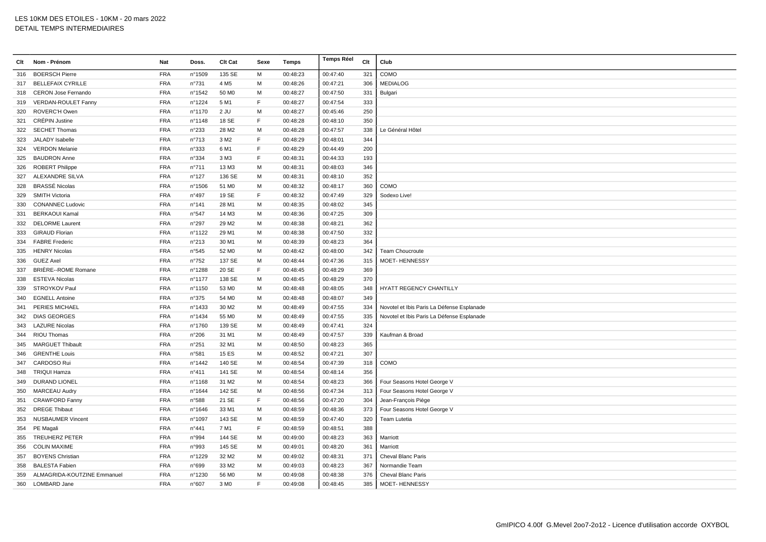LES 10KM DES ETOILES - 10KM - 20 mars 2022
DETAIL TEMPS INTERMEDIAIRES

| Clt | Nom - Prénom | Nat | Doss. | Clt Cat | Sexe | Temps | Temps Réel | Clt | Club |
|---|---|---|---|---|---|---|---|---|---|
| 316 | BOERSCH Pierre | FRA | n°1509 | 135 SE | M | 00:48:23 | 00:47:40 | 321 | COMO |
| 317 | BELLEFAIX CYRILLE | FRA | n°731 | 4 M5 | M | 00:48:26 | 00:47:21 | 306 | MEDIALOG |
| 318 | CERON Jose Fernando | FRA | n°1542 | 50 M0 | M | 00:48:27 | 00:47:50 | 331 | Bulgari |
| 319 | VERDAN-ROULET Fanny | FRA | n°1224 | 5 M1 | F | 00:48:27 | 00:47:54 | 333 | |
| 320 | ROVERC'H Owen | FRA | n°1170 | 2 JU | M | 00:48:27 | 00:45:46 | 250 | |
| 321 | CRÉPIN Justine | FRA | n°1148 | 18 SE | F | 00:48:28 | 00:48:10 | 350 | |
| 322 | SECHET Thomas | FRA | n°233 | 28 M2 | M | 00:48:28 | 00:47:57 | 338 | Le Général Hôtel |
| 323 | JALADY Isabelle | FRA | n°713 | 3 M2 | F | 00:48:29 | 00:48:01 | 344 | |
| 324 | VERDON Melanie | FRA | n°333 | 6 M1 | F | 00:48:29 | 00:44:49 | 200 | |
| 325 | BAUDRON Anne | FRA | n°334 | 3 M3 | F | 00:48:31 | 00:44:33 | 193 | |
| 326 | ROBERT Philippe | FRA | n°711 | 13 M3 | M | 00:48:31 | 00:48:03 | 346 | |
| 327 | ALEXANDRE SILVA | FRA | n°127 | 136 SE | M | 00:48:31 | 00:48:10 | 352 | |
| 328 | BRASSÉ Nicolas | FRA | n°1506 | 51 M0 | M | 00:48:32 | 00:48:17 | 360 | COMO |
| 329 | SMITH Victoria | FRA | n°497 | 19 SE | F | 00:48:32 | 00:47:49 | 329 | Sodexo Live! |
| 330 | CONANNEC Ludovic | FRA | n°141 | 28 M1 | M | 00:48:35 | 00:48:02 | 345 | |
| 331 | BERKAOUI Kamal | FRA | n°547 | 14 M3 | M | 00:48:36 | 00:47:25 | 309 | |
| 332 | DELORME Laurent | FRA | n°297 | 29 M2 | M | 00:48:38 | 00:48:21 | 362 | |
| 333 | GIRAUD Florian | FRA | n°1122 | 29 M1 | M | 00:48:38 | 00:47:50 | 332 | |
| 334 | FABRE Frederic | FRA | n°213 | 30 M1 | M | 00:48:39 | 00:48:23 | 364 | |
| 335 | HENRY Nicolas | FRA | n°545 | 52 M0 | M | 00:48:42 | 00:48:00 | 342 | Team Choucroute |
| 336 | GUEZ Axel | FRA | n°752 | 137 SE | M | 00:48:44 | 00:47:36 | 315 | MOET- HENNESSY |
| 337 | BRIÈRE--ROME Romane | FRA | n°1288 | 20 SE | F | 00:48:45 | 00:48:29 | 369 | |
| 338 | ESTEVA Nicolas | FRA | n°1177 | 138 SE | M | 00:48:45 | 00:48:29 | 370 | |
| 339 | STROYKOV Paul | FRA | n°1150 | 53 M0 | M | 00:48:48 | 00:48:05 | 348 | HYATT REGENCY CHANTILLY |
| 340 | EGNELL Antoine | FRA | n°375 | 54 M0 | M | 00:48:48 | 00:48:07 | 349 | |
| 341 | PERIES MICHAEL | FRA | n°1433 | 30 M2 | M | 00:48:49 | 00:47:55 | 334 | Novotel et Ibis Paris La Défense Esplanade |
| 342 | DIAS GEORGES | FRA | n°1434 | 55 M0 | M | 00:48:49 | 00:47:55 | 335 | Novotel et Ibis Paris La Défense Esplanade |
| 343 | LAZURE Nicolas | FRA | n°1760 | 139 SE | M | 00:48:49 | 00:47:41 | 324 | |
| 344 | RIOU Thomas | FRA | n°206 | 31 M1 | M | 00:48:49 | 00:47:57 | 339 | Kaufman & Broad |
| 345 | MARGUET Thibault | FRA | n°251 | 32 M1 | M | 00:48:50 | 00:48:23 | 365 | |
| 346 | GRENTHE Louis | FRA | n°581 | 15 ES | M | 00:48:52 | 00:47:21 | 307 | |
| 347 | CARDOSO Rui | FRA | n°1442 | 140 SE | M | 00:48:54 | 00:47:39 | 318 | COMO |
| 348 | TRIQUI Hamza | FRA | n°411 | 141 SE | M | 00:48:54 | 00:48:14 | 356 | |
| 349 | DURAND LIONEL | FRA | n°1168 | 31 M2 | M | 00:48:54 | 00:48:23 | 366 | Four Seasons Hotel George V |
| 350 | MARCEAU Audry | FRA | n°1644 | 142 SE | M | 00:48:56 | 00:47:34 | 313 | Four Seasons Hotel George V |
| 351 | CRAWFORD Fanny | FRA | n°588 | 21 SE | F | 00:48:56 | 00:47:20 | 304 | Jean-François Piège |
| 352 | DREGE Thibaut | FRA | n°1646 | 33 M1 | M | 00:48:59 | 00:48:36 | 373 | Four Seasons Hotel George V |
| 353 | NUSBAUMER Vincent | FRA | n°1097 | 143 SE | M | 00:48:59 | 00:47:40 | 320 | Team Lutetia |
| 354 | PE Magali | FRA | n°441 | 7 M1 | F | 00:48:59 | 00:48:51 | 388 | |
| 355 | TREUHERZ PETER | FRA | n°994 | 144 SE | M | 00:49:00 | 00:48:23 | 363 | Marriott |
| 356 | COLIN MAXIME | FRA | n°993 | 145 SE | M | 00:49:01 | 00:48:20 | 361 | Marriott |
| 357 | BOYENS Christian | FRA | n°1229 | 32 M2 | M | 00:49:02 | 00:48:31 | 371 | Cheval Blanc Paris |
| 358 | BALESTA Fabien | FRA | n°699 | 33 M2 | M | 00:49:03 | 00:48:23 | 367 | Normandie Team |
| 359 | ALMAGRIDA-KOUTZINE Emmanuel | FRA | n°1230 | 56 M0 | M | 00:49:08 | 00:48:38 | 376 | Cheval Blanc Paris |
| 360 | LOMBARD Jane | FRA | n°607 | 3 M0 | F | 00:49:08 | 00:48:45 | 385 | MOET- HENNESSY |

GmIPICO 4.00f G.Mevel 2oo7-2o12 - Licence d'utilisation accorde OXYBOL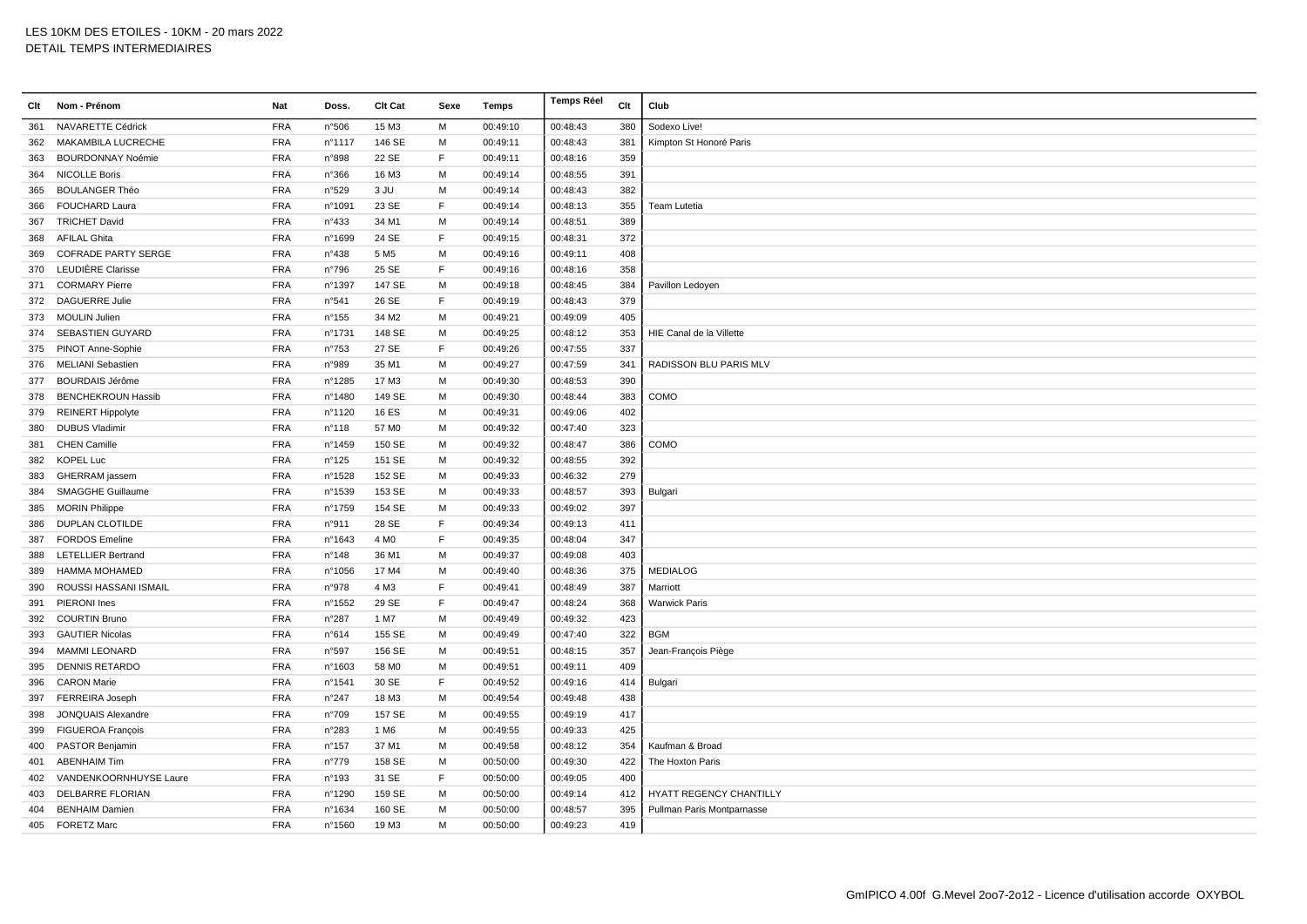LES 10KM DES ETOILES - 10KM - 20 mars 2022
DETAIL TEMPS INTERMEDIAIRES

| Clt | Nom - Prénom | Nat | Doss. | Clt Cat | Sexe | Temps | Temps Réel | Clt | Club |
|---|---|---|---|---|---|---|---|---|---|
| 361 | NAVARETTE Cédrick | FRA | n°506 | 15 M3 | M | 00:49:10 | 00:48:43 | 380 | Sodexo Live! |
| 362 | MAKAMBILA LUCRECHE | FRA | n°1117 | 146 SE | M | 00:49:11 | 00:48:43 | 381 | Kimpton St Honoré Paris |
| 363 | BOURDONNAY Noémie | FRA | n°898 | 22 SE | F | 00:49:11 | 00:48:16 | 359 | |
| 364 | NICOLLE Boris | FRA | n°366 | 16 M3 | M | 00:49:14 | 00:48:55 | 391 | |
| 365 | BOULANGER Théo | FRA | n°529 | 3 JU | M | 00:49:14 | 00:48:43 | 382 | |
| 366 | FOUCHARD Laura | FRA | n°1091 | 23 SE | F | 00:49:14 | 00:48:13 | 355 | Team Lutetia |
| 367 | TRICHET David | FRA | n°433 | 34 M1 | M | 00:49:14 | 00:48:51 | 389 | |
| 368 | AFILAL Ghita | FRA | n°1699 | 24 SE | F | 00:49:15 | 00:48:31 | 372 | |
| 369 | COFRADE PARTY SERGE | FRA | n°438 | 5 M5 | M | 00:49:16 | 00:49:11 | 408 | |
| 370 | LEUDIÈRE Clarisse | FRA | n°796 | 25 SE | F | 00:49:16 | 00:48:16 | 358 | |
| 371 | CORMARY Pierre | FRA | n°1397 | 147 SE | M | 00:49:18 | 00:48:45 | 384 | Pavillon Ledoyen |
| 372 | DAGUERRE Julie | FRA | n°541 | 26 SE | F | 00:49:19 | 00:48:43 | 379 | |
| 373 | MOULIN Julien | FRA | n°155 | 34 M2 | M | 00:49:21 | 00:49:09 | 405 | |
| 374 | SEBASTIEN GUYARD | FRA | n°1731 | 148 SE | M | 00:49:25 | 00:48:12 | 353 | HIE Canal de la Villette |
| 375 | PINOT Anne-Sophie | FRA | n°753 | 27 SE | F | 00:49:26 | 00:47:55 | 337 | |
| 376 | MELIANI Sebastien | FRA | n°989 | 35 M1 | M | 00:49:27 | 00:47:59 | 341 | RADISSON BLU PARIS MLV |
| 377 | BOURDAIS Jérôme | FRA | n°1285 | 17 M3 | M | 00:49:30 | 00:48:53 | 390 | |
| 378 | BENCHEKROUN Hassib | FRA | n°1480 | 149 SE | M | 00:49:30 | 00:48:44 | 383 | COMO |
| 379 | REINERT Hippolyte | FRA | n°1120 | 16 ES | M | 00:49:31 | 00:49:06 | 402 | |
| 380 | DUBUS Vladimir | FRA | n°118 | 57 M0 | M | 00:49:32 | 00:47:40 | 323 | |
| 381 | CHEN Camille | FRA | n°1459 | 150 SE | M | 00:49:32 | 00:48:47 | 386 | COMO |
| 382 | KOPEL Luc | FRA | n°125 | 151 SE | M | 00:49:32 | 00:48:55 | 392 | |
| 383 | GHERRAM jassem | FRA | n°1528 | 152 SE | M | 00:49:33 | 00:46:32 | 279 | |
| 384 | SMAGGHE Guillaume | FRA | n°1539 | 153 SE | M | 00:49:33 | 00:48:57 | 393 | Bulgari |
| 385 | MORIN Philippe | FRA | n°1759 | 154 SE | M | 00:49:33 | 00:49:02 | 397 | |
| 386 | DUPLAN CLOTILDE | FRA | n°911 | 28 SE | F | 00:49:34 | 00:49:13 | 411 | |
| 387 | FORDOS Emeline | FRA | n°1643 | 4 M0 | F | 00:49:35 | 00:48:04 | 347 | |
| 388 | LETELLIER Bertrand | FRA | n°148 | 36 M1 | M | 00:49:37 | 00:49:08 | 403 | |
| 389 | HAMMA MOHAMED | FRA | n°1056 | 17 M4 | M | 00:49:40 | 00:48:36 | 375 | MEDIALOG |
| 390 | ROUSSI HASSANI ISMAIL | FRA | n°978 | 4 M3 | F | 00:49:41 | 00:48:49 | 387 | Marriott |
| 391 | PIERONI Ines | FRA | n°1552 | 29 SE | F | 00:49:47 | 00:48:24 | 368 | Warwick Paris |
| 392 | COURTIN Bruno | FRA | n°287 | 1 M7 | M | 00:49:49 | 00:49:32 | 423 | |
| 393 | GAUTIER Nicolas | FRA | n°614 | 155 SE | M | 00:49:49 | 00:47:40 | 322 | BGM |
| 394 | MAMMI LEONARD | FRA | n°597 | 156 SE | M | 00:49:51 | 00:48:15 | 357 | Jean-François Piège |
| 395 | DENNIS RETARDO | FRA | n°1603 | 58 M0 | M | 00:49:51 | 00:49:11 | 409 | |
| 396 | CARON Marie | FRA | n°1541 | 30 SE | F | 00:49:52 | 00:49:16 | 414 | Bulgari |
| 397 | FERREIRA Joseph | FRA | n°247 | 18 M3 | M | 00:49:54 | 00:49:48 | 438 | |
| 398 | JONQUAIS Alexandre | FRA | n°709 | 157 SE | M | 00:49:55 | 00:49:19 | 417 | |
| 399 | FIGUEROA François | FRA | n°283 | 1 M6 | M | 00:49:55 | 00:49:33 | 425 | |
| 400 | PASTOR Benjamin | FRA | n°157 | 37 M1 | M | 00:49:58 | 00:48:12 | 354 | Kaufman & Broad |
| 401 | ABENHAIM Tim | FRA | n°779 | 158 SE | M | 00:50:00 | 00:49:30 | 422 | The Hoxton Paris |
| 402 | VANDENKOORNHUYSE Laure | FRA | n°193 | 31 SE | F | 00:50:00 | 00:49:05 | 400 | |
| 403 | DELBARRE FLORIAN | FRA | n°1290 | 159 SE | M | 00:50:00 | 00:49:14 | 412 | HYATT REGENCY CHANTILLY |
| 404 | BENHAIM Damien | FRA | n°1634 | 160 SE | M | 00:50:00 | 00:48:57 | 395 | Pullman Paris Montparnasse |
| 405 | FORETZ Marc | FRA | n°1560 | 19 M3 | M | 00:50:00 | 00:49:23 | 419 | |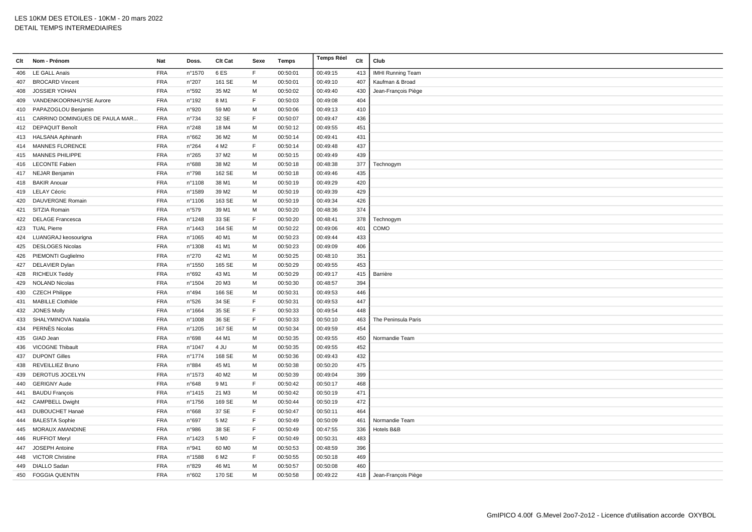# LES 10KM DES ETOILES - 10KM - 20 mars 2022

DETAIL TEMPS INTERMEDIAIRES

| Clt | Nom - Prénom | Nat | Doss. | Clt Cat | Sexe | Temps | Temps Réel | Clt | Club |
|---|---|---|---|---|---|---|---|---|---|
| 406 | LE GALL Anaïs | FRA | n°1570 | 6 ES | F | 00:50:01 | 00:49:15 | 413 | IMHI Running Team |
| 407 | BROCARD Vincent | FRA | n°207 | 161 SE | M | 00:50:01 | 00:49:10 | 407 | Kaufman & Broad |
| 408 | JOSSIER YOHAN | FRA | n°592 | 35 M2 | M | 00:50:02 | 00:49:40 | 430 | Jean-François Piège |
| 409 | VANDENKOORNHUYSE Aurore | FRA | n°192 | 8 M1 | F | 00:50:03 | 00:49:08 | 404 | |
| 410 | PAPAZOGLOU Benjamin | FRA | n°920 | 59 M0 | M | 00:50:06 | 00:49:13 | 410 | |
| 411 | CARRINO DOMINGUES DE PAULA MAR... | FRA | n°734 | 32 SE | F | 00:50:07 | 00:49:47 | 436 | |
| 412 | DEPAQUIT Benoît | FRA | n°248 | 18 M4 | M | 00:50:12 | 00:49:55 | 451 | |
| 413 | HALSANA Aphinanh | FRA | n°662 | 36 M2 | M | 00:50:14 | 00:49:41 | 431 | |
| 414 | MANNES FLORENCE | FRA | n°264 | 4 M2 | F | 00:50:14 | 00:49:48 | 437 | |
| 415 | MANNES PHILIPPE | FRA | n°265 | 37 M2 | M | 00:50:15 | 00:49:49 | 439 | |
| 416 | LECONTE Fabien | FRA | n°688 | 38 M2 | M | 00:50:18 | 00:48:38 | 377 | Technogym |
| 417 | NEJAR Benjamin | FRA | n°798 | 162 SE | M | 00:50:18 | 00:49:46 | 435 | |
| 418 | BAKIR Anouar | FRA | n°1108 | 38 M1 | M | 00:50:19 | 00:49:29 | 420 | |
| 419 | LELAY Cécric | FRA | n°1589 | 39 M2 | M | 00:50:19 | 00:49:39 | 429 | |
| 420 | DAUVERGNE Romain | FRA | n°1106 | 163 SE | M | 00:50:19 | 00:49:34 | 426 | |
| 421 | SITZIA Romain | FRA | n°579 | 39 M1 | M | 00:50:20 | 00:48:36 | 374 | |
| 422 | DELAGE Francesca | FRA | n°1248 | 33 SE | F | 00:50:20 | 00:48:41 | 378 | Technogym |
| 423 | TUAL Pierre | FRA | n°1443 | 164 SE | M | 00:50:22 | 00:49:06 | 401 | COMO |
| 424 | LUANGRAJ keosourigna | FRA | n°1065 | 40 M1 | M | 00:50:23 | 00:49:44 | 433 | |
| 425 | DESLOGES Nicolas | FRA | n°1308 | 41 M1 | M | 00:50:23 | 00:49:09 | 406 | |
| 426 | PIEMONTI Guglielmo | FRA | n°270 | 42 M1 | M | 00:50:25 | 00:48:10 | 351 | |
| 427 | DELAVIER Dylan | FRA | n°1550 | 165 SE | M | 00:50:29 | 00:49:55 | 453 | |
| 428 | RICHEUX Teddy | FRA | n°692 | 43 M1 | M | 00:50:29 | 00:49:17 | 415 | Barrière |
| 429 | NOLAND Nicolas | FRA | n°1504 | 20 M3 | M | 00:50:30 | 00:48:57 | 394 | |
| 430 | CZECH Philippe | FRA | n°494 | 166 SE | M | 00:50:31 | 00:49:53 | 446 | |
| 431 | MABILLE Clothilde | FRA | n°526 | 34 SE | F | 00:50:31 | 00:49:53 | 447 | |
| 432 | JONES Molly | FRA | n°1664 | 35 SE | F | 00:50:33 | 00:49:54 | 448 | |
| 433 | SHALYMINOVA Natalia | FRA | n°1008 | 36 SE | F | 00:50:33 | 00:50:10 | 463 | The Peninsula Paris |
| 434 | PERNÈS Nicolas | FRA | n°1205 | 167 SE | M | 00:50:34 | 00:49:59 | 454 | |
| 435 | GIAD Jean | FRA | n°698 | 44 M1 | M | 00:50:35 | 00:49:55 | 450 | Normandie Team |
| 436 | VICOGNE Thibault | FRA | n°1047 | 4 JU | M | 00:50:35 | 00:49:55 | 452 | |
| 437 | DUPONT Gilles | FRA | n°1774 | 168 SE | M | 00:50:36 | 00:49:43 | 432 | |
| 438 | REVEILLIEZ Bruno | FRA | n°884 | 45 M1 | M | 00:50:38 | 00:50:20 | 475 | |
| 439 | DEROTUS JOCELYN | FRA | n°1573 | 40 M2 | M | 00:50:39 | 00:49:04 | 399 | |
| 440 | GERIGNY Aude | FRA | n°648 | 9 M1 | F | 00:50:42 | 00:50:17 | 468 | |
| 441 | BAUDU François | FRA | n°1415 | 21 M3 | M | 00:50:42 | 00:50:19 | 471 | |
| 442 | CAMPBELL Dwight | FRA | n°1756 | 169 SE | M | 00:50:44 | 00:50:19 | 472 | |
| 443 | DUBOUCHET Hanaë | FRA | n°668 | 37 SE | F | 00:50:47 | 00:50:11 | 464 | |
| 444 | BALESTA Sophie | FRA | n°697 | 5 M2 | F | 00:50:49 | 00:50:09 | 461 | Normandie Team |
| 445 | MORAUX AMANDINE | FRA | n°986 | 38 SE | F | 00:50:49 | 00:47:55 | 336 | Hotels B&B |
| 446 | RUFFIOT Meryl | FRA | n°1423 | 5 M0 | F | 00:50:49 | 00:50:31 | 483 | |
| 447 | JOSEPH Antoine | FRA | n°941 | 60 M0 | M | 00:50:53 | 00:48:59 | 396 | |
| 448 | VICTOR Christine | FRA | n°1588 | 6 M2 | F | 00:50:55 | 00:50:18 | 469 | |
| 449 | DIALLO Sadan | FRA | n°829 | 46 M1 | M | 00:50:57 | 00:50:08 | 460 | |
| 450 | FOGGIA QUENTIN | FRA | n°602 | 170 SE | M | 00:50:58 | 00:49:22 | 418 | Jean-François Piège |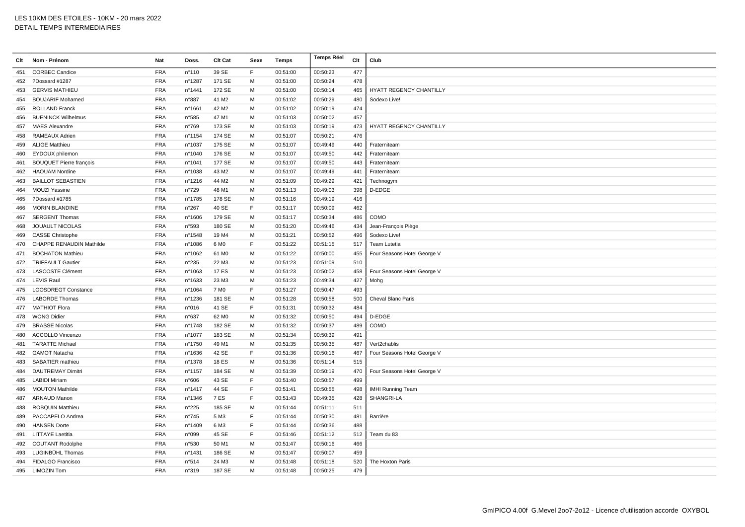LES 10KM DES ETOILES - 10KM - 20 mars 2022
DETAIL TEMPS INTERMEDIAIRES

| Clt | Nom - Prénom | Nat | Doss. | Clt Cat | Sexe | Temps | Temps Réel | Clt | Club |
|---|---|---|---|---|---|---|---|---|---|
| 451 | CORBEC Candice | FRA | n°110 | 39 SE | F | 00:51:00 | 00:50:23 | 477 | |
| 452 | ?Dossard #1287 | FRA | n°1287 | 171 SE | M | 00:51:00 | 00:50:24 | 478 | |
| 453 | GERVIS MATHIEU | FRA | n°1441 | 172 SE | M | 00:51:00 | 00:50:14 | 465 | HYATT REGENCY CHANTILLY |
| 454 | BOUJARIF Mohamed | FRA | n°887 | 41 M2 | M | 00:51:02 | 00:50:29 | 480 | Sodexo Live! |
| 455 | ROLLAND Franck | FRA | n°1661 | 42 M2 | M | 00:51:02 | 00:50:19 | 474 | |
| 456 | BUENINCK Wilhelmus | FRA | n°585 | 47 M1 | M | 00:51:03 | 00:50:02 | 457 | |
| 457 | MAES Alexandre | FRA | n°769 | 173 SE | M | 00:51:03 | 00:50:19 | 473 | HYATT REGENCY CHANTILLY |
| 458 | RAMEAUX Adrien | FRA | n°1154 | 174 SE | M | 00:51:07 | 00:50:21 | 476 | |
| 459 | ALIGE Matthieu | FRA | n°1037 | 175 SE | M | 00:51:07 | 00:49:49 | 440 | Fraterniteam |
| 460 | EYDOUX philemon | FRA | n°1040 | 176 SE | M | 00:51:07 | 00:49:50 | 442 | Fraterniteam |
| 461 | BOUQUET Pierre françois | FRA | n°1041 | 177 SE | M | 00:51:07 | 00:49:50 | 443 | Fraterniteam |
| 462 | HAOUAM Nordine | FRA | n°1038 | 43 M2 | M | 00:51:07 | 00:49:49 | 441 | Fraterniteam |
| 463 | BAILLOT SEBASTIEN | FRA | n°1216 | 44 M2 | M | 00:51:09 | 00:49:29 | 421 | Technogym |
| 464 | MOUZI Yassine | FRA | n°729 | 48 M1 | M | 00:51:13 | 00:49:03 | 398 | D-EDGE |
| 465 | ?Dossard #1785 | FRA | n°1785 | 178 SE | M | 00:51:16 | 00:49:19 | 416 | |
| 466 | MORIN BLANDINE | FRA | n°267 | 40 SE | F | 00:51:17 | 00:50:09 | 462 | |
| 467 | SERGENT Thomas | FRA | n°1606 | 179 SE | M | 00:51:17 | 00:50:34 | 486 | COMO |
| 468 | JOUAULT NICOLAS | FRA | n°593 | 180 SE | M | 00:51:20 | 00:49:46 | 434 | Jean-François Piège |
| 469 | CASSE Christophe | FRA | n°1548 | 19 M4 | M | 00:51:21 | 00:50:52 | 496 | Sodexo Live! |
| 470 | CHAPPE RENAUDIN Mathilde | FRA | n°1086 | 6 M0 | F | 00:51:22 | 00:51:15 | 517 | Team Lutetia |
| 471 | BOCHATON Mathieu | FRA | n°1062 | 61 M0 | M | 00:51:22 | 00:50:00 | 455 | Four Seasons Hotel George V |
| 472 | TRIFFAULT Gautier | FRA | n°235 | 22 M3 | M | 00:51:23 | 00:51:09 | 510 | |
| 473 | LASCOSTE Clément | FRA | n°1063 | 17 ES | M | 00:51:23 | 00:50:02 | 458 | Four Seasons Hotel George V |
| 474 | LEVIS Raul | FRA | n°1633 | 23 M3 | M | 00:51:23 | 00:49:34 | 427 | Mohg |
| 475 | LOOSDREGT Constance | FRA | n°1064 | 7 M0 | F | 00:51:27 | 00:50:47 | 493 | |
| 476 | LABORDE Thomas | FRA | n°1236 | 181 SE | M | 00:51:28 | 00:50:58 | 500 | Cheval Blanc Paris |
| 477 | MATHIOT Flora | FRA | n°016 | 41 SE | F | 00:51:31 | 00:50:32 | 484 | |
| 478 | WONG Didier | FRA | n°637 | 62 M0 | M | 00:51:32 | 00:50:50 | 494 | D-EDGE |
| 479 | BRASSE Nicolas | FRA | n°1748 | 182 SE | M | 00:51:32 | 00:50:37 | 489 | COMO |
| 480 | ACCOLLO Vincenzo | FRA | n°1077 | 183 SE | M | 00:51:34 | 00:50:39 | 491 | |
| 481 | TARATTE Michael | FRA | n°1750 | 49 M1 | M | 00:51:35 | 00:50:35 | 487 | Vert2chablis |
| 482 | GAMOT Natacha | FRA | n°1636 | 42 SE | F | 00:51:36 | 00:50:16 | 467 | Four Seasons Hotel George V |
| 483 | SABATIER mathieu | FRA | n°1378 | 18 ES | M | 00:51:36 | 00:51:14 | 515 | |
| 484 | DAUTREMAY Dimitri | FRA | n°1157 | 184 SE | M | 00:51:39 | 00:50:19 | 470 | Four Seasons Hotel George V |
| 485 | LABIDI Miriam | FRA | n°606 | 43 SE | F | 00:51:40 | 00:50:57 | 499 | |
| 486 | MOUTON Mathilde | FRA | n°1417 | 44 SE | F | 00:51:41 | 00:50:55 | 498 | IMHI Running Team |
| 487 | ARNAUD Manon | FRA | n°1346 | 7 ES | F | 00:51:43 | 00:49:35 | 428 | SHANGRI-LA |
| 488 | ROBQUIN Matthieu | FRA | n°225 | 185 SE | M | 00:51:44 | 00:51:11 | 511 | |
| 489 | PACCAPELO Andrea | FRA | n°745 | 5 M3 | F | 00:51:44 | 00:50:30 | 481 | Barrière |
| 490 | HANSEN Dorte | FRA | n°1409 | 6 M3 | F | 00:51:44 | 00:50:36 | 488 | |
| 491 | LITTAYE Laetitia | FRA | n°099 | 45 SE | F | 00:51:46 | 00:51:12 | 512 | Team du 83 |
| 492 | COUTANT Rodolphe | FRA | n°530 | 50 M1 | M | 00:51:47 | 00:50:16 | 466 | |
| 493 | LUGINBÜHL Thomas | FRA | n°1431 | 186 SE | M | 00:51:47 | 00:50:07 | 459 | |
| 494 | FIDALGO Francisco | FRA | n°514 | 24 M3 | M | 00:51:48 | 00:51:18 | 520 | The Hoxton Paris |
| 495 | LIMOZIN Tom | FRA | n°319 | 187 SE | M | 00:51:48 | 00:50:25 | 479 | |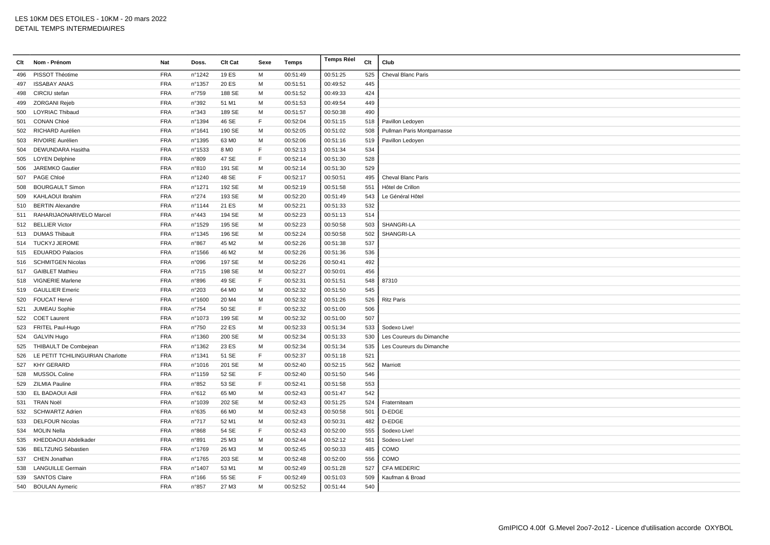LES 10KM DES ETOILES - 10KM - 20 mars 2022
DETAIL TEMPS INTERMEDIAIRES

| Clt | Nom - Prénom | Nat | Doss. | Clt Cat | Sexe | Temps | Temps Réel | Clt | Club |
|---|---|---|---|---|---|---|---|---|---|
| 496 | PISSOT Théotime | FRA | n°1242 | 19 ES | M | 00:51:49 | 00:51:25 | 525 | Cheval Blanc Paris |
| 497 | ISSABAY ANAS | FRA | n°1357 | 20 ES | M | 00:51:51 | 00:49:52 | 445 | |
| 498 | CIRCIU stefan | FRA | n°759 | 188 SE | M | 00:51:52 | 00:49:33 | 424 | |
| 499 | ZORGANI Rejeb | FRA | n°392 | 51 M1 | M | 00:51:53 | 00:49:54 | 449 | |
| 500 | LOYRIAC Thibaud | FRA | n°343 | 189 SE | M | 00:51:57 | 00:50:38 | 490 | |
| 501 | CONAN Chloé | FRA | n°1394 | 46 SE | F | 00:52:04 | 00:51:15 | 518 | Pavillon Ledoyen |
| 502 | RICHARD Aurélien | FRA | n°1641 | 190 SE | M | 00:52:05 | 00:51:02 | 508 | Pullman Paris Montparnasse |
| 503 | RIVOIRE Aurélien | FRA | n°1395 | 63 M0 | M | 00:52:06 | 00:51:16 | 519 | Pavillon Ledoyen |
| 504 | DEWUNDARA Hasitha | FRA | n°1533 | 8 M0 | F | 00:52:13 | 00:51:34 | 534 | |
| 505 | LOYEN Delphine | FRA | n°809 | 47 SE | F | 00:52:14 | 00:51:30 | 528 | |
| 506 | JAREMKO Gautier | FRA | n°810 | 191 SE | M | 00:52:14 | 00:51:30 | 529 | |
| 507 | PAGE Chloé | FRA | n°1240 | 48 SE | F | 00:52:17 | 00:50:51 | 495 | Cheval Blanc Paris |
| 508 | BOURGAULT Simon | FRA | n°1271 | 192 SE | M | 00:52:19 | 00:51:58 | 551 | Hôtel de Crillon |
| 509 | KAHLAOUI Ibrahim | FRA | n°274 | 193 SE | M | 00:52:20 | 00:51:49 | 543 | Le Général Hôtel |
| 510 | BERTIN Alexandre | FRA | n°1144 | 21 ES | M | 00:52:21 | 00:51:33 | 532 | |
| 511 | RAHARIJAONARIVELO Marcel | FRA | n°443 | 194 SE | M | 00:52:23 | 00:51:13 | 514 | |
| 512 | BELLIER Victor | FRA | n°1529 | 195 SE | M | 00:52:23 | 00:50:58 | 503 | SHANGRI-LA |
| 513 | DUMAS Thibault | FRA | n°1345 | 196 SE | M | 00:52:24 | 00:50:58 | 502 | SHANGRI-LA |
| 514 | TUCKYJ JEROME | FRA | n°867 | 45 M2 | M | 00:52:26 | 00:51:38 | 537 | |
| 515 | EDUARDO Palacios | FRA | n°1566 | 46 M2 | M | 00:52:26 | 00:51:36 | 536 | |
| 516 | SCHMITGEN Nicolas | FRA | n°096 | 197 SE | M | 00:52:26 | 00:50:41 | 492 | |
| 517 | GAIBLET Mathieu | FRA | n°715 | 198 SE | M | 00:52:27 | 00:50:01 | 456 | |
| 518 | VIGNERIE Marlene | FRA | n°896 | 49 SE | F | 00:52:31 | 00:51:51 | 548 | 87310 |
| 519 | GAULLIER Emeric | FRA | n°203 | 64 M0 | M | 00:52:32 | 00:51:50 | 545 | |
| 520 | FOUCAT Hervé | FRA | n°1600 | 20 M4 | M | 00:52:32 | 00:51:26 | 526 | Ritz Paris |
| 521 | JUMEAU Sophie | FRA | n°754 | 50 SE | F | 00:52:32 | 00:51:00 | 506 | |
| 522 | COET Laurent | FRA | n°1073 | 199 SE | M | 00:52:32 | 00:51:00 | 507 | |
| 523 | FRITEL Paul-Hugo | FRA | n°750 | 22 ES | M | 00:52:33 | 00:51:34 | 533 | Sodexo Live! |
| 524 | GALVIN Hugo | FRA | n°1360 | 200 SE | M | 00:52:34 | 00:51:33 | 530 | Les Coureurs du Dimanche |
| 525 | THIBAULT De Combejean | FRA | n°1362 | 23 ES | M | 00:52:34 | 00:51:34 | 535 | Les Coureurs du Dimanche |
| 526 | LE PETIT TCHILINGUIRIAN Charlotte | FRA | n°1341 | 51 SE | F | 00:52:37 | 00:51:18 | 521 | |
| 527 | KHY GERARD | FRA | n°1016 | 201 SE | M | 00:52:40 | 00:52:15 | 562 | Marriott |
| 528 | MUSSOL Coline | FRA | n°1159 | 52 SE | F | 00:52:40 | 00:51:50 | 546 | |
| 529 | ZILMIA Pauline | FRA | n°852 | 53 SE | F | 00:52:41 | 00:51:58 | 553 | |
| 530 | EL BADAOUI Adil | FRA | n°612 | 65 M0 | M | 00:52:43 | 00:51:47 | 542 | |
| 531 | TRAN Noël | FRA | n°1039 | 202 SE | M | 00:52:43 | 00:51:25 | 524 | Fraterniteam |
| 532 | SCHWARTZ Adrien | FRA | n°635 | 66 M0 | M | 00:52:43 | 00:50:58 | 501 | D-EDGE |
| 533 | DELFOUR Nicolas | FRA | n°717 | 52 M1 | M | 00:52:43 | 00:50:31 | 482 | D-EDGE |
| 534 | MOLIN Nella | FRA | n°868 | 54 SE | F | 00:52:43 | 00:52:00 | 555 | Sodexo Live! |
| 535 | KHEDDAOUI Abdelkader | FRA | n°891 | 25 M3 | M | 00:52:44 | 00:52:12 | 561 | Sodexo Live! |
| 536 | BELTZUNG Sébastien | FRA | n°1769 | 26 M3 | M | 00:52:45 | 00:50:33 | 485 | COMO |
| 537 | CHEN Jonathan | FRA | n°1765 | 203 SE | M | 00:52:48 | 00:52:00 | 556 | COMO |
| 538 | LANGUILLE Germain | FRA | n°1407 | 53 M1 | M | 00:52:49 | 00:51:28 | 527 | CFA MEDERIC |
| 539 | SANTOS Claire | FRA | n°166 | 55 SE | F | 00:52:49 | 00:51:03 | 509 | Kaufman & Broad |
| 540 | BOULAN Aymeric | FRA | n°857 | 27 M3 | M | 00:52:52 | 00:51:44 | 540 | |

GmIPICO 4.00f G.Mevel 2oo7-2o12 - Licence d'utilisation accorde OXYBOL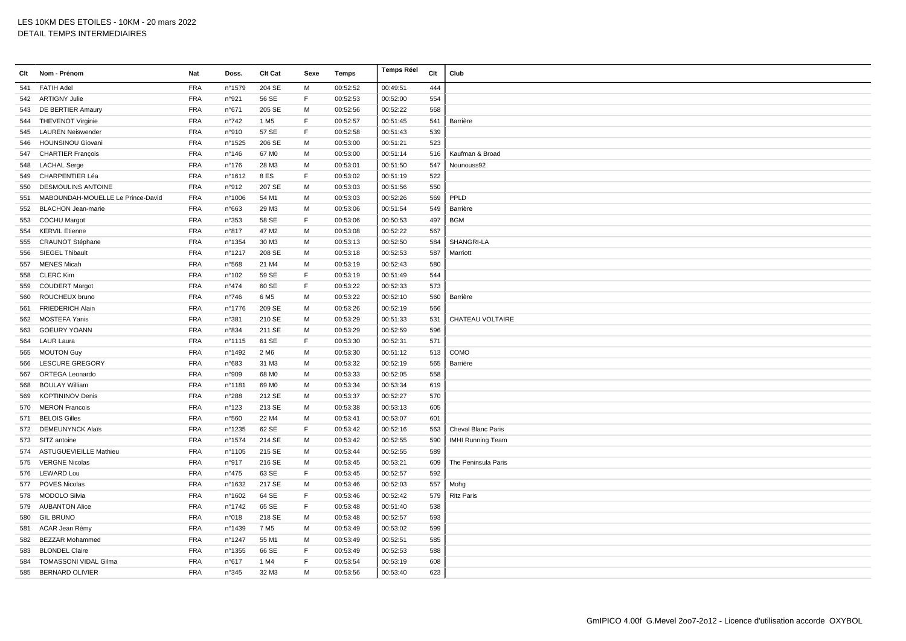# LES 10KM DES ETOILES - 10KM - 20 mars 2022

DETAIL TEMPS INTERMEDIAIRES

| Clt | Nom - Prénom | Nat | Doss. | Clt Cat | Sexe | Temps | Temps Réel | Clt | Club |
|---|---|---|---|---|---|---|---|---|---|
| 541 | FATIH Adel | FRA | n°1579 | 204 SE | M | 00:52:52 | 00:49:51 | 444 | |
| 542 | ARTIGNY Julie | FRA | n°921 | 56 SE | F | 00:52:53 | 00:52:00 | 554 | |
| 543 | DE BERTIER Amaury | FRA | n°671 | 205 SE | M | 00:52:56 | 00:52:22 | 568 | |
| 544 | THEVENOT Virginie | FRA | n°742 | 1 M5 | F | 00:52:57 | 00:51:45 | 541 | Barrière |
| 545 | LAUREN Neiswender | FRA | n°910 | 57 SE | F | 00:52:58 | 00:51:43 | 539 | |
| 546 | HOUNSINOU Giovani | FRA | n°1525 | 206 SE | M | 00:53:00 | 00:51:21 | 523 | |
| 547 | CHARTIER François | FRA | n°146 | 67 M0 | M | 00:53:00 | 00:51:14 | 516 | Kaufman & Broad |
| 548 | LACHAL Serge | FRA | n°176 | 28 M3 | M | 00:53:01 | 00:51:50 | 547 | Nounouss92 |
| 549 | CHARPENTIER Léa | FRA | n°1612 | 8 ES | F | 00:53:02 | 00:51:19 | 522 | |
| 550 | DESMOULINS ANTOINE | FRA | n°912 | 207 SE | M | 00:53:03 | 00:51:56 | 550 | |
| 551 | MABOUNDAH-MOUELLE Le Prince-David | FRA | n°1006 | 54 M1 | M | 00:53:03 | 00:52:26 | 569 | PPLD |
| 552 | BLACHON Jean-marie | FRA | n°663 | 29 M3 | M | 00:53:06 | 00:51:54 | 549 | Barrière |
| 553 | COCHU Margot | FRA | n°353 | 58 SE | F | 00:53:06 | 00:50:53 | 497 | BGM |
| 554 | KERVIL Etienne | FRA | n°817 | 47 M2 | M | 00:53:08 | 00:52:22 | 567 | |
| 555 | CRAUNOT Stéphane | FRA | n°1354 | 30 M3 | M | 00:53:13 | 00:52:50 | 584 | SHANGRI-LA |
| 556 | SIEGEL Thibault | FRA | n°1217 | 208 SE | M | 00:53:18 | 00:52:53 | 587 | Marriott |
| 557 | MENES Micah | FRA | n°568 | 21 M4 | M | 00:53:19 | 00:52:43 | 580 | |
| 558 | CLERC Kim | FRA | n°102 | 59 SE | F | 00:53:19 | 00:51:49 | 544 | |
| 559 | COUDERT Margot | FRA | n°474 | 60 SE | F | 00:53:22 | 00:52:33 | 573 | |
| 560 | ROUCHEUX bruno | FRA | n°746 | 6 M5 | M | 00:53:22 | 00:52:10 | 560 | Barrière |
| 561 | FRIEDERICH Alain | FRA | n°1776 | 209 SE | M | 00:53:26 | 00:52:19 | 566 | |
| 562 | MOSTEFA Yanis | FRA | n°381 | 210 SE | M | 00:53:29 | 00:51:33 | 531 | CHATEAU VOLTAIRE |
| 563 | GOEURY YOANN | FRA | n°834 | 211 SE | M | 00:53:29 | 00:52:59 | 596 | |
| 564 | LAUR Laura | FRA | n°1115 | 61 SE | F | 00:53:30 | 00:52:31 | 571 | |
| 565 | MOUTON Guy | FRA | n°1492 | 2 M6 | M | 00:53:30 | 00:51:12 | 513 | COMO |
| 566 | LESCURE GREGORY | FRA | n°683 | 31 M3 | M | 00:53:32 | 00:52:19 | 565 | Barrière |
| 567 | ORTEGA Leonardo | FRA | n°909 | 68 M0 | M | 00:53:33 | 00:52:05 | 558 | |
| 568 | BOULAY William | FRA | n°1181 | 69 M0 | M | 00:53:34 | 00:53:34 | 619 | |
| 569 | KOPTININOV Denis | FRA | n°288 | 212 SE | M | 00:53:37 | 00:52:27 | 570 | |
| 570 | MERON Francois | FRA | n°123 | 213 SE | M | 00:53:38 | 00:53:13 | 605 | |
| 571 | BELOIS Gilles | FRA | n°560 | 22 M4 | M | 00:53:41 | 00:53:07 | 601 | |
| 572 | DEMEUNYNCK Alaïs | FRA | n°1235 | 62 SE | F | 00:53:42 | 00:52:16 | 563 | Cheval Blanc Paris |
| 573 | SITZ antoine | FRA | n°1574 | 214 SE | M | 00:53:42 | 00:52:55 | 590 | IMHI Running Team |
| 574 | ASTUGUEVIEILLE Mathieu | FRA | n°1105 | 215 SE | M | 00:53:44 | 00:52:55 | 589 | |
| 575 | VERGNE Nicolas | FRA | n°917 | 216 SE | M | 00:53:45 | 00:53:21 | 609 | The Peninsula Paris |
| 576 | LEWARD Lou | FRA | n°475 | 63 SE | F | 00:53:45 | 00:52:57 | 592 | |
| 577 | POVES Nicolas | FRA | n°1632 | 217 SE | M | 00:53:46 | 00:52:03 | 557 | Mohg |
| 578 | MODOLO Silvia | FRA | n°1602 | 64 SE | F | 00:53:46 | 00:52:42 | 579 | Ritz Paris |
| 579 | AUBANTON Alice | FRA | n°1742 | 65 SE | F | 00:53:48 | 00:51:40 | 538 | |
| 580 | GIL BRUNO | FRA | n°018 | 218 SE | M | 00:53:48 | 00:52:57 | 593 | |
| 581 | ACAR Jean Rémy | FRA | n°1439 | 7 M5 | M | 00:53:49 | 00:53:02 | 599 | |
| 582 | BEZZAR Mohammed | FRA | n°1247 | 55 M1 | M | 00:53:49 | 00:52:51 | 585 | |
| 583 | BLONDEL Claire | FRA | n°1355 | 66 SE | F | 00:53:49 | 00:52:53 | 588 | |
| 584 | TOMASSONI VIDAL Gilma | FRA | n°617 | 1 M4 | F | 00:53:54 | 00:53:19 | 608 | |
| 585 | BERNARD OLIVIER | FRA | n°345 | 32 M3 | M | 00:53:56 | 00:53:40 | 623 | |

GmIPICO 4.00f G.Mevel 2oo7-2o12 - Licence d'utilisation accorde OXYBOL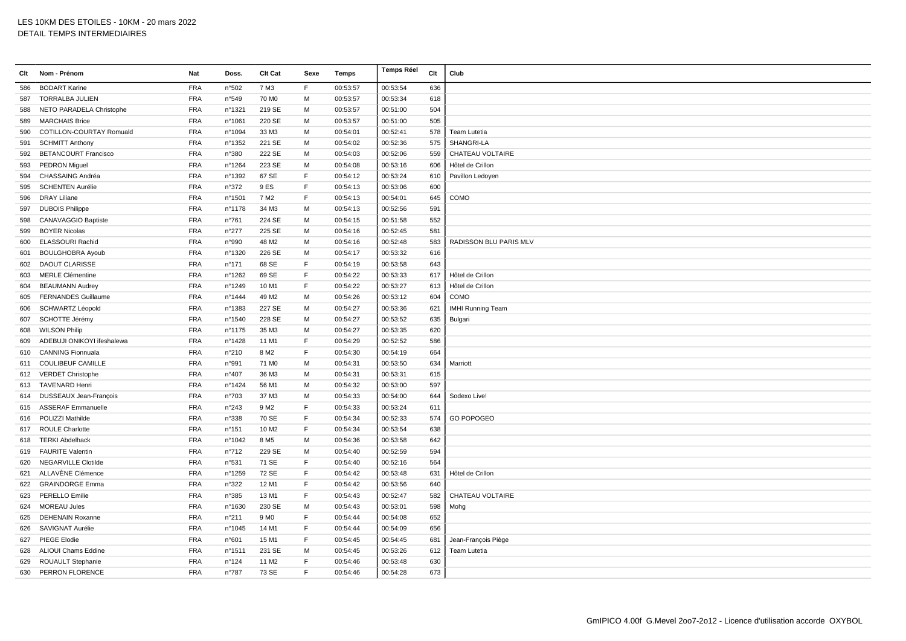LES 10KM DES ETOILES - 10KM - 20 mars 2022
DETAIL TEMPS INTERMEDIAIRES

| Clt | Nom - Prénom | Nat | Doss. | Clt Cat | Sexe | Temps | Temps Réel | Clt | Club |
|---|---|---|---|---|---|---|---|---|---|
| 586 | BODART Karine | FRA | n°502 | 7 M3 | F | 00:53:57 | 00:53:54 | 636 | |
| 587 | TORRALBA JULIEN | FRA | n°549 | 70 M0 | M | 00:53:57 | 00:53:34 | 618 | |
| 588 | NETO PARADELA Christophe | FRA | n°1321 | 219 SE | M | 00:53:57 | 00:51:00 | 504 | |
| 589 | MARCHAIS Brice | FRA | n°1061 | 220 SE | M | 00:53:57 | 00:51:00 | 505 | |
| 590 | COTILLON-COURTAY Romuald | FRA | n°1094 | 33 M3 | M | 00:54:01 | 00:52:41 | 578 | Team Lutetia |
| 591 | SCHMITT Anthony | FRA | n°1352 | 221 SE | M | 00:54:02 | 00:52:36 | 575 | SHANGRI-LA |
| 592 | BETANCOURT Francisco | FRA | n°380 | 222 SE | M | 00:54:03 | 00:52:06 | 559 | CHATEAU VOLTAIRE |
| 593 | PEDRON Miguel | FRA | n°1264 | 223 SE | M | 00:54:08 | 00:53:16 | 606 | Hôtel de Crillon |
| 594 | CHASSAING Andréa | FRA | n°1392 | 67 SE | F | 00:54:12 | 00:53:24 | 610 | Pavillon Ledoyen |
| 595 | SCHENTEN Aurélie | FRA | n°372 | 9 ES | F | 00:54:13 | 00:53:06 | 600 | |
| 596 | DRAY Liliane | FRA | n°1501 | 7 M2 | F | 00:54:13 | 00:54:01 | 645 | COMO |
| 597 | DUBOIS Philippe | FRA | n°1178 | 34 M3 | M | 00:54:13 | 00:52:56 | 591 | |
| 598 | CANAVAGGIO Baptiste | FRA | n°761 | 224 SE | M | 00:54:15 | 00:51:58 | 552 | |
| 599 | BOYER Nicolas | FRA | n°277 | 225 SE | M | 00:54:16 | 00:52:45 | 581 | |
| 600 | ELASSOURI Rachid | FRA | n°990 | 48 M2 | M | 00:54:16 | 00:52:48 | 583 | RADISSON BLU PARIS MLV |
| 601 | BOULGHOBRA Ayoub | FRA | n°1320 | 226 SE | M | 00:54:17 | 00:53:32 | 616 | |
| 602 | DAOUT CLARISSE | FRA | n°171 | 68 SE | F | 00:54:19 | 00:53:58 | 643 | |
| 603 | MERLE Clémentine | FRA | n°1262 | 69 SE | F | 00:54:22 | 00:53:33 | 617 | Hôtel de Crillon |
| 604 | BEAUMANN Audrey | FRA | n°1249 | 10 M1 | F | 00:54:22 | 00:53:27 | 613 | Hôtel de Crillon |
| 605 | FERNANDES Guillaume | FRA | n°1444 | 49 M2 | M | 00:54:26 | 00:53:12 | 604 | COMO |
| 606 | SCHWARTZ Léopold | FRA | n°1383 | 227 SE | M | 00:54:27 | 00:53:36 | 621 | IMHI Running Team |
| 607 | SCHOTTE Jérémy | FRA | n°1540 | 228 SE | M | 00:54:27 | 00:53:52 | 635 | Bulgari |
| 608 | WILSON Philip | FRA | n°1175 | 35 M3 | M | 00:54:27 | 00:53:35 | 620 | |
| 609 | ADEBUJI ONIKOYI ifeshalewa | FRA | n°1428 | 11 M1 | F | 00:54:29 | 00:52:52 | 586 | |
| 610 | CANNING Fionnuala | FRA | n°210 | 8 M2 | F | 00:54:30 | 00:54:19 | 664 | |
| 611 | COULIBEUF CAMILLE | FRA | n°991 | 71 M0 | M | 00:54:31 | 00:53:50 | 634 | Marriott |
| 612 | VERDET Christophe | FRA | n°407 | 36 M3 | M | 00:54:31 | 00:53:31 | 615 | |
| 613 | TAVENARD Henri | FRA | n°1424 | 56 M1 | M | 00:54:32 | 00:53:00 | 597 | |
| 614 | DUSSEAUX Jean-François | FRA | n°703 | 37 M3 | M | 00:54:33 | 00:54:00 | 644 | Sodexo Live! |
| 615 | ASSERAF Emmanuelle | FRA | n°243 | 9 M2 | F | 00:54:33 | 00:53:24 | 611 | |
| 616 | POLIZZI Mathilde | FRA | n°338 | 70 SE | F | 00:54:34 | 00:52:33 | 574 | GO POPOGEO |
| 617 | ROULE Charlotte | FRA | n°151 | 10 M2 | F | 00:54:34 | 00:53:54 | 638 | |
| 618 | TERKI Abdelhack | FRA | n°1042 | 8 M5 | M | 00:54:36 | 00:53:58 | 642 | |
| 619 | FAURITE Valentin | FRA | n°712 | 229 SE | M | 00:54:40 | 00:52:59 | 594 | |
| 620 | NEGARVILLE Clotilde | FRA | n°531 | 71 SE | F | 00:54:40 | 00:52:16 | 564 | |
| 621 | ALLAVÈNE Clémence | FRA | n°1259 | 72 SE | F | 00:54:42 | 00:53:48 | 631 | Hôtel de Crillon |
| 622 | GRAINDORGE Emma | FRA | n°322 | 12 M1 | F | 00:54:42 | 00:53:56 | 640 | |
| 623 | PERELLO Emilie | FRA | n°385 | 13 M1 | F | 00:54:43 | 00:52:47 | 582 | CHATEAU VOLTAIRE |
| 624 | MOREAU Jules | FRA | n°1630 | 230 SE | M | 00:54:43 | 00:53:01 | 598 | Mohg |
| 625 | DEHENAIN Roxanne | FRA | n°211 | 9 M0 | F | 00:54:44 | 00:54:08 | 652 | |
| 626 | SAVIGNAT Aurélie | FRA | n°1045 | 14 M1 | F | 00:54:44 | 00:54:09 | 656 | |
| 627 | PIEGE Elodie | FRA | n°601 | 15 M1 | F | 00:54:45 | 00:54:45 | 681 | Jean-François Piège |
| 628 | ALIOUI Chams Eddine | FRA | n°1511 | 231 SE | M | 00:54:45 | 00:53:26 | 612 | Team Lutetia |
| 629 | ROUAULT Stephanie | FRA | n°124 | 11 M2 | F | 00:54:46 | 00:53:48 | 630 | |
| 630 | PERRON FLORENCE | FRA | n°787 | 73 SE | F | 00:54:46 | 00:54:28 | 673 | |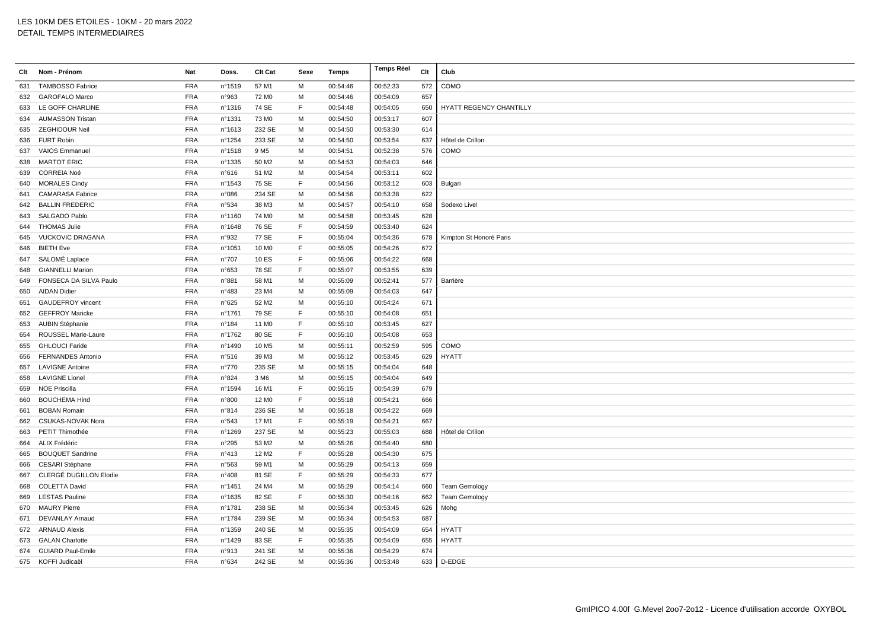LES 10KM DES ETOILES - 10KM - 20 mars 2022
DETAIL TEMPS INTERMEDIAIRES

| Clt | Nom - Prénom | Nat | Doss. | Clt Cat | Sexe | Temps | Temps Réel | Clt | Club |
|---|---|---|---|---|---|---|---|---|---|
| 631 | TAMBOSSO Fabrice | FRA | n°1519 | 57 M1 | M | 00:54:46 | 00:52:33 | 572 | COMO |
| 632 | GAROFALO Marco | FRA | n°963 | 72 M0 | M | 00:54:46 | 00:54:09 | 657 | |
| 633 | LE GOFF CHARLINE | FRA | n°1316 | 74 SE | F | 00:54:48 | 00:54:05 | 650 | HYATT REGENCY CHANTILLY |
| 634 | AUMASSON Tristan | FRA | n°1331 | 73 M0 | M | 00:54:50 | 00:53:17 | 607 | |
| 635 | ZEGHIDOUR Neil | FRA | n°1613 | 232 SE | M | 00:54:50 | 00:53:30 | 614 | |
| 636 | FURT Robin | FRA | n°1254 | 233 SE | M | 00:54:50 | 00:53:54 | 637 | Hôtel de Crillon |
| 637 | VAIOS Emmanuel | FRA | n°1518 | 9 M5 | M | 00:54:51 | 00:52:38 | 576 | COMO |
| 638 | MARTOT ERIC | FRA | n°1335 | 50 M2 | M | 00:54:53 | 00:54:03 | 646 | |
| 639 | CORREIA Noé | FRA | n°616 | 51 M2 | M | 00:54:54 | 00:53:11 | 602 | |
| 640 | MORALES Cindy | FRA | n°1543 | 75 SE | F | 00:54:56 | 00:53:12 | 603 | Bulgari |
| 641 | CAMARASA Fabrice | FRA | n°086 | 234 SE | M | 00:54:56 | 00:53:38 | 622 | |
| 642 | BALLIN FREDERIC | FRA | n°534 | 38 M3 | M | 00:54:57 | 00:54:10 | 658 | Sodexo Live! |
| 643 | SALGADO Pablo | FRA | n°1160 | 74 M0 | M | 00:54:58 | 00:53:45 | 628 | |
| 644 | THOMAS Julie | FRA | n°1648 | 76 SE | F | 00:54:59 | 00:53:40 | 624 | |
| 645 | VUCKOVIC DRAGANA | FRA | n°932 | 77 SE | F | 00:55:04 | 00:54:36 | 678 | Kimpton St Honoré Paris |
| 646 | BIETH Eve | FRA | n°1051 | 10 M0 | F | 00:55:05 | 00:54:26 | 672 | |
| 647 | SALOMÉ Laplace | FRA | n°707 | 10 ES | F | 00:55:06 | 00:54:22 | 668 | |
| 648 | GIANNELLI Marion | FRA | n°653 | 78 SE | F | 00:55:07 | 00:53:55 | 639 | |
| 649 | FONSECA DA SILVA Paulo | FRA | n°881 | 58 M1 | M | 00:55:09 | 00:52:41 | 577 | Barrière |
| 650 | AIDAN Didier | FRA | n°483 | 23 M4 | M | 00:55:09 | 00:54:03 | 647 | |
| 651 | GAUDEFROY vincent | FRA | n°625 | 52 M2 | M | 00:55:10 | 00:54:24 | 671 | |
| 652 | GEFFROY Maricke | FRA | n°1761 | 79 SE | F | 00:55:10 | 00:54:08 | 651 | |
| 653 | AUBIN Stéphanie | FRA | n°184 | 11 M0 | F | 00:55:10 | 00:53:45 | 627 | |
| 654 | ROUSSEL Marie-Laure | FRA | n°1762 | 80 SE | F | 00:55:10 | 00:54:08 | 653 | |
| 655 | GHLOUCI Faride | FRA | n°1490 | 10 M5 | M | 00:55:11 | 00:52:59 | 595 | COMO |
| 656 | FERNANDES Antonio | FRA | n°516 | 39 M3 | M | 00:55:12 | 00:53:45 | 629 | HYATT |
| 657 | LAVIGNE Antoine | FRA | n°770 | 235 SE | M | 00:55:15 | 00:54:04 | 648 | |
| 658 | LAVIGNE Lionel | FRA | n°824 | 3 M6 | M | 00:55:15 | 00:54:04 | 649 | |
| 659 | NOE Priscilla | FRA | n°1594 | 16 M1 | F | 00:55:15 | 00:54:39 | 679 | |
| 660 | BOUCHEMA Hind | FRA | n°800 | 12 M0 | F | 00:55:18 | 00:54:21 | 666 | |
| 661 | BOBAN Romain | FRA | n°814 | 236 SE | M | 00:55:18 | 00:54:22 | 669 | |
| 662 | CSUKAS-NOVAK Nora | FRA | n°543 | 17 M1 | F | 00:55:19 | 00:54:21 | 667 | |
| 663 | PETIT Thimothée | FRA | n°1269 | 237 SE | M | 00:55:23 | 00:55:03 | 688 | Hôtel de Crillon |
| 664 | ALIX Frédéric | FRA | n°295 | 53 M2 | M | 00:55:26 | 00:54:40 | 680 | |
| 665 | BOUQUET Sandrine | FRA | n°413 | 12 M2 | F | 00:55:28 | 00:54:30 | 675 | |
| 666 | CESARI Stéphane | FRA | n°563 | 59 M1 | M | 00:55:29 | 00:54:13 | 659 | |
| 667 | CLERGÉ DUGILLON Elodie | FRA | n°408 | 81 SE | F | 00:55:29 | 00:54:33 | 677 | |
| 668 | COLETTA David | FRA | n°1451 | 24 M4 | M | 00:55:29 | 00:54:14 | 660 | Team Gemology |
| 669 | LESTAS Pauline | FRA | n°1635 | 82 SE | F | 00:55:30 | 00:54:16 | 662 | Team Gemology |
| 670 | MAURY Pierre | FRA | n°1781 | 238 SE | M | 00:55:34 | 00:53:45 | 626 | Mohg |
| 671 | DEVANLAY Arnaud | FRA | n°1784 | 239 SE | M | 00:55:34 | 00:54:53 | 687 | |
| 672 | ARNAUD Alexis | FRA | n°1359 | 240 SE | M | 00:55:35 | 00:54:09 | 654 | HYATT |
| 673 | GALAN Charlotte | FRA | n°1429 | 83 SE | F | 00:55:35 | 00:54:09 | 655 | HYATT |
| 674 | GUIARD Paul-Emile | FRA | n°913 | 241 SE | M | 00:55:36 | 00:54:29 | 674 | |
| 675 | KOFFI Judicaël | FRA | n°634 | 242 SE | M | 00:55:36 | 00:53:48 | 633 | D-EDGE |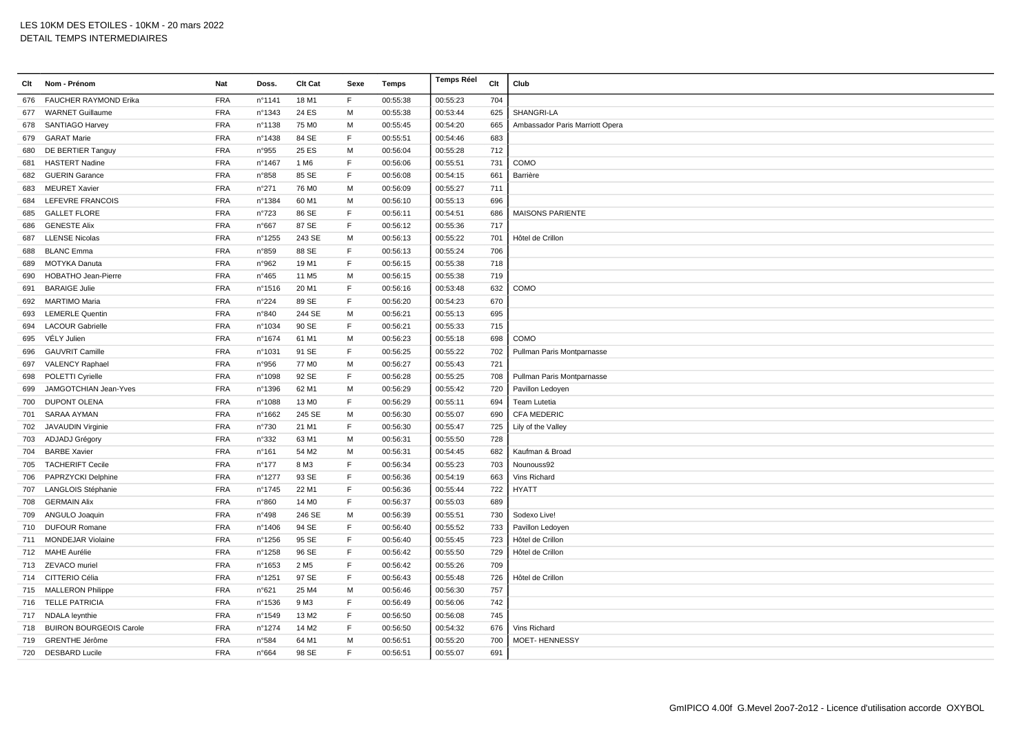LES 10KM DES ETOILES - 10KM - 20 mars 2022
DETAIL TEMPS INTERMEDIAIRES

| Clt | Nom - Prénom | Nat | Doss. | Clt Cat | Sexe | Temps | Temps Réel | Clt | Club |
|---|---|---|---|---|---|---|---|---|---|
| 676 | FAUCHER RAYMOND Erika | FRA | n°1141 | 18 M1 | F | 00:55:38 | 00:55:23 | 704 | |
| 677 | WARNET Guillaume | FRA | n°1343 | 24 ES | M | 00:55:38 | 00:53:44 | 625 | SHANGRI-LA |
| 678 | SANTIAGO Harvey | FRA | n°1138 | 75 M0 | M | 00:55:45 | 00:54:20 | 665 | Ambassador Paris Marriott Opera |
| 679 | GARAT Marie | FRA | n°1438 | 84 SE | F | 00:55:51 | 00:54:46 | 683 | |
| 680 | DE BERTIER Tanguy | FRA | n°955 | 25 ES | M | 00:56:04 | 00:55:28 | 712 | |
| 681 | HASTERT Nadine | FRA | n°1467 | 1 M6 | F | 00:56:06 | 00:55:51 | 731 | COMO |
| 682 | GUERIN Garance | FRA | n°858 | 85 SE | F | 00:56:08 | 00:54:15 | 661 | Barrière |
| 683 | MEURET Xavier | FRA | n°271 | 76 M0 | M | 00:56:09 | 00:55:27 | 711 | |
| 684 | LEFEVRE FRANCOIS | FRA | n°1384 | 60 M1 | M | 00:56:10 | 00:55:13 | 696 | |
| 685 | GALLET FLORE | FRA | n°723 | 86 SE | F | 00:56:11 | 00:54:51 | 686 | MAISONS PARIENTE |
| 686 | GENESTE Alix | FRA | n°667 | 87 SE | F | 00:56:12 | 00:55:36 | 717 | |
| 687 | LLENSE Nicolas | FRA | n°1255 | 243 SE | M | 00:56:13 | 00:55:22 | 701 | Hôtel de Crillon |
| 688 | BLANC Emma | FRA | n°859 | 88 SE | F | 00:56:13 | 00:55:24 | 706 | |
| 689 | MOTYKA Danuta | FRA | n°962 | 19 M1 | F | 00:56:15 | 00:55:38 | 718 | |
| 690 | HOBATHO Jean-Pierre | FRA | n°465 | 11 M5 | M | 00:56:15 | 00:55:38 | 719 | |
| 691 | BARAIGE Julie | FRA | n°1516 | 20 M1 | F | 00:56:16 | 00:53:48 | 632 | COMO |
| 692 | MARTIMO Maria | FRA | n°224 | 89 SE | F | 00:56:20 | 00:54:23 | 670 | |
| 693 | LEMERLE Quentin | FRA | n°840 | 244 SE | M | 00:56:21 | 00:55:13 | 695 | |
| 694 | LACOUR Gabrielle | FRA | n°1034 | 90 SE | F | 00:56:21 | 00:55:33 | 715 | |
| 695 | VÉLY Julien | FRA | n°1674 | 61 M1 | M | 00:56:23 | 00:55:18 | 698 | COMO |
| 696 | GAUVRIT Camille | FRA | n°1031 | 91 SE | F | 00:56:25 | 00:55:22 | 702 | Pullman Paris Montparnasse |
| 697 | VALENCY Raphael | FRA | n°956 | 77 M0 | M | 00:56:27 | 00:55:43 | 721 | |
| 698 | POLETTI Cyrielle | FRA | n°1098 | 92 SE | F | 00:56:28 | 00:55:25 | 708 | Pullman Paris Montparnasse |
| 699 | JAMGOTCHIAN Jean-Yves | FRA | n°1396 | 62 M1 | M | 00:56:29 | 00:55:42 | 720 | Pavillon Ledoyen |
| 700 | DUPONT OLENA | FRA | n°1088 | 13 M0 | F | 00:56:29 | 00:55:11 | 694 | Team Lutetia |
| 701 | SARAA AYMAN | FRA | n°1662 | 245 SE | M | 00:56:30 | 00:55:07 | 690 | CFA MEDERIC |
| 702 | JAVAUDIN Virginie | FRA | n°730 | 21 M1 | F | 00:56:30 | 00:55:47 | 725 | Lily of the Valley |
| 703 | ADJADJ Grégory | FRA | n°332 | 63 M1 | M | 00:56:31 | 00:55:50 | 728 | |
| 704 | BARBE Xavier | FRA | n°161 | 54 M2 | M | 00:56:31 | 00:54:45 | 682 | Kaufman & Broad |
| 705 | TACHERIFT Cecile | FRA | n°177 | 8 M3 | F | 00:56:34 | 00:55:23 | 703 | Nounouss92 |
| 706 | PAPRZYCKI Delphine | FRA | n°1277 | 93 SE | F | 00:56:36 | 00:54:19 | 663 | Vins Richard |
| 707 | LANGLOIS Stéphanie | FRA | n°1745 | 22 M1 | F | 00:56:36 | 00:55:44 | 722 | HYATT |
| 708 | GERMAIN Alix | FRA | n°860 | 14 M0 | F | 00:56:37 | 00:55:03 | 689 | |
| 709 | ANGULO Joaquin | FRA | n°498 | 246 SE | M | 00:56:39 | 00:55:51 | 730 | Sodexo Live! |
| 710 | DUFOUR Romane | FRA | n°1406 | 94 SE | F | 00:56:40 | 00:55:52 | 733 | Pavillon Ledoyen |
| 711 | MONDEJAR Violaine | FRA | n°1256 | 95 SE | F | 00:56:40 | 00:55:45 | 723 | Hôtel de Crillon |
| 712 | MAHE Aurélie | FRA | n°1258 | 96 SE | F | 00:56:42 | 00:55:50 | 729 | Hôtel de Crillon |
| 713 | ZEVACO muriel | FRA | n°1653 | 2 M5 | F | 00:56:42 | 00:55:26 | 709 | |
| 714 | CITTERIO Célia | FRA | n°1251 | 97 SE | F | 00:56:43 | 00:55:48 | 726 | Hôtel de Crillon |
| 715 | MALLERON Philippe | FRA | n°621 | 25 M4 | M | 00:56:46 | 00:56:30 | 757 | |
| 716 | TELLE PATRICIA | FRA | n°1536 | 9 M3 | F | 00:56:49 | 00:56:06 | 742 | |
| 717 | NDALA leynthie | FRA | n°1549 | 13 M2 | F | 00:56:50 | 00:56:08 | 745 | |
| 718 | BUIRON BOURGEOIS Carole | FRA | n°1274 | 14 M2 | F | 00:56:50 | 00:54:32 | 676 | Vins Richard |
| 719 | GRENTHE Jérôme | FRA | n°584 | 64 M1 | M | 00:56:51 | 00:55:20 | 700 | MOET- HENNESSY |
| 720 | DESBARD Lucile | FRA | n°664 | 98 SE | F | 00:56:51 | 00:55:07 | 691 | |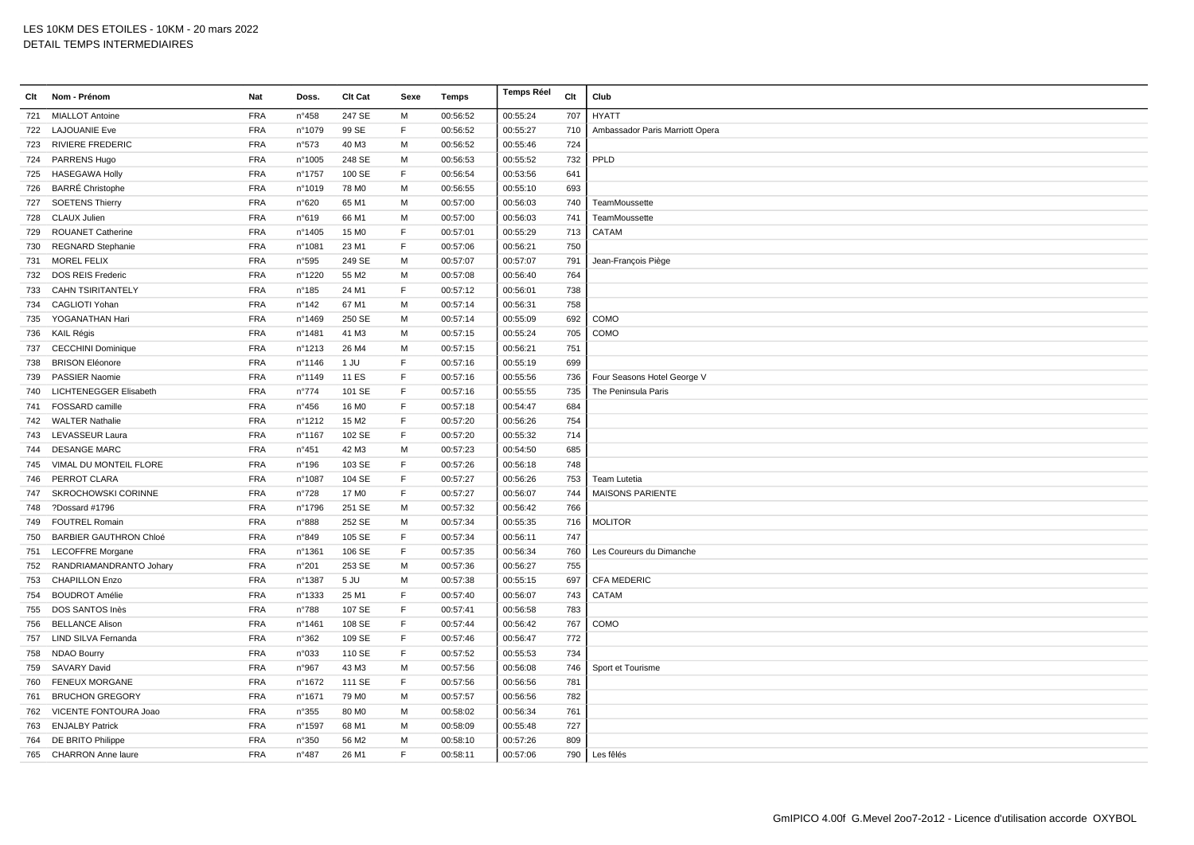# LES 10KM DES ETOILES - 10KM - 20 mars 2022
## DETAIL TEMPS INTERMEDIAIRES

| Clt | Nom - Prénom | Nat | Doss. | Clt Cat | Sexe | Temps | Temps Réel | Clt | Club |
|---|---|---|---|---|---|---|---|---|---|
| 721 | MIALLOT Antoine | FRA | n°458 | 247 SE | M | 00:56:52 | 00:55:24 | 707 | HYATT |
| 722 | LAJOUANIE Eve | FRA | n°1079 | 99 SE | F | 00:56:52 | 00:55:27 | 710 | Ambassador Paris Marriott Opera |
| 723 | RIVIERE FREDERIC | FRA | n°573 | 40 M3 | M | 00:56:52 | 00:55:46 | 724 | |
| 724 | PARRENS Hugo | FRA | n°1005 | 248 SE | M | 00:56:53 | 00:55:52 | 732 | PPLD |
| 725 | HASEGAWA Holly | FRA | n°1757 | 100 SE | F | 00:56:54 | 00:53:56 | 641 | |
| 726 | BARRÉ Christophe | FRA | n°1019 | 78 M0 | M | 00:56:55 | 00:55:10 | 693 | |
| 727 | SOETENS Thierry | FRA | n°620 | 65 M1 | M | 00:57:00 | 00:56:03 | 740 | TeamMoussette |
| 728 | CLAUX Julien | FRA | n°619 | 66 M1 | M | 00:57:00 | 00:56:03 | 741 | TeamMoussette |
| 729 | ROUANET Catherine | FRA | n°1405 | 15 M0 | F | 00:57:01 | 00:55:29 | 713 | CATAM |
| 730 | REGNARD Stephanie | FRA | n°1081 | 23 M1 | F | 00:57:06 | 00:56:21 | 750 | |
| 731 | MOREL FELIX | FRA | n°595 | 249 SE | M | 00:57:07 | 00:57:07 | 791 | Jean-François Piège |
| 732 | DOS REIS Frederic | FRA | n°1220 | 55 M2 | M | 00:57:08 | 00:56:40 | 764 | |
| 733 | CAHN TSIRITANTELY | FRA | n°185 | 24 M1 | F | 00:57:12 | 00:56:01 | 738 | |
| 734 | CAGLIOTI Yohan | FRA | n°142 | 67 M1 | M | 00:57:14 | 00:56:31 | 758 | |
| 735 | YOGANATHAN Hari | FRA | n°1469 | 250 SE | M | 00:57:14 | 00:55:09 | 692 | COMO |
| 736 | KAIL Régis | FRA | n°1481 | 41 M3 | M | 00:57:15 | 00:55:24 | 705 | COMO |
| 737 | CECCHINI Dominique | FRA | n°1213 | 26 M4 | M | 00:57:15 | 00:56:21 | 751 | |
| 738 | BRISON Eléonore | FRA | n°1146 | 1 JU | F | 00:57:16 | 00:55:19 | 699 | |
| 739 | PASSIER Naomie | FRA | n°1149 | 11 ES | F | 00:57:16 | 00:55:56 | 736 | Four Seasons Hotel George V |
| 740 | LICHTENEGGER Elisabeth | FRA | n°774 | 101 SE | F | 00:57:16 | 00:55:55 | 735 | The Peninsula Paris |
| 741 | FOSSARD camille | FRA | n°456 | 16 M0 | F | 00:57:18 | 00:54:47 | 684 | |
| 742 | WALTER Nathalie | FRA | n°1212 | 15 M2 | F | 00:57:20 | 00:56:26 | 754 | |
| 743 | LEVASSEUR Laura | FRA | n°1167 | 102 SE | F | 00:57:20 | 00:55:32 | 714 | |
| 744 | DESANGE MARC | FRA | n°451 | 42 M3 | M | 00:57:23 | 00:54:50 | 685 | |
| 745 | VIMAL DU MONTEIL FLORE | FRA | n°196 | 103 SE | F | 00:57:26 | 00:56:18 | 748 | |
| 746 | PERROT CLARA | FRA | n°1087 | 104 SE | F | 00:57:27 | 00:56:26 | 753 | Team Lutetia |
| 747 | SKROCHOWSKI CORINNE | FRA | n°728 | 17 M0 | F | 00:57:27 | 00:56:07 | 744 | MAISONS PARIENTE |
| 748 | ?Dossard #1796 | FRA | n°1796 | 251 SE | M | 00:57:32 | 00:56:42 | 766 | |
| 749 | FOUTREL Romain | FRA | n°888 | 252 SE | M | 00:57:34 | 00:55:35 | 716 | MOLITOR |
| 750 | BARBIER GAUTHRON Chloé | FRA | n°849 | 105 SE | F | 00:57:34 | 00:56:11 | 747 | |
| 751 | LECOFFRE Morgane | FRA | n°1361 | 106 SE | F | 00:57:35 | 00:56:34 | 760 | Les Coureurs du Dimanche |
| 752 | RANDRIAMANDRANTO Johary | FRA | n°201 | 253 SE | M | 00:57:36 | 00:56:27 | 755 | |
| 753 | CHAPILLON Enzo | FRA | n°1387 | 5 JU | M | 00:57:38 | 00:55:15 | 697 | CFA MEDERIC |
| 754 | BOUDROT Amélie | FRA | n°1333 | 25 M1 | F | 00:57:40 | 00:56:07 | 743 | CATAM |
| 755 | DOS SANTOS Inès | FRA | n°788 | 107 SE | F | 00:57:41 | 00:56:58 | 783 | |
| 756 | BELLANCE Alison | FRA | n°1461 | 108 SE | F | 00:57:44 | 00:56:42 | 767 | COMO |
| 757 | LIND SILVA Fernanda | FRA | n°362 | 109 SE | F | 00:57:46 | 00:56:47 | 772 | |
| 758 | NDAO Bourry | FRA | n°033 | 110 SE | F | 00:57:52 | 00:55:53 | 734 | |
| 759 | SAVARY David | FRA | n°967 | 43 M3 | M | 00:57:56 | 00:56:08 | 746 | Sport et Tourisme |
| 760 | FENEUX MORGANE | FRA | n°1672 | 111 SE | F | 00:57:56 | 00:56:56 | 781 | |
| 761 | BRUCHON GREGORY | FRA | n°1671 | 79 M0 | M | 00:57:57 | 00:56:56 | 782 | |
| 762 | VICENTE FONTOURA Joao | FRA | n°355 | 80 M0 | M | 00:58:02 | 00:56:34 | 761 | |
| 763 | ENJALBY Patrick | FRA | n°1597 | 68 M1 | M | 00:58:09 | 00:55:48 | 727 | |
| 764 | DE BRITO Philippe | FRA | n°350 | 56 M2 | M | 00:58:10 | 00:57:26 | 809 | |
| 765 | CHARRON Anne laure | FRA | n°487 | 26 M1 | F | 00:58:11 | 00:57:06 | 790 | Les fêlés |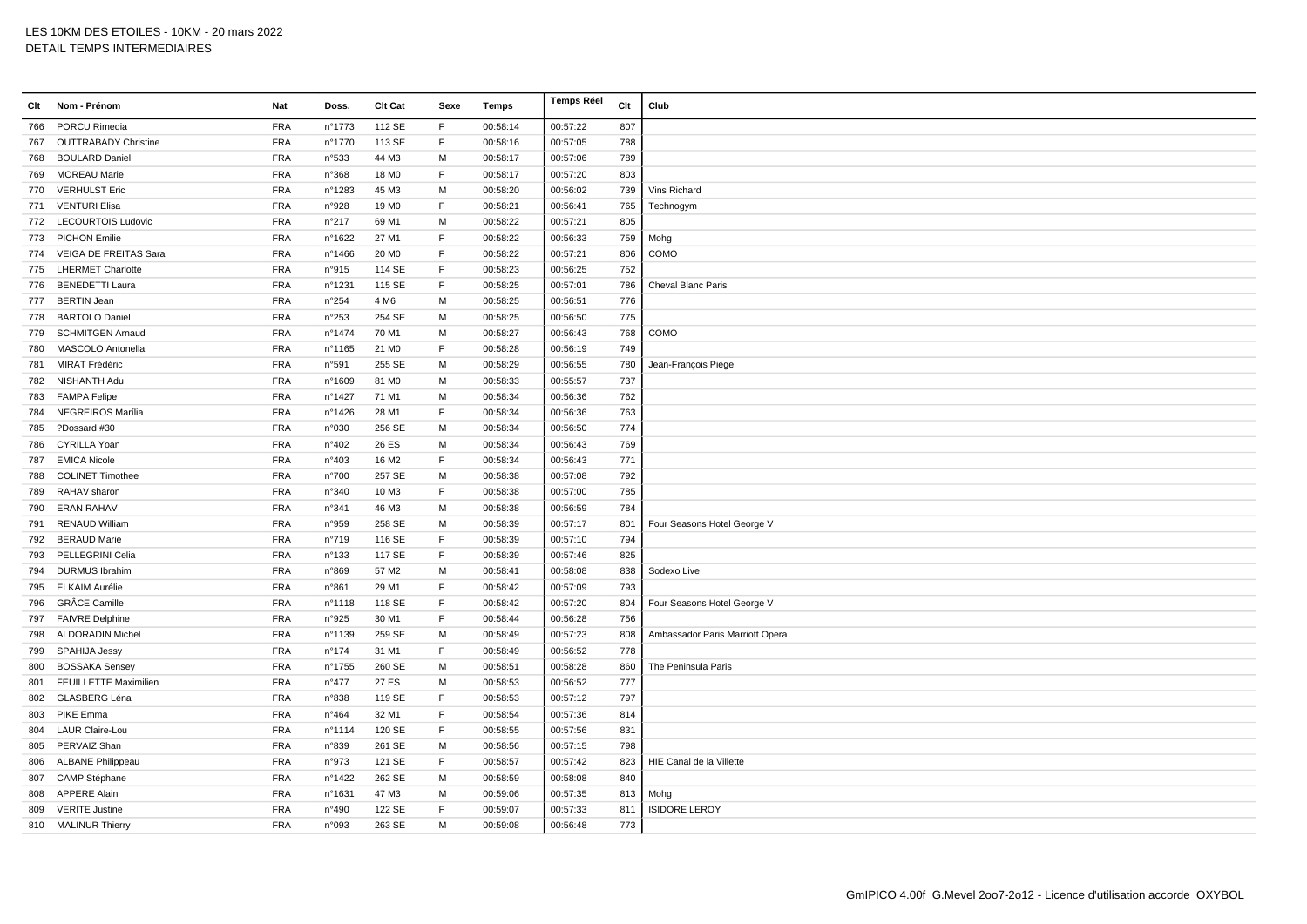# LES 10KM DES ETOILES - 10KM - 20 mars 2022
## DETAIL TEMPS INTERMEDIAIRES

| Clt | Nom - Prénom | Nat | Doss. | Clt Cat | Sexe | Temps | Temps Réel | Clt | Club |
|---|---|---|---|---|---|---|---|---|---|
| 766 | PORCU Rimedia | FRA | n°1773 | 112 SE | F | 00:58:14 | 00:57:22 | 807 | |
| 767 | OUTTRABADY Christine | FRA | n°1770 | 113 SE | F | 00:58:16 | 00:57:05 | 788 | |
| 768 | BOULARD Daniel | FRA | n°533 | 44 M3 | M | 00:58:17 | 00:57:06 | 789 | |
| 769 | MOREAU Marie | FRA | n°368 | 18 M0 | F | 00:58:17 | 00:57:20 | 803 | |
| 770 | VERHULST Eric | FRA | n°1283 | 45 M3 | M | 00:58:20 | 00:56:02 | 739 | Vins Richard |
| 771 | VENTURI Elisa | FRA | n°928 | 19 M0 | F | 00:58:21 | 00:56:41 | 765 | Technogym |
| 772 | LECOURTOIS Ludovic | FRA | n°217 | 69 M1 | M | 00:58:22 | 00:57:21 | 805 | |
| 773 | PICHON Emilie | FRA | n°1622 | 27 M1 | F | 00:58:22 | 00:56:33 | 759 | Mohg |
| 774 | VEIGA DE FREITAS Sara | FRA | n°1466 | 20 M0 | F | 00:58:22 | 00:57:21 | 806 | COMO |
| 775 | LHERMET Charlotte | FRA | n°915 | 114 SE | F | 00:58:23 | 00:56:25 | 752 | |
| 776 | BENEDETTI Laura | FRA | n°1231 | 115 SE | F | 00:58:25 | 00:57:01 | 786 | Cheval Blanc Paris |
| 777 | BERTIN Jean | FRA | n°254 | 4 M6 | M | 00:58:25 | 00:56:51 | 776 | |
| 778 | BARTOLO Daniel | FRA | n°253 | 254 SE | M | 00:58:25 | 00:56:50 | 775 | |
| 779 | SCHMITGEN Arnaud | FRA | n°1474 | 70 M1 | M | 00:58:27 | 00:56:43 | 768 | COMO |
| 780 | MASCOLO Antonella | FRA | n°1165 | 21 M0 | F | 00:58:28 | 00:56:19 | 749 | |
| 781 | MIRAT Frédéric | FRA | n°591 | 255 SE | M | 00:58:29 | 00:56:55 | 780 | Jean-François Piège |
| 782 | NISHANTH Adu | FRA | n°1609 | 81 M0 | M | 00:58:33 | 00:55:57 | 737 | |
| 783 | FAMPA Felipe | FRA | n°1427 | 71 M1 | M | 00:58:34 | 00:56:36 | 762 | |
| 784 | NEGREIROS Marília | FRA | n°1426 | 28 M1 | F | 00:58:34 | 00:56:36 | 763 | |
| 785 | ?Dossard #30 | FRA | n°030 | 256 SE | M | 00:58:34 | 00:56:50 | 774 | |
| 786 | CYRILLA Yoan | FRA | n°402 | 26 ES | M | 00:58:34 | 00:56:43 | 769 | |
| 787 | EMICA Nicole | FRA | n°403 | 16 M2 | F | 00:58:34 | 00:56:43 | 771 | |
| 788 | COLINET Timothee | FRA | n°700 | 257 SE | M | 00:58:38 | 00:57:08 | 792 | |
| 789 | RAHAV sharon | FRA | n°340 | 10 M3 | F | 00:58:38 | 00:57:00 | 785 | |
| 790 | ERAN RAHAV | FRA | n°341 | 46 M3 | M | 00:58:38 | 00:56:59 | 784 | |
| 791 | RENAUD William | FRA | n°959 | 258 SE | M | 00:58:39 | 00:57:17 | 801 | Four Seasons Hotel George V |
| 792 | BERAUD Marie | FRA | n°719 | 116 SE | F | 00:58:39 | 00:57:10 | 794 | |
| 793 | PELLEGRINI Celia | FRA | n°133 | 117 SE | F | 00:58:39 | 00:57:46 | 825 | |
| 794 | DURMUS Ibrahim | FRA | n°869 | 57 M2 | M | 00:58:41 | 00:58:08 | 838 | Sodexo Live! |
| 795 | ELKAIM Aurélie | FRA | n°861 | 29 M1 | F | 00:58:42 | 00:57:09 | 793 | |
| 796 | GRÂCE Camille | FRA | n°1118 | 118 SE | F | 00:58:42 | 00:57:20 | 804 | Four Seasons Hotel George V |
| 797 | FAIVRE Delphine | FRA | n°925 | 30 M1 | F | 00:58:44 | 00:56:28 | 756 | |
| 798 | ALDORADIN Michel | FRA | n°1139 | 259 SE | M | 00:58:49 | 00:57:23 | 808 | Ambassador Paris Marriott Opera |
| 799 | SPAHIJA Jessy | FRA | n°174 | 31 M1 | F | 00:58:49 | 00:56:52 | 778 | |
| 800 | BOSSAKA Sensey | FRA | n°1755 | 260 SE | M | 00:58:51 | 00:58:28 | 860 | The Peninsula Paris |
| 801 | FEUILLETTE Maximilien | FRA | n°477 | 27 ES | M | 00:58:53 | 00:56:52 | 777 | |
| 802 | GLASBERG Léna | FRA | n°838 | 119 SE | F | 00:58:53 | 00:57:12 | 797 | |
| 803 | PIKE Emma | FRA | n°464 | 32 M1 | F | 00:58:54 | 00:57:36 | 814 | |
| 804 | LAUR Claire-Lou | FRA | n°1114 | 120 SE | F | 00:58:55 | 00:57:56 | 831 | |
| 805 | PERVAIZ Shan | FRA | n°839 | 261 SE | M | 00:58:56 | 00:57:15 | 798 | |
| 806 | ALBANE Philippeau | FRA | n°973 | 121 SE | F | 00:58:57 | 00:57:42 | 823 | HIE Canal de la Villette |
| 807 | CAMP Stéphane | FRA | n°1422 | 262 SE | M | 00:58:59 | 00:58:08 | 840 | |
| 808 | APPERE Alain | FRA | n°1631 | 47 M3 | M | 00:59:06 | 00:57:35 | 813 | Mohg |
| 809 | VERITE Justine | FRA | n°490 | 122 SE | F | 00:59:07 | 00:57:33 | 811 | ISIDORE LEROY |
| 810 | MALINUR Thierry | FRA | n°093 | 263 SE | M | 00:59:08 | 00:56:48 | 773 | |

GmIPICO 4.00f G.Mevel 2oo7-2o12 - Licence d'utilisation accorde OXYBOL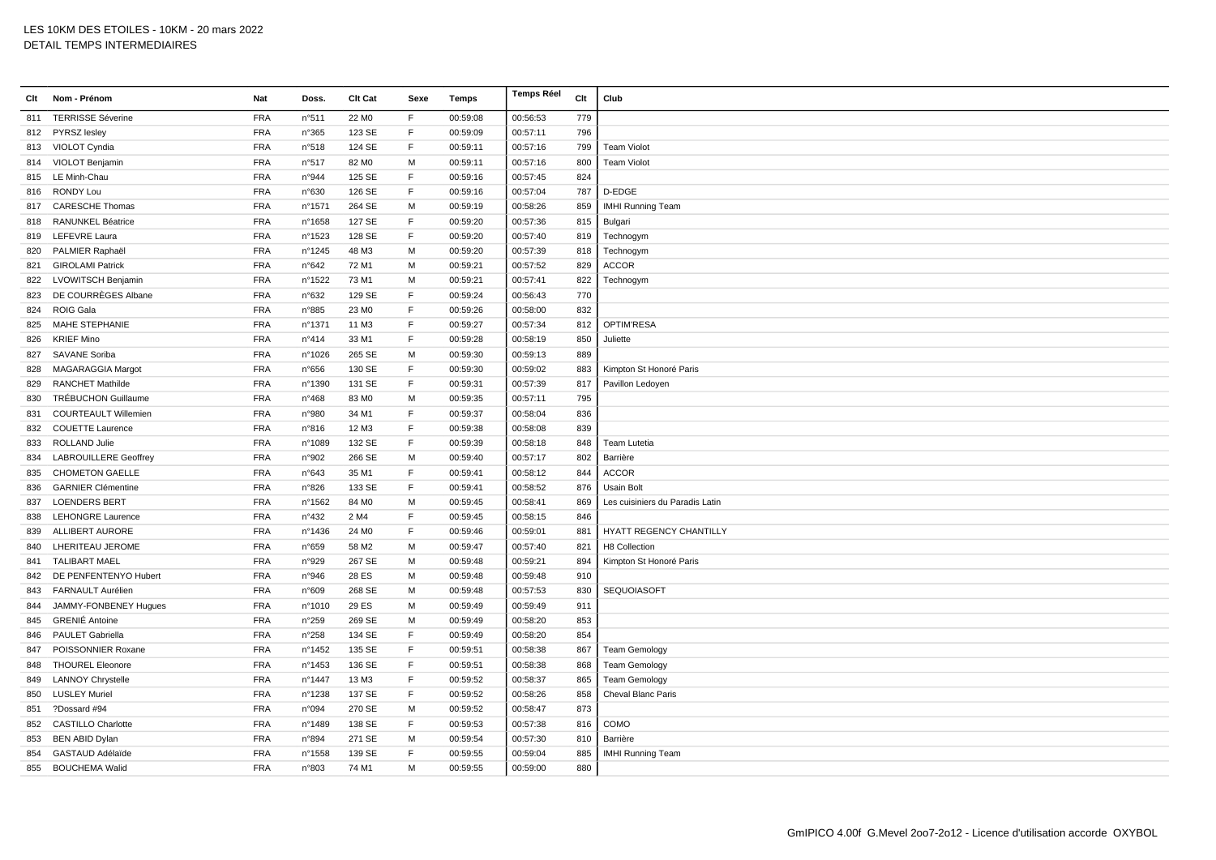# LES 10KM DES ETOILES - 10KM - 20 mars 2022
## DETAIL TEMPS INTERMEDIAIRES

| Clt | Nom - Prénom | Nat | Doss. | Clt Cat | Sexe | Temps | Temps Réel | Clt | Club |
|---|---|---|---|---|---|---|---|---|---|
| 811 | TERRISSE Séverine | FRA | n°511 | 22 M0 | F | 00:59:08 | 00:56:53 | 779 | |
| 812 | PYRSZ lesley | FRA | n°365 | 123 SE | F | 00:59:09 | 00:57:11 | 796 | |
| 813 | VIOLOT Cyndia | FRA | n°518 | 124 SE | F | 00:59:11 | 00:57:16 | 799 | Team Violot |
| 814 | VIOLOT Benjamin | FRA | n°517 | 82 M0 | M | 00:59:11 | 00:57:16 | 800 | Team Violot |
| 815 | LE Minh-Chau | FRA | n°944 | 125 SE | F | 00:59:16 | 00:57:45 | 824 | |
| 816 | RONDY Lou | FRA | n°630 | 126 SE | F | 00:59:16 | 00:57:04 | 787 | D-EDGE |
| 817 | CARESCHE Thomas | FRA | n°1571 | 264 SE | M | 00:59:19 | 00:58:26 | 859 | IMHI Running Team |
| 818 | RANUNKEL Béatrice | FRA | n°1658 | 127 SE | F | 00:59:20 | 00:57:36 | 815 | Bulgari |
| 819 | LEFEVRE Laura | FRA | n°1523 | 128 SE | F | 00:59:20 | 00:57:40 | 819 | Technogym |
| 820 | PALMIER Raphaël | FRA | n°1245 | 48 M3 | M | 00:59:20 | 00:57:39 | 818 | Technogym |
| 821 | GIROLAMI Patrick | FRA | n°642 | 72 M1 | M | 00:59:21 | 00:57:52 | 829 | ACCOR |
| 822 | LVOWITSCH Benjamin | FRA | n°1522 | 73 M1 | M | 00:59:21 | 00:57:41 | 822 | Technogym |
| 823 | DE COURRÈGES Albane | FRA | n°632 | 129 SE | F | 00:59:24 | 00:56:43 | 770 | |
| 824 | ROIG Gala | FRA | n°885 | 23 M0 | F | 00:59:26 | 00:58:00 | 832 | |
| 825 | MAHE STEPHANIE | FRA | n°1371 | 11 M3 | F | 00:59:27 | 00:57:34 | 812 | OPTIM'RESA |
| 826 | KRIEF Mino | FRA | n°414 | 33 M1 | F | 00:59:28 | 00:58:19 | 850 | Juliette |
| 827 | SAVANE Soriba | FRA | n°1026 | 265 SE | M | 00:59:30 | 00:59:13 | 889 | |
| 828 | MAGARAGGIA Margot | FRA | n°656 | 130 SE | F | 00:59:30 | 00:59:02 | 883 | Kimpton St Honoré Paris |
| 829 | RANCHET Mathilde | FRA | n°1390 | 131 SE | F | 00:59:31 | 00:57:39 | 817 | Pavillon Ledoyen |
| 830 | TRÉBUCHON Guillaume | FRA | n°468 | 83 M0 | M | 00:59:35 | 00:57:11 | 795 | |
| 831 | COURTEAULT Willemien | FRA | n°980 | 34 M1 | F | 00:59:37 | 00:58:04 | 836 | |
| 832 | COUETTE Laurence | FRA | n°816 | 12 M3 | F | 00:59:38 | 00:58:08 | 839 | |
| 833 | ROLLAND Julie | FRA | n°1089 | 132 SE | F | 00:59:39 | 00:58:18 | 848 | Team Lutetia |
| 834 | LABROUILLERE Geoffrey | FRA | n°902 | 266 SE | M | 00:59:40 | 00:57:17 | 802 | Barrière |
| 835 | CHOMETON GAELLE | FRA | n°643 | 35 M1 | F | 00:59:41 | 00:58:12 | 844 | ACCOR |
| 836 | GARNIER Clémentine | FRA | n°826 | 133 SE | F | 00:59:41 | 00:58:52 | 876 | Usain Bolt |
| 837 | LOENDERS BERT | FRA | n°1562 | 84 M0 | M | 00:59:45 | 00:58:41 | 869 | Les cuisiniers du Paradis Latin |
| 838 | LEHONGRE Laurence | FRA | n°432 | 2 M4 | F | 00:59:45 | 00:58:15 | 846 | |
| 839 | ALLIBERT AURORE | FRA | n°1436 | 24 M0 | F | 00:59:46 | 00:59:01 | 881 | HYATT REGENCY CHANTILLY |
| 840 | LHERITEAU JEROME | FRA | n°659 | 58 M2 | M | 00:59:47 | 00:57:40 | 821 | H8 Collection |
| 841 | TALIBART MAEL | FRA | n°929 | 267 SE | M | 00:59:48 | 00:59:21 | 894 | Kimpton St Honoré Paris |
| 842 | DE PENFENTENYO Hubert | FRA | n°946 | 28 ES | M | 00:59:48 | 00:59:48 | 910 | |
| 843 | FARNAULT Aurélien | FRA | n°609 | 268 SE | M | 00:59:48 | 00:57:53 | 830 | SEQUOIASOFT |
| 844 | JAMMY-FONBENEY Hugues | FRA | n°1010 | 29 ES | M | 00:59:49 | 00:59:49 | 911 | |
| 845 | GRENIÉ Antoine | FRA | n°259 | 269 SE | M | 00:59:49 | 00:58:20 | 853 | |
| 846 | PAULET Gabriella | FRA | n°258 | 134 SE | F | 00:59:49 | 00:58:20 | 854 | |
| 847 | POISSONNIER Roxane | FRA | n°1452 | 135 SE | F | 00:59:51 | 00:58:38 | 867 | Team Gemology |
| 848 | THOUREL Eleonore | FRA | n°1453 | 136 SE | F | 00:59:51 | 00:58:38 | 868 | Team Gemology |
| 849 | LANNOY Chrystelle | FRA | n°1447 | 13 M3 | F | 00:59:52 | 00:58:37 | 865 | Team Gemology |
| 850 | LUSLEY Muriel | FRA | n°1238 | 137 SE | F | 00:59:52 | 00:58:26 | 858 | Cheval Blanc Paris |
| 851 | ?Dossard #94 | FRA | n°094 | 270 SE | M | 00:59:52 | 00:58:47 | 873 | |
| 852 | CASTILLO Charlotte | FRA | n°1489 | 138 SE | F | 00:59:53 | 00:57:38 | 816 | COMO |
| 853 | BEN ABID Dylan | FRA | n°894 | 271 SE | M | 00:59:54 | 00:57:30 | 810 | Barrière |
| 854 | GASTAUD Adélaïde | FRA | n°1558 | 139 SE | F | 00:59:55 | 00:59:04 | 885 | IMHI Running Team |
| 855 | BOUCHEMA Walid | FRA | n°803 | 74 M1 | M | 00:59:55 | 00:59:00 | 880 | |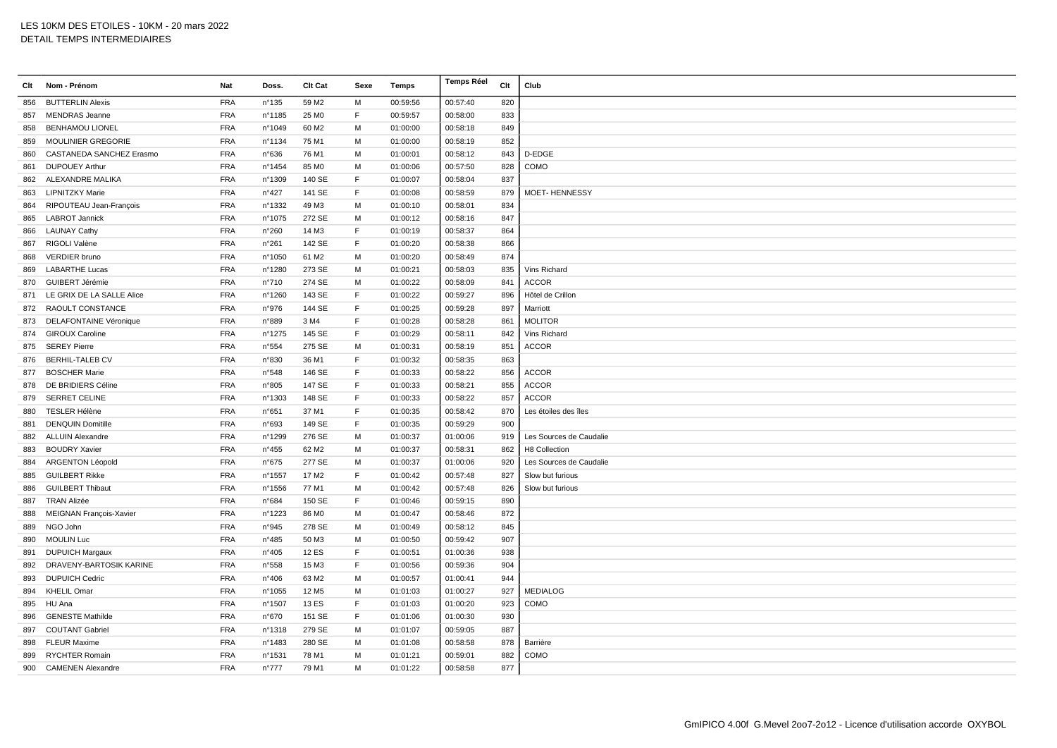LES 10KM DES ETOILES - 10KM - 20 mars 2022
DETAIL TEMPS INTERMEDIAIRES

| Clt | Nom - Prénom | Nat | Doss. | Clt Cat | Sexe | Temps | Temps Réel | Clt | Club |
|---|---|---|---|---|---|---|---|---|---|
| 856 | BUTTERLIN Alexis | FRA | n°135 | 59 M2 | M | 00:59:56 | 00:57:40 | 820 | |
| 857 | MENDRAS Jeanne | FRA | n°1185 | 25 M0 | F | 00:59:57 | 00:58:00 | 833 | |
| 858 | BENHAMOU LIONEL | FRA | n°1049 | 60 M2 | M | 01:00:00 | 00:58:18 | 849 | |
| 859 | MOULINIER GREGORIE | FRA | n°1134 | 75 M1 | M | 01:00:00 | 00:58:19 | 852 | |
| 860 | CASTANEDA SANCHEZ Erasmo | FRA | n°636 | 76 M1 | M | 01:00:01 | 00:58:12 | 843 | D-EDGE |
| 861 | DUPOUEY Arthur | FRA | n°1454 | 85 M0 | M | 01:00:06 | 00:57:50 | 828 | COMO |
| 862 | ALEXANDRE MALIKA | FRA | n°1309 | 140 SE | F | 01:00:07 | 00:58:04 | 837 | |
| 863 | LIPNITZKY Marie | FRA | n°427 | 141 SE | F | 01:00:08 | 00:58:59 | 879 | MOET- HENNESSY |
| 864 | RIPOUTEAU Jean-François | FRA | n°1332 | 49 M3 | M | 01:00:10 | 00:58:01 | 834 | |
| 865 | LABROT Jannick | FRA | n°1075 | 272 SE | M | 01:00:12 | 00:58:16 | 847 | |
| 866 | LAUNAY Cathy | FRA | n°260 | 14 M3 | F | 01:00:19 | 00:58:37 | 864 | |
| 867 | RIGOLI Valène | FRA | n°261 | 142 SE | F | 01:00:20 | 00:58:38 | 866 | |
| 868 | VERDIER bruno | FRA | n°1050 | 61 M2 | M | 01:00:20 | 00:58:49 | 874 | |
| 869 | LABARTHE Lucas | FRA | n°1280 | 273 SE | M | 01:00:21 | 00:58:03 | 835 | Vins Richard |
| 870 | GUIBERT Jérémie | FRA | n°710 | 274 SE | M | 01:00:22 | 00:58:09 | 841 | ACCOR |
| 871 | LE GRIX DE LA SALLE Alice | FRA | n°1260 | 143 SE | F | 01:00:22 | 00:59:27 | 896 | Hôtel de Crillon |
| 872 | RAOULT CONSTANCE | FRA | n°976 | 144 SE | F | 01:00:25 | 00:59:28 | 897 | Marriott |
| 873 | DELAFONTAINE Véronique | FRA | n°889 | 3 M4 | F | 01:00:28 | 00:58:28 | 861 | MOLITOR |
| 874 | GIROUX Caroline | FRA | n°1275 | 145 SE | F | 01:00:29 | 00:58:11 | 842 | Vins Richard |
| 875 | SEREY Pierre | FRA | n°554 | 275 SE | M | 01:00:31 | 00:58:19 | 851 | ACCOR |
| 876 | BERHIL-TALEB CV | FRA | n°830 | 36 M1 | F | 01:00:32 | 00:58:35 | 863 | |
| 877 | BOSCHER Marie | FRA | n°548 | 146 SE | F | 01:00:33 | 00:58:22 | 856 | ACCOR |
| 878 | DE BRIDIERS Céline | FRA | n°805 | 147 SE | F | 01:00:33 | 00:58:21 | 855 | ACCOR |
| 879 | SERRET CELINE | FRA | n°1303 | 148 SE | F | 01:00:33 | 00:58:22 | 857 | ACCOR |
| 880 | TESLER Hélène | FRA | n°651 | 37 M1 | F | 01:00:35 | 00:58:42 | 870 | Les étoiles des îles |
| 881 | DENQUIN Domitille | FRA | n°693 | 149 SE | F | 01:00:35 | 00:59:29 | 900 | |
| 882 | ALLUIN Alexandre | FRA | n°1299 | 276 SE | M | 01:00:37 | 01:00:06 | 919 | Les Sources de Caudalie |
| 883 | BOUDRY Xavier | FRA | n°455 | 62 M2 | M | 01:00:37 | 00:58:31 | 862 | H8 Collection |
| 884 | ARGENTON Léopold | FRA | n°675 | 277 SE | M | 01:00:37 | 01:00:06 | 920 | Les Sources de Caudalie |
| 885 | GUILBERT Rikke | FRA | n°1557 | 17 M2 | F | 01:00:42 | 00:57:48 | 827 | Slow but furious |
| 886 | GUILBERT Thibaut | FRA | n°1556 | 77 M1 | M | 01:00:42 | 00:57:48 | 826 | Slow but furious |
| 887 | TRAN Alizée | FRA | n°684 | 150 SE | F | 01:00:46 | 00:59:15 | 890 | |
| 888 | MEIGNAN François-Xavier | FRA | n°1223 | 86 M0 | M | 01:00:47 | 00:58:46 | 872 | |
| 889 | NGO John | FRA | n°945 | 278 SE | M | 01:00:49 | 00:58:12 | 845 | |
| 890 | MOULIN Luc | FRA | n°485 | 50 M3 | M | 01:00:50 | 00:59:42 | 907 | |
| 891 | DUPUICH Margaux | FRA | n°405 | 12 ES | F | 01:00:51 | 01:00:36 | 938 | |
| 892 | DRAVENY-BARTOSIK KARINE | FRA | n°558 | 15 M3 | F | 01:00:56 | 00:59:36 | 904 | |
| 893 | DUPUICH Cedric | FRA | n°406 | 63 M2 | M | 01:00:57 | 01:00:41 | 944 | |
| 894 | KHELIL Omar | FRA | n°1055 | 12 M5 | M | 01:01:03 | 01:00:27 | 927 | MEDIALOG |
| 895 | HU Ana | FRA | n°1507 | 13 ES | F | 01:01:03 | 01:00:20 | 923 | COMO |
| 896 | GENESTE Mathilde | FRA | n°670 | 151 SE | F | 01:01:06 | 01:00:30 | 930 | |
| 897 | COUTANT Gabriel | FRA | n°1318 | 279 SE | M | 01:01:07 | 00:59:05 | 887 | |
| 898 | FLEUR Maxime | FRA | n°1483 | 280 SE | M | 01:01:08 | 00:58:58 | 878 | Barrière |
| 899 | RYCHTER Romain | FRA | n°1531 | 78 M1 | M | 01:01:21 | 00:59:01 | 882 | COMO |
| 900 | CAMENEN Alexandre | FRA | n°777 | 79 M1 | M | 01:01:22 | 00:58:58 | 877 | |

GmIPICO 4.00f G.Mevel 2oo7-2o12 - Licence d'utilisation accorde OXYBOL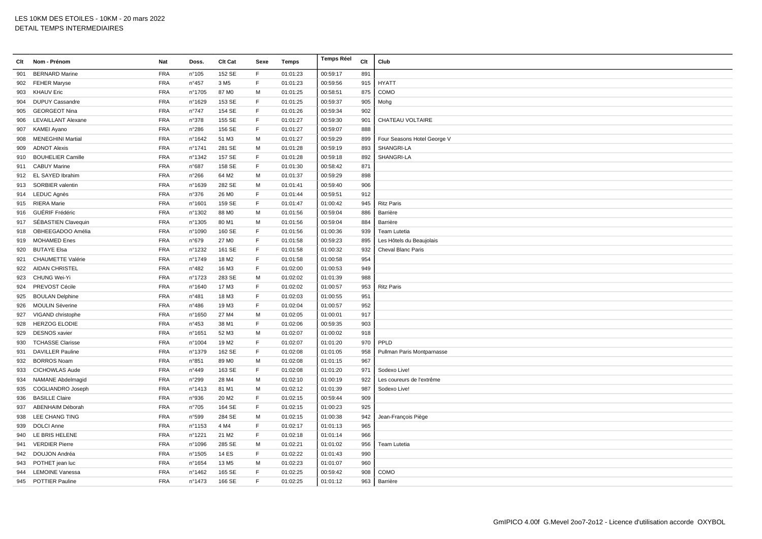# LES 10KM DES ETOILES - 10KM - 20 mars 2022
## DETAIL TEMPS INTERMEDIAIRES

| Clt | Nom - Prénom | Nat | Doss. | Clt Cat | Sexe | Temps | Temps Réel | Clt | Club |
|---|---|---|---|---|---|---|---|---|---|
| 901 | BERNARD Marine | FRA | n°105 | 152 SE | F | 01:01:23 | 00:59:17 | 891 | |
| 902 | FEHER Maryse | FRA | n°457 | 3 M5 | F | 01:01:23 | 00:59:56 | 915 | HYATT |
| 903 | KHAUV Eric | FRA | n°1705 | 87 M0 | M | 01:01:25 | 00:58:51 | 875 | COMO |
| 904 | DUPUY Cassandre | FRA | n°1629 | 153 SE | F | 01:01:25 | 00:59:37 | 905 | Mohg |
| 905 | GEORGEOT Nina | FRA | n°747 | 154 SE | F | 01:01:26 | 00:59:34 | 902 | |
| 906 | LEVAILLANT Alexane | FRA | n°378 | 155 SE | F | 01:01:27 | 00:59:30 | 901 | CHATEAU VOLTAIRE |
| 907 | KAMEI Ayano | FRA | n°286 | 156 SE | F | 01:01:27 | 00:59:07 | 888 | |
| 908 | MENEGHINI Martial | FRA | n°1642 | 51 M3 | M | 01:01:27 | 00:59:29 | 899 | Four Seasons Hotel George V |
| 909 | ADNOT Alexis | FRA | n°1741 | 281 SE | M | 01:01:28 | 00:59:19 | 893 | SHANGRI-LA |
| 910 | BOUHELIER Camille | FRA | n°1342 | 157 SE | F | 01:01:28 | 00:59:18 | 892 | SHANGRI-LA |
| 911 | CABUY Marine | FRA | n°687 | 158 SE | F | 01:01:30 | 00:58:42 | 871 | |
| 912 | EL SAYED Ibrahim | FRA | n°266 | 64 M2 | M | 01:01:37 | 00:59:29 | 898 | |
| 913 | SORBIER valentin | FRA | n°1639 | 282 SE | M | 01:01:41 | 00:59:40 | 906 | |
| 914 | LEDUC Agnès | FRA | n°376 | 26 M0 | F | 01:01:44 | 00:59:51 | 912 | |
| 915 | RIERA Marie | FRA | n°1601 | 159 SE | F | 01:01:47 | 01:00:42 | 945 | Ritz Paris |
| 916 | GUÉRIF Frédéric | FRA | n°1302 | 88 M0 | M | 01:01:56 | 00:59:04 | 886 | Barrière |
| 917 | SÉBASTIEN Clavequin | FRA | n°1305 | 80 M1 | M | 01:01:56 | 00:59:04 | 884 | Barrière |
| 918 | OBHEEGADOO Amélia | FRA | n°1090 | 160 SE | F | 01:01:56 | 01:00:36 | 939 | Team Lutetia |
| 919 | MOHAMED Enes | FRA | n°679 | 27 M0 | F | 01:01:58 | 00:59:23 | 895 | Les Hôtels du Beaujolais |
| 920 | BUTAYE Elsa | FRA | n°1232 | 161 SE | F | 01:01:58 | 01:00:32 | 932 | Cheval Blanc Paris |
| 921 | CHAUMETTE Valérie | FRA | n°1749 | 18 M2 | F | 01:01:58 | 01:00:58 | 954 | |
| 922 | AIDAN CHRISTEL | FRA | n°482 | 16 M3 | F | 01:02:00 | 01:00:53 | 949 | |
| 923 | CHUNG Wei-Yi | FRA | n°1723 | 283 SE | M | 01:02:02 | 01:01:39 | 988 | |
| 924 | PREVOST Cécile | FRA | n°1640 | 17 M3 | F | 01:02:02 | 01:00:57 | 953 | Ritz Paris |
| 925 | BOULAN Delphine | FRA | n°481 | 18 M3 | F | 01:02:03 | 01:00:55 | 951 | |
| 926 | MOULIN Séverine | FRA | n°486 | 19 M3 | F | 01:02:04 | 01:00:57 | 952 | |
| 927 | VIGAND christophe | FRA | n°1650 | 27 M4 | M | 01:02:05 | 01:00:01 | 917 | |
| 928 | HERZOG ELODIE | FRA | n°453 | 38 M1 | F | 01:02:06 | 00:59:35 | 903 | |
| 929 | DESNOS xavier | FRA | n°1651 | 52 M3 | M | 01:02:07 | 01:00:02 | 918 | |
| 930 | TCHASSE Clarisse | FRA | n°1004 | 19 M2 | F | 01:02:07 | 01:01:20 | 970 | PPLD |
| 931 | DAVILLER Pauline | FRA | n°1379 | 162 SE | F | 01:02:08 | 01:01:05 | 958 | Pullman Paris Montparnasse |
| 932 | BORROS Noam | FRA | n°851 | 89 M0 | M | 01:02:08 | 01:01:15 | 967 | |
| 933 | CICHOWLAS Aude | FRA | n°449 | 163 SE | F | 01:02:08 | 01:01:20 | 971 | Sodexo Live! |
| 934 | NAMANE Abdelmagid | FRA | n°299 | 28 M4 | M | 01:02:10 | 01:00:19 | 922 | Les coureurs de l'extrême |
| 935 | COGLIANDRO Joseph | FRA | n°1413 | 81 M1 | M | 01:02:12 | 01:01:39 | 987 | Sodexo Live! |
| 936 | BASILLE Claire | FRA | n°936 | 20 M2 | F | 01:02:15 | 00:59:44 | 909 | |
| 937 | ABENHAIM Déborah | FRA | n°705 | 164 SE | F | 01:02:15 | 01:00:23 | 925 | |
| 938 | LEE CHANG TING | FRA | n°599 | 284 SE | M | 01:02:15 | 01:00:38 | 942 | Jean-François Piège |
| 939 | DOLCI Anne | FRA | n°1153 | 4 M4 | F | 01:02:17 | 01:01:13 | 965 | |
| 940 | LE BRIS HELENE | FRA | n°1221 | 21 M2 | F | 01:02:18 | 01:01:14 | 966 | |
| 941 | VERDIER Pierre | FRA | n°1096 | 285 SE | M | 01:02:21 | 01:01:02 | 956 | Team Lutetia |
| 942 | DOUJON Andréa | FRA | n°1505 | 14 ES | F | 01:02:22 | 01:01:43 | 990 | |
| 943 | POTHET jean luc | FRA | n°1654 | 13 M5 | M | 01:02:23 | 01:01:07 | 960 | |
| 944 | LEMOINE Vanessa | FRA | n°1462 | 165 SE | F | 01:02:25 | 00:59:42 | 908 | COMO |
| 945 | POTTIER Pauline | FRA | n°1473 | 166 SE | F | 01:02:25 | 01:01:12 | 963 | Barrière |

GmIPICO 4.00f G.Mevel 2oo7-2o12 - Licence d'utilisation accorde OXYBOL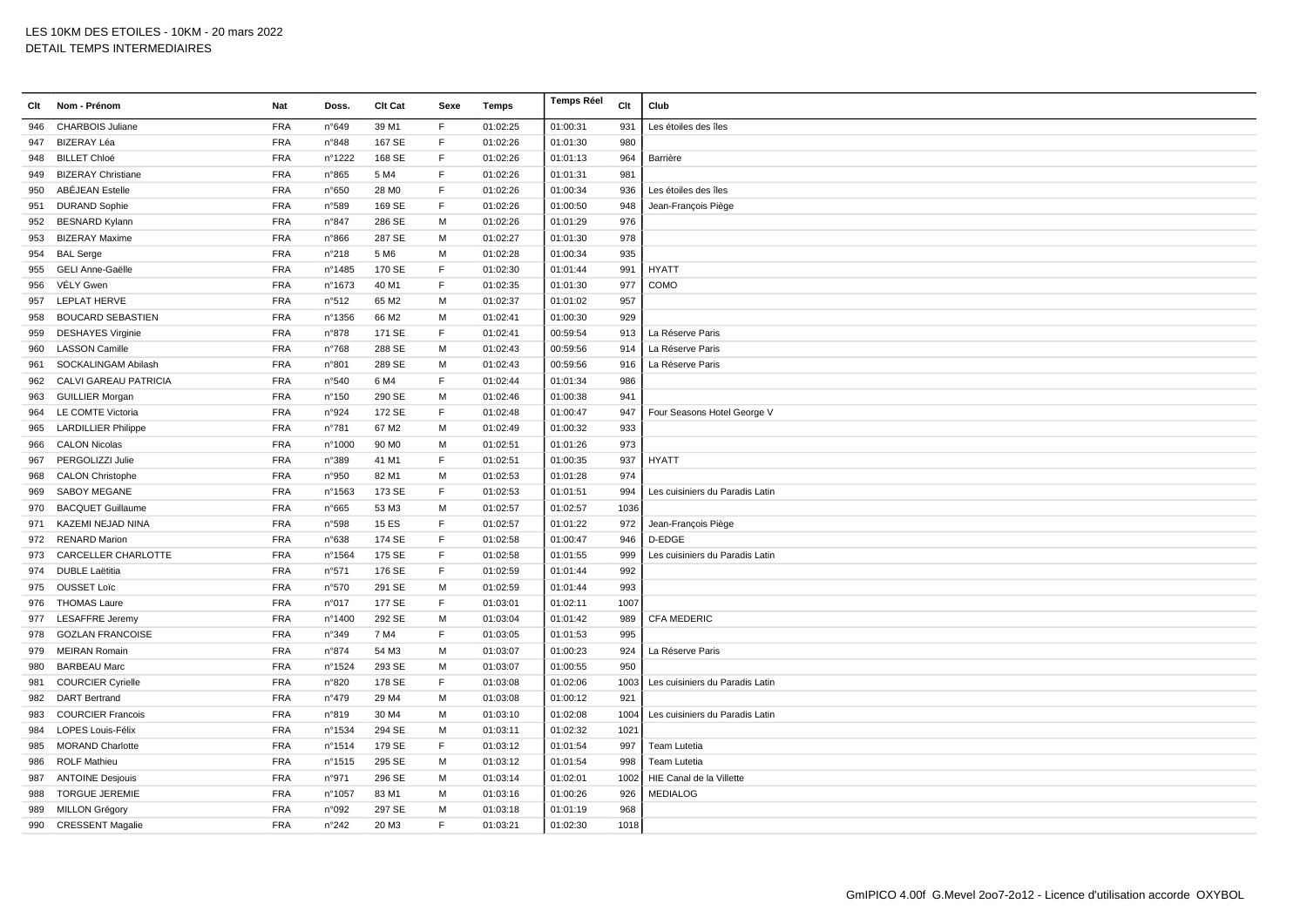LES 10KM DES ETOILES - 10KM - 20 mars 2022
DETAIL TEMPS INTERMEDIAIRES

| Clt | Nom - Prénom | Nat | Doss. | Clt Cat | Sexe | Temps | Temps Réel | Clt | Club |
|---|---|---|---|---|---|---|---|---|---|
| 946 | CHARBOIS Juliane | FRA | n°649 | 39 M1 | F | 01:02:25 | 01:00:31 | 931 | Les étoiles des îles |
| 947 | BIZERAY Léa | FRA | n°848 | 167 SE | F | 01:02:26 | 01:01:30 | 980 | |
| 948 | BILLET Chloé | FRA | n°1222 | 168 SE | F | 01:02:26 | 01:01:13 | 964 | Barrière |
| 949 | BIZERAY Christiane | FRA | n°865 | 5 M4 | F | 01:02:26 | 01:01:31 | 981 | |
| 950 | ABÉJEAN Estelle | FRA | n°650 | 28 M0 | F | 01:02:26 | 01:00:34 | 936 | Les étoiles des îles |
| 951 | DURAND Sophie | FRA | n°589 | 169 SE | F | 01:02:26 | 01:00:50 | 948 | Jean-François Piège |
| 952 | BESNARD Kylann | FRA | n°847 | 286 SE | M | 01:02:26 | 01:01:29 | 976 | |
| 953 | BIZERAY Maxime | FRA | n°866 | 287 SE | M | 01:02:27 | 01:01:30 | 978 | |
| 954 | BAL Serge | FRA | n°218 | 5 M6 | M | 01:02:28 | 01:00:34 | 935 | |
| 955 | GELI Anne-Gaëlle | FRA | n°1485 | 170 SE | F | 01:02:30 | 01:01:44 | 991 | HYATT |
| 956 | VÉLY Gwen | FRA | n°1673 | 40 M1 | F | 01:02:35 | 01:01:30 | 977 | COMO |
| 957 | LEPLAT HERVE | FRA | n°512 | 65 M2 | M | 01:02:37 | 01:01:02 | 957 | |
| 958 | BOUCARD SEBASTIEN | FRA | n°1356 | 66 M2 | M | 01:02:41 | 01:00:30 | 929 | |
| 959 | DESHAYES Virginie | FRA | n°878 | 171 SE | F | 01:02:41 | 00:59:54 | 913 | La Réserve Paris |
| 960 | LASSON Camille | FRA | n°768 | 288 SE | M | 01:02:43 | 00:59:56 | 914 | La Réserve Paris |
| 961 | SOCKALINGAM Abilash | FRA | n°801 | 289 SE | M | 01:02:43 | 00:59:56 | 916 | La Réserve Paris |
| 962 | CALVI GAREAU PATRICIA | FRA | n°540 | 6 M4 | F | 01:02:44 | 01:01:34 | 986 | |
| 963 | GUILLIER Morgan | FRA | n°150 | 290 SE | M | 01:02:46 | 01:00:38 | 941 | |
| 964 | LE COMTE Victoria | FRA | n°924 | 172 SE | F | 01:02:48 | 01:00:47 | 947 | Four Seasons Hotel George V |
| 965 | LARDILLIER Philippe | FRA | n°781 | 67 M2 | M | 01:02:49 | 01:00:32 | 933 | |
| 966 | CALON Nicolas | FRA | n°1000 | 90 M0 | M | 01:02:51 | 01:01:26 | 973 | |
| 967 | PERGOLIZZI Julie | FRA | n°389 | 41 M1 | F | 01:02:51 | 01:00:35 | 937 | HYATT |
| 968 | CALON Christophe | FRA | n°950 | 82 M1 | M | 01:02:53 | 01:01:28 | 974 | |
| 969 | SABOY MEGANE | FRA | n°1563 | 173 SE | F | 01:02:53 | 01:01:51 | 994 | Les cuisiniers du Paradis Latin |
| 970 | BACQUET Guillaume | FRA | n°665 | 53 M3 | M | 01:02:57 | 01:02:57 | 1036 | |
| 971 | KAZEMI NEJAD NINA | FRA | n°598 | 15 ES | F | 01:02:57 | 01:01:22 | 972 | Jean-François Piège |
| 972 | RENARD Marion | FRA | n°638 | 174 SE | F | 01:02:58 | 01:00:47 | 946 | D-EDGE |
| 973 | CARCELLER CHARLOTTE | FRA | n°1564 | 175 SE | F | 01:02:58 | 01:01:55 | 999 | Les cuisiniers du Paradis Latin |
| 974 | DUBLE Laëtitia | FRA | n°571 | 176 SE | F | 01:02:59 | 01:01:44 | 992 | |
| 975 | OUSSET Loïc | FRA | n°570 | 291 SE | M | 01:02:59 | 01:01:44 | 993 | |
| 976 | THOMAS Laure | FRA | n°017 | 177 SE | F | 01:03:01 | 01:02:11 | 1007 | |
| 977 | LESAFFRE Jeremy | FRA | n°1400 | 292 SE | M | 01:03:04 | 01:01:42 | 989 | CFA MEDERIC |
| 978 | GOZLAN FRANCOISE | FRA | n°349 | 7 M4 | F | 01:03:05 | 01:01:53 | 995 | |
| 979 | MEIRAN Romain | FRA | n°874 | 54 M3 | M | 01:03:07 | 01:00:23 | 924 | La Réserve Paris |
| 980 | BARBEAU Marc | FRA | n°1524 | 293 SE | M | 01:03:07 | 01:00:55 | 950 | |
| 981 | COURCIER Cyrielle | FRA | n°820 | 178 SE | F | 01:03:08 | 01:02:06 | 1003 | Les cuisiniers du Paradis Latin |
| 982 | DART Bertrand | FRA | n°479 | 29 M4 | M | 01:03:08 | 01:00:12 | 921 | |
| 983 | COURCIER Francois | FRA | n°819 | 30 M4 | M | 01:03:10 | 01:02:08 | 1004 | Les cuisiniers du Paradis Latin |
| 984 | LOPES Louis-Félix | FRA | n°1534 | 294 SE | M | 01:03:11 | 01:02:32 | 1021 | |
| 985 | MORAND Charlotte | FRA | n°1514 | 179 SE | F | 01:03:12 | 01:01:54 | 997 | Team Lutetia |
| 986 | ROLF Mathieu | FRA | n°1515 | 295 SE | M | 01:03:12 | 01:01:54 | 998 | Team Lutetia |
| 987 | ANTOINE Desjouis | FRA | n°971 | 296 SE | M | 01:03:14 | 01:02:01 | 1002 | HIE Canal de la Villette |
| 988 | TORGUE JEREMIE | FRA | n°1057 | 83 M1 | M | 01:03:16 | 01:00:26 | 926 | MEDIALOG |
| 989 | MILLON Grégory | FRA | n°092 | 297 SE | M | 01:03:18 | 01:01:19 | 968 | |
| 990 | CRESSENT Magalie | FRA | n°242 | 20 M3 | F | 01:03:21 | 01:02:30 | 1018 | |

GmIPICO 4.00f G.Mevel 2oo7-2o12 - Licence d'utilisation accorde OXYBOL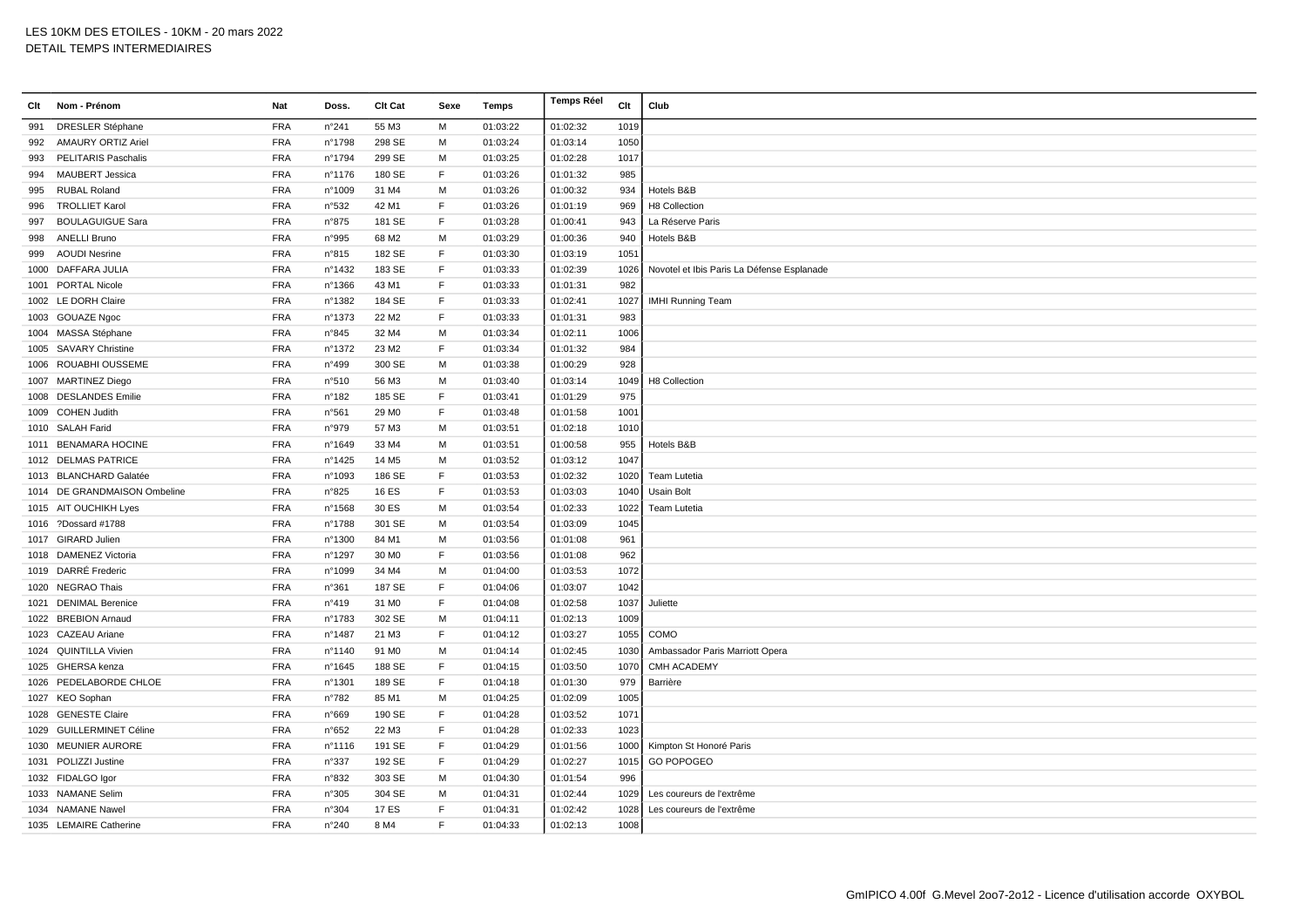LES 10KM DES ETOILES - 10KM - 20 mars 2022
DETAIL TEMPS INTERMEDIAIRES

| Clt | Nom - Prénom | Nat | Doss. | Clt Cat | Sexe | Temps | Temps Réel | Clt | Club |
|---|---|---|---|---|---|---|---|---|---|
| 991 | DRESLER Stéphane | FRA | n°241 | 55 M3 | M | 01:03:22 | 01:02:32 | 1019 | |
| 992 | AMAURY ORTIZ Ariel | FRA | n°1798 | 298 SE | M | 01:03:24 | 01:03:14 | 1050 | |
| 993 | PELITARIS Paschalis | FRA | n°1794 | 299 SE | M | 01:03:25 | 01:02:28 | 1017 | |
| 994 | MAUBERT Jessica | FRA | n°1176 | 180 SE | F | 01:03:26 | 01:01:32 | 985 | |
| 995 | RUBAL Roland | FRA | n°1009 | 31 M4 | M | 01:03:26 | 01:00:32 | 934 | Hotels B&B |
| 996 | TROLLIET Karol | FRA | n°532 | 42 M1 | F | 01:03:26 | 01:01:19 | 969 | H8 Collection |
| 997 | BOULAGUIGUE Sara | FRA | n°875 | 181 SE | F | 01:03:28 | 01:00:41 | 943 | La Réserve Paris |
| 998 | ANELLI Bruno | FRA | n°995 | 68 M2 | M | 01:03:29 | 01:00:36 | 940 | Hotels B&B |
| 999 | AOUDI Nesrine | FRA | n°815 | 182 SE | F | 01:03:30 | 01:03:19 | 1051 | |
| 1000 | DAFFARA JULIA | FRA | n°1432 | 183 SE | F | 01:03:33 | 01:02:39 | 1026 | Novotel et Ibis Paris La Défense Esplanade |
| 1001 | PORTAL Nicole | FRA | n°1366 | 43 M1 | F | 01:03:33 | 01:01:31 | 982 | |
| 1002 | LE DORH Claire | FRA | n°1382 | 184 SE | F | 01:03:33 | 01:02:41 | 1027 | IMHI Running Team |
| 1003 | GOUAZE Ngoc | FRA | n°1373 | 22 M2 | F | 01:03:33 | 01:01:31 | 983 | |
| 1004 | MASSA Stéphane | FRA | n°845 | 32 M4 | M | 01:03:34 | 01:02:11 | 1006 | |
| 1005 | SAVARY Christine | FRA | n°1372 | 23 M2 | F | 01:03:34 | 01:01:32 | 984 | |
| 1006 | ROUABHI OUSSEME | FRA | n°499 | 300 SE | M | 01:03:38 | 01:00:29 | 928 | |
| 1007 | MARTINEZ Diego | FRA | n°510 | 56 M3 | M | 01:03:40 | 01:03:14 | 1049 | H8 Collection |
| 1008 | DESLANDES Emilie | FRA | n°182 | 185 SE | F | 01:03:41 | 01:01:29 | 975 | |
| 1009 | COHEN Judith | FRA | n°561 | 29 M0 | F | 01:03:48 | 01:01:58 | 1001 | |
| 1010 | SALAH Farid | FRA | n°979 | 57 M3 | M | 01:03:51 | 01:02:18 | 1010 | |
| 1011 | BENAMARA HOCINE | FRA | n°1649 | 33 M4 | M | 01:03:51 | 01:00:58 | 955 | Hotels B&B |
| 1012 | DELMAS PATRICE | FRA | n°1425 | 14 M5 | M | 01:03:52 | 01:03:12 | 1047 | |
| 1013 | BLANCHARD Galatée | FRA | n°1093 | 186 SE | F | 01:03:53 | 01:02:32 | 1020 | Team Lutetia |
| 1014 | DE GRANDMAISON Ombeline | FRA | n°825 | 16 ES | F | 01:03:53 | 01:03:03 | 1040 | Usain Bolt |
| 1015 | AIT OUCHIKH Lyes | FRA | n°1568 | 30 ES | M | 01:03:54 | 01:02:33 | 1022 | Team Lutetia |
| 1016 | ?Dossard #1788 | FRA | n°1788 | 301 SE | M | 01:03:54 | 01:03:09 | 1045 | |
| 1017 | GIRARD Julien | FRA | n°1300 | 84 M1 | M | 01:03:56 | 01:01:08 | 961 | |
| 1018 | DAMENEZ Victoria | FRA | n°1297 | 30 M0 | F | 01:03:56 | 01:01:08 | 962 | |
| 1019 | DARRÉ Frederic | FRA | n°1099 | 34 M4 | M | 01:04:00 | 01:03:53 | 1072 | |
| 1020 | NEGRAO Thais | FRA | n°361 | 187 SE | F | 01:04:06 | 01:03:07 | 1042 | |
| 1021 | DENIMAL Berenice | FRA | n°419 | 31 M0 | F | 01:04:08 | 01:02:58 | 1037 | Juliette |
| 1022 | BREBION Arnaud | FRA | n°1783 | 302 SE | M | 01:04:11 | 01:02:13 | 1009 | |
| 1023 | CAZEAU Ariane | FRA | n°1487 | 21 M3 | F | 01:04:12 | 01:03:27 | 1055 | COMO |
| 1024 | QUINTILLA Vivien | FRA | n°1140 | 91 M0 | M | 01:04:14 | 01:02:45 | 1030 | Ambassador Paris Marriott Opera |
| 1025 | GHERSA kenza | FRA | n°1645 | 188 SE | F | 01:04:15 | 01:03:50 | 1070 | CMH ACADEMY |
| 1026 | PEDELABORDE CHLOE | FRA | n°1301 | 189 SE | F | 01:04:18 | 01:01:30 | 979 | Barrière |
| 1027 | KEO Sophan | FRA | n°782 | 85 M1 | M | 01:04:25 | 01:02:09 | 1005 | |
| 1028 | GENESTE Claire | FRA | n°669 | 190 SE | F | 01:04:28 | 01:03:52 | 1071 | |
| 1029 | GUILLERMINET Céline | FRA | n°652 | 22 M3 | F | 01:04:28 | 01:02:33 | 1023 | |
| 1030 | MEUNIER AURORE | FRA | n°1116 | 191 SE | F | 01:04:29 | 01:01:56 | 1000 | Kimpton St Honoré Paris |
| 1031 | POLIZZI Justine | FRA | n°337 | 192 SE | F | 01:04:29 | 01:02:27 | 1015 | GO POPOGEO |
| 1032 | FIDALGO Igor | FRA | n°832 | 303 SE | M | 01:04:30 | 01:01:54 | 996 | |
| 1033 | NAMANE Selim | FRA | n°305 | 304 SE | M | 01:04:31 | 01:02:44 | 1029 | Les coureurs de l'extrême |
| 1034 | NAMANE Nawel | FRA | n°304 | 17 ES | F | 01:04:31 | 01:02:42 | 1028 | Les coureurs de l'extrême |
| 1035 | LEMAIRE Catherine | FRA | n°240 | 8 M4 | F | 01:04:33 | 01:02:13 | 1008 | |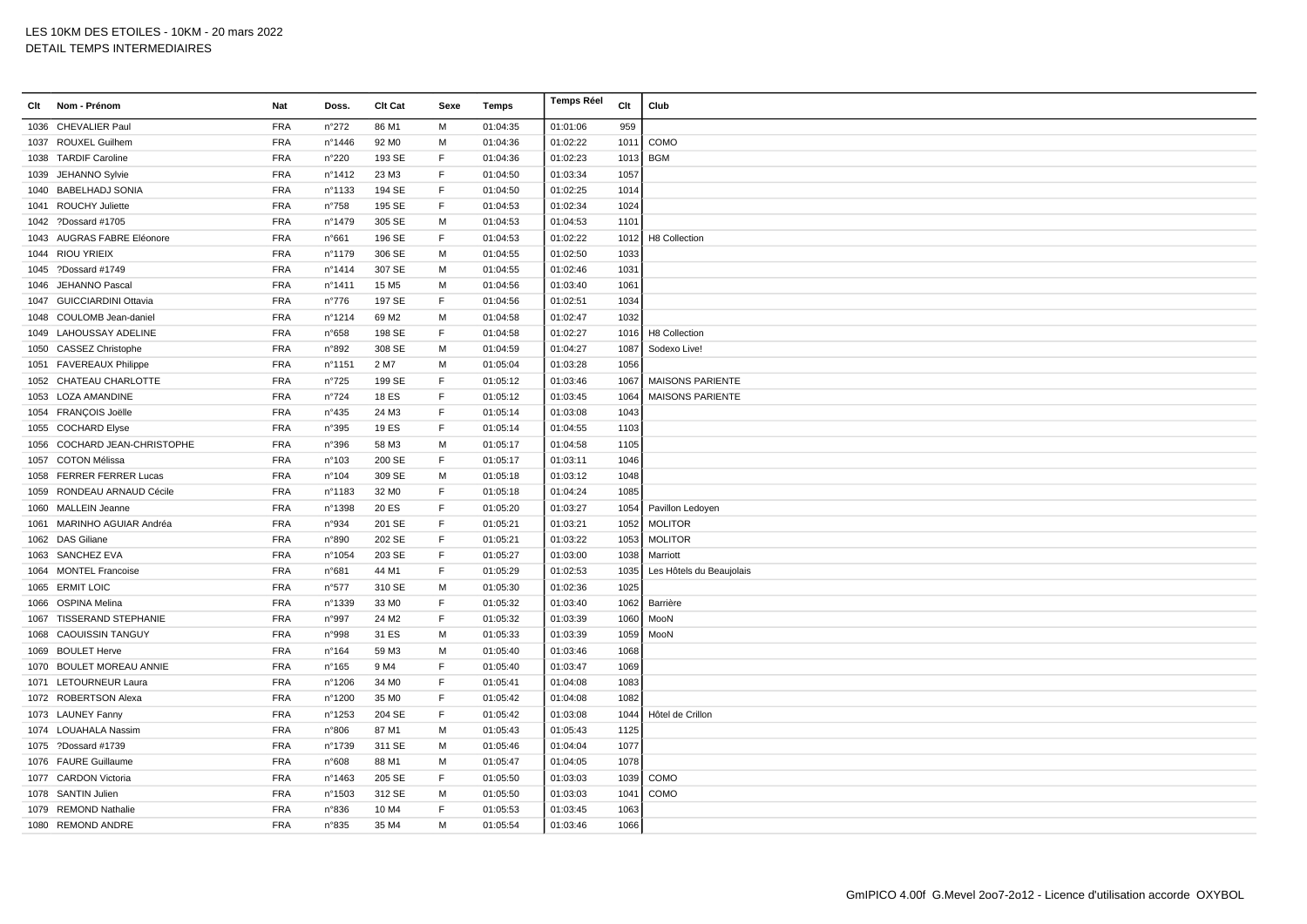LES 10KM DES ETOILES - 10KM - 20 mars 2022
DETAIL TEMPS INTERMEDIAIRES

| Clt | Nom - Prénom | Nat | Doss. | Clt Cat | Sexe | Temps | Temps Réel | Clt | Club |
|---|---|---|---|---|---|---|---|---|---|
| 1036 | CHEVALIER Paul | FRA | n°272 | 86 M1 | M | 01:04:35 | 01:01:06 | 959 | |
| 1037 | ROUXEL Guilhem | FRA | n°1446 | 92 M0 | M | 01:04:36 | 01:02:22 | 1011 | COMO |
| 1038 | TARDIF Caroline | FRA | n°220 | 193 SE | F | 01:04:36 | 01:02:23 | 1013 | BGM |
| 1039 | JEHANNO Sylvie | FRA | n°1412 | 23 M3 | F | 01:04:50 | 01:03:34 | 1057 | |
| 1040 | BABELHADJ SONIA | FRA | n°1133 | 194 SE | F | 01:04:50 | 01:02:25 | 1014 | |
| 1041 | ROUCHY Juliette | FRA | n°758 | 195 SE | F | 01:04:53 | 01:02:34 | 1024 | |
| 1042 | ?Dossard #1705 | FRA | n°1479 | 305 SE | M | 01:04:53 | 01:04:53 | 1101 | |
| 1043 | AUGRAS FABRE Eléonore | FRA | n°661 | 196 SE | F | 01:04:53 | 01:02:22 | 1012 | H8 Collection |
| 1044 | RIOU YRIEIX | FRA | n°1179 | 306 SE | M | 01:04:55 | 01:02:50 | 1033 | |
| 1045 | ?Dossard #1749 | FRA | n°1414 | 307 SE | M | 01:04:55 | 01:02:46 | 1031 | |
| 1046 | JEHANNO Pascal | FRA | n°1411 | 15 M5 | M | 01:04:56 | 01:03:40 | 1061 | |
| 1047 | GUICCIARDINI Ottavia | FRA | n°776 | 197 SE | F | 01:04:56 | 01:02:51 | 1034 | |
| 1048 | COULOMB Jean-daniel | FRA | n°1214 | 69 M2 | M | 01:04:58 | 01:02:47 | 1032 | |
| 1049 | LAHOUSSAY ADELINE | FRA | n°658 | 198 SE | F | 01:04:58 | 01:02:27 | 1016 | H8 Collection |
| 1050 | CASSEZ Christophe | FRA | n°892 | 308 SE | M | 01:04:59 | 01:04:27 | 1087 | Sodexo Live! |
| 1051 | FAVEREAUX Philippe | FRA | n°1151 | 2 M7 | M | 01:05:04 | 01:03:28 | 1056 | |
| 1052 | CHATEAU CHARLOTTE | FRA | n°725 | 199 SE | F | 01:05:12 | 01:03:46 | 1067 | MAISONS PARIENTE |
| 1053 | LOZA AMANDINE | FRA | n°724 | 18 ES | F | 01:05:12 | 01:03:45 | 1064 | MAISONS PARIENTE |
| 1054 | FRANÇOIS Joëlle | FRA | n°435 | 24 M3 | F | 01:05:14 | 01:03:08 | 1043 | |
| 1055 | COCHARD Elyse | FRA | n°395 | 19 ES | F | 01:05:14 | 01:04:55 | 1103 | |
| 1056 | COCHARD JEAN-CHRISTOPHE | FRA | n°396 | 58 M3 | M | 01:05:17 | 01:04:58 | 1105 | |
| 1057 | COTON Mélissa | FRA | n°103 | 200 SE | F | 01:05:17 | 01:03:11 | 1046 | |
| 1058 | FERRER FERRER Lucas | FRA | n°104 | 309 SE | M | 01:05:18 | 01:03:12 | 1048 | |
| 1059 | RONDEAU ARNAUD Cécile | FRA | n°1183 | 32 M0 | F | 01:05:18 | 01:04:24 | 1085 | |
| 1060 | MALLEIN Jeanne | FRA | n°1398 | 20 ES | F | 01:05:20 | 01:03:27 | 1054 | Pavillon Ledoyen |
| 1061 | MARINHO AGUIAR Andréa | FRA | n°934 | 201 SE | F | 01:05:21 | 01:03:21 | 1052 | MOLITOR |
| 1062 | DAS Giliane | FRA | n°890 | 202 SE | F | 01:05:21 | 01:03:22 | 1053 | MOLITOR |
| 1063 | SANCHEZ EVA | FRA | n°1054 | 203 SE | F | 01:05:27 | 01:03:00 | 1038 | Marriott |
| 1064 | MONTEL Francoise | FRA | n°681 | 44 M1 | F | 01:05:29 | 01:02:53 | 1035 | Les Hôtels du Beaujolais |
| 1065 | ERMIT LOIC | FRA | n°577 | 310 SE | M | 01:05:30 | 01:02:36 | 1025 | |
| 1066 | OSPINA Melina | FRA | n°1339 | 33 M0 | F | 01:05:32 | 01:03:40 | 1062 | Barrière |
| 1067 | TISSERAND STEPHANIE | FRA | n°997 | 24 M2 | F | 01:05:32 | 01:03:39 | 1060 | MooN |
| 1068 | CAOUISSIN TANGUY | FRA | n°998 | 31 ES | M | 01:05:33 | 01:03:39 | 1059 | MooN |
| 1069 | BOULET Herve | FRA | n°164 | 59 M3 | M | 01:05:40 | 01:03:46 | 1068 | |
| 1070 | BOULET MOREAU ANNIE | FRA | n°165 | 9 M4 | F | 01:05:40 | 01:03:47 | 1069 | |
| 1071 | LETOURNEUR Laura | FRA | n°1206 | 34 M0 | F | 01:05:41 | 01:04:08 | 1083 | |
| 1072 | ROBERTSON Alexa | FRA | n°1200 | 35 M0 | F | 01:05:42 | 01:04:08 | 1082 | |
| 1073 | LAUNEY Fanny | FRA | n°1253 | 204 SE | F | 01:05:42 | 01:03:08 | 1044 | Hôtel de Crillon |
| 1074 | LOUAHALA Nassim | FRA | n°806 | 87 M1 | M | 01:05:43 | 01:05:43 | 1125 | |
| 1075 | ?Dossard #1739 | FRA | n°1739 | 311 SE | M | 01:05:46 | 01:04:04 | 1077 | |
| 1076 | FAURE Guillaume | FRA | n°608 | 88 M1 | M | 01:05:47 | 01:04:05 | 1078 | |
| 1077 | CARDON Victoria | FRA | n°1463 | 205 SE | F | 01:05:50 | 01:03:03 | 1039 | COMO |
| 1078 | SANTIN Julien | FRA | n°1503 | 312 SE | M | 01:05:50 | 01:03:03 | 1041 | COMO |
| 1079 | REMOND Nathalie | FRA | n°836 | 10 M4 | F | 01:05:53 | 01:03:45 | 1063 | |
| 1080 | REMOND ANDRE | FRA | n°835 | 35 M4 | M | 01:05:54 | 01:03:46 | 1066 | |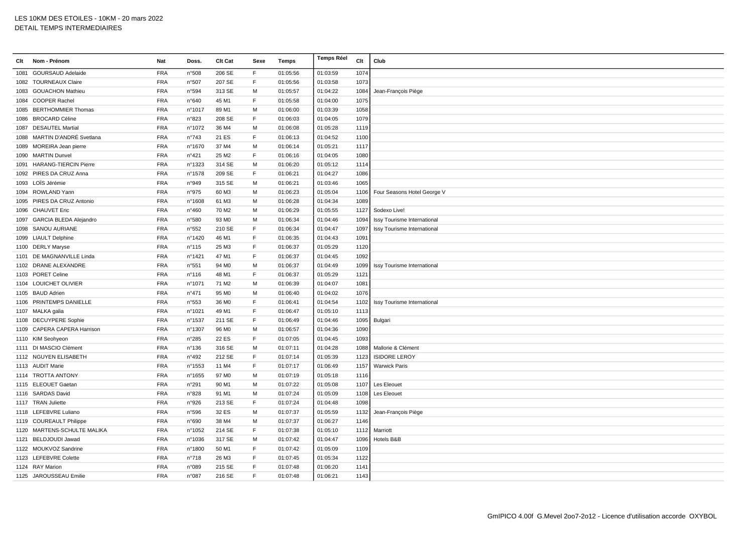LES 10KM DES ETOILES - 10KM - 20 mars 2022
DETAIL TEMPS INTERMEDIAIRES

| Clt | Nom - Prénom | Nat | Doss. | Clt Cat | Sexe | Temps | Temps Réel | Clt | Club |
|---|---|---|---|---|---|---|---|---|---|
| 1081 | GOURSAUD Adelaide | FRA | n°508 | 206 SE | F | 01:05:56 | 01:03:59 | 1074 | |
| 1082 | TOURNEAUX Claire | FRA | n°507 | 207 SE | F | 01:05:56 | 01:03:58 | 1073 | |
| 1083 | GOUACHON Mathieu | FRA | n°594 | 313 SE | M | 01:05:57 | 01:04:22 | 1084 | Jean-François Piège |
| 1084 | COOPER Rachel | FRA | n°640 | 45 M1 | F | 01:05:58 | 01:04:00 | 1075 | |
| 1085 | BERTHOMMIER Thomas | FRA | n°1017 | 89 M1 | M | 01:06:00 | 01:03:39 | 1058 | |
| 1086 | BROCARD Céline | FRA | n°823 | 208 SE | F | 01:06:03 | 01:04:05 | 1079 | |
| 1087 | DESAUTEL Martial | FRA | n°1072 | 36 M4 | M | 01:06:08 | 01:05:28 | 1119 | |
| 1088 | MARTIN D'ANDRÉ Svetlana | FRA | n°743 | 21 ES | F | 01:06:13 | 01:04:52 | 1100 | |
| 1089 | MOREIRA Jean pierre | FRA | n°1670 | 37 M4 | M | 01:06:14 | 01:05:21 | 1117 | |
| 1090 | MARTIN Dunvel | FRA | n°421 | 25 M2 | F | 01:06:16 | 01:04:05 | 1080 | |
| 1091 | HARANG-TIERCIN Pierre | FRA | n°1323 | 314 SE | M | 01:06:20 | 01:05:12 | 1114 | |
| 1092 | PIRES DA CRUZ Anna | FRA | n°1578 | 209 SE | F | 01:06:21 | 01:04:27 | 1086 | |
| 1093 | LOÏS Jérémie | FRA | n°949 | 315 SE | M | 01:06:21 | 01:03:46 | 1065 | |
| 1094 | ROWLAND Yann | FRA | n°975 | 60 M3 | M | 01:06:23 | 01:05:04 | 1106 | Four Seasons Hotel George V |
| 1095 | PIRES DA CRUZ Antonio | FRA | n°1608 | 61 M3 | M | 01:06:28 | 01:04:34 | 1089 | |
| 1096 | CHAUVET Eric | FRA | n°460 | 70 M2 | M | 01:06:29 | 01:05:55 | 1127 | Sodexo Live! |
| 1097 | GARCIA BLEDA Alejandro | FRA | n°580 | 93 M0 | M | 01:06:34 | 01:04:46 | 1094 | Issy Tourisme International |
| 1098 | SANOU AURIANE | FRA | n°552 | 210 SE | F | 01:06:34 | 01:04:47 | 1097 | Issy Tourisme International |
| 1099 | LIAULT Delphine | FRA | n°1420 | 46 M1 | F | 01:06:35 | 01:04:43 | 1091 | |
| 1100 | DERLY Maryse | FRA | n°115 | 25 M3 | F | 01:06:37 | 01:05:29 | 1120 | |
| 1101 | DE MAGNANVILLE Linda | FRA | n°1421 | 47 M1 | F | 01:06:37 | 01:04:45 | 1092 | |
| 1102 | DRANE ALEXANDRE | FRA | n°551 | 94 M0 | M | 01:06:37 | 01:04:49 | 1099 | Issy Tourisme International |
| 1103 | PORET Celine | FRA | n°116 | 48 M1 | F | 01:06:37 | 01:05:29 | 1121 | |
| 1104 | LOUICHET OLIVIER | FRA | n°1071 | 71 M2 | M | 01:06:39 | 01:04:07 | 1081 | |
| 1105 | BAUD Adrien | FRA | n°471 | 95 M0 | M | 01:06:40 | 01:04:02 | 1076 | |
| 1106 | PRINTEMPS DANIELLE | FRA | n°553 | 36 M0 | F | 01:06:41 | 01:04:54 | 1102 | Issy Tourisme International |
| 1107 | MALKA galia | FRA | n°1021 | 49 M1 | F | 01:06:47 | 01:05:10 | 1113 | |
| 1108 | DECUYPERE Sophie | FRA | n°1537 | 211 SE | F | 01:06:49 | 01:04:46 | 1095 | Bulgari |
| 1109 | CAPERA CAPERA Harrison | FRA | n°1307 | 96 M0 | M | 01:06:57 | 01:04:36 | 1090 | |
| 1110 | KIM Seohyeon | FRA | n°285 | 22 ES | F | 01:07:05 | 01:04:45 | 1093 | |
| 1111 | DI MASCIO Clément | FRA | n°136 | 316 SE | M | 01:07:11 | 01:04:28 | 1088 | Mallorie & Clément |
| 1112 | NGUYEN ELISABETH | FRA | n°492 | 212 SE | F | 01:07:14 | 01:05:39 | 1123 | ISIDORE LEROY |
| 1113 | AUDIT Marie | FRA | n°1553 | 11 M4 | F | 01:07:17 | 01:06:49 | 1157 | Warwick Paris |
| 1114 | TROTTA ANTONY | FRA | n°1655 | 97 M0 | M | 01:07:19 | 01:05:18 | 1116 | |
| 1115 | ELEOUET Gaetan | FRA | n°291 | 90 M1 | M | 01:07:22 | 01:05:08 | 1107 | Les Eleouet |
| 1116 | SARDAS David | FRA | n°828 | 91 M1 | M | 01:07:24 | 01:05:09 | 1108 | Les Eleouet |
| 1117 | TRAN Juliette | FRA | n°926 | 213 SE | F | 01:07:24 | 01:04:48 | 1098 | |
| 1118 | LEFEBVRE Luliano | FRA | n°596 | 32 ES | M | 01:07:37 | 01:05:59 | 1132 | Jean-François Piège |
| 1119 | COUREAULT Philippe | FRA | n°690 | 38 M4 | M | 01:07:37 | 01:06:27 | 1146 | |
| 1120 | MARTENS-SCHULTE MALIKA | FRA | n°1052 | 214 SE | F | 01:07:38 | 01:05:10 | 1112 | Marriott |
| 1121 | BELDJOUDI Jawad | FRA | n°1036 | 317 SE | M | 01:07:42 | 01:04:47 | 1096 | Hotels B&B |
| 1122 | MOUKVOZ Sandrine | FRA | n°1800 | 50 M1 | F | 01:07:42 | 01:05:09 | 1109 | |
| 1123 | LEFEBVRE Colette | FRA | n°718 | 26 M3 | F | 01:07:45 | 01:05:34 | 1122 | |
| 1124 | RAY Marion | FRA | n°089 | 215 SE | F | 01:07:48 | 01:06:20 | 1141 | |
| 1125 | JAROUSSEAU Emilie | FRA | n°087 | 216 SE | F | 01:07:48 | 01:06:21 | 1143 | |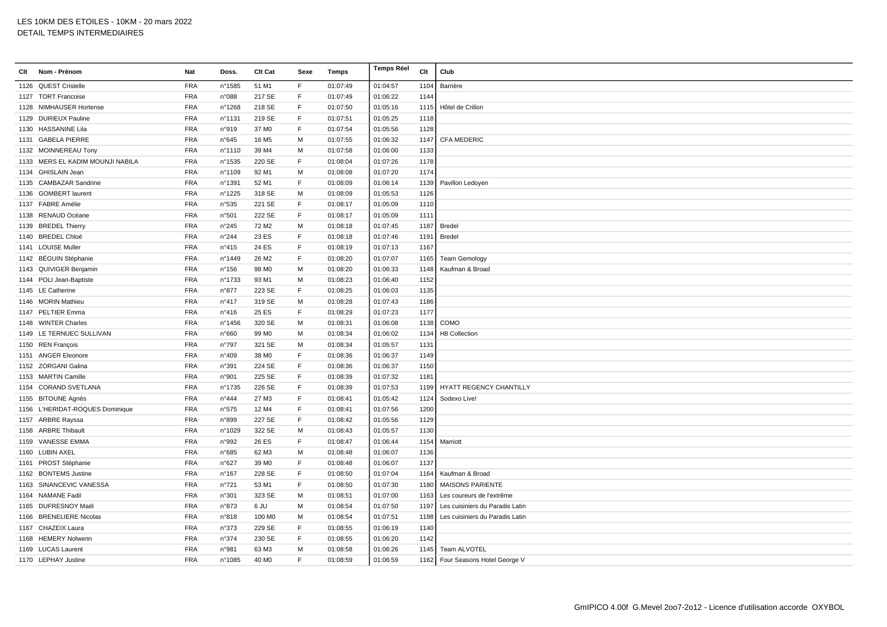# LES 10KM DES ETOILES - 10KM - 20 mars 2022

## DETAIL TEMPS INTERMEDIAIRES

| Clt | Nom - Prénom | Nat | Doss. | Clt Cat | Sexe | Temps | Temps Réel | Clt | Club |
|---|---|---|---|---|---|---|---|---|---|
| 1126 | QUEST Cristelle | FRA | n°1585 | 51 M1 | F | 01:07:49 | 01:04:57 | 1104 | Barrière |
| 1127 | TORT Francoise | FRA | n°088 | 217 SE | F | 01:07:49 | 01:06:22 | 1144 | |
| 1128 | NIMHAUSER Hortense | FRA | n°1268 | 218 SE | F | 01:07:50 | 01:05:16 | 1115 | Hôtel de Crillon |
| 1129 | DURIEUX Pauline | FRA | n°1131 | 219 SE | F | 01:07:51 | 01:05:25 | 1118 | |
| 1130 | HASSANINE Lila | FRA | n°919 | 37 M0 | F | 01:07:54 | 01:05:56 | 1128 | |
| 1131 | GABELA PIERRE | FRA | n°645 | 16 M5 | M | 01:07:55 | 01:06:32 | 1147 | CFA MEDERIC |
| 1132 | MOINNEREAU Tony | FRA | n°1110 | 39 M4 | M | 01:07:58 | 01:06:00 | 1133 | |
| 1133 | MERS EL KADIM MOUNJI NABILA | FRA | n°1535 | 220 SE | F | 01:08:04 | 01:07:26 | 1178 | |
| 1134 | GHISLAIN Jean | FRA | n°1109 | 92 M1 | M | 01:08:08 | 01:07:20 | 1174 | |
| 1135 | CAMBAZAR Sandrine | FRA | n°1391 | 52 M1 | F | 01:08:09 | 01:06:14 | 1139 | Pavillon Ledoyen |
| 1136 | GOMBERT laurent | FRA | n°1225 | 318 SE | M | 01:08:09 | 01:05:53 | 1126 | |
| 1137 | FABRE Amélie | FRA | n°535 | 221 SE | F | 01:08:17 | 01:05:09 | 1110 | |
| 1138 | RENAUD Océane | FRA | n°501 | 222 SE | F | 01:08:17 | 01:05:09 | 1111 | |
| 1139 | BREDEL Thierry | FRA | n°245 | 72 M2 | M | 01:08:18 | 01:07:45 | 1187 | Bredel |
| 1140 | BREDEL Chloé | FRA | n°244 | 23 ES | F | 01:08:18 | 01:07:46 | 1191 | Bredel |
| 1141 | LOUISE Muller | FRA | n°415 | 24 ES | F | 01:08:19 | 01:07:13 | 1167 | |
| 1142 | BÉGUIN Stéphanie | FRA | n°1449 | 26 M2 | F | 01:08:20 | 01:07:07 | 1165 | Team Gemology |
| 1143 | QUIVIGER Benjamin | FRA | n°156 | 98 M0 | M | 01:08:20 | 01:06:33 | 1148 | Kaufman & Broad |
| 1144 | POLI Jean-Baptiste | FRA | n°1733 | 93 M1 | M | 01:08:23 | 01:06:40 | 1152 | |
| 1145 | LE Catherine | FRA | n°877 | 223 SE | F | 01:08:25 | 01:06:03 | 1135 | |
| 1146 | MORIN Mathieu | FRA | n°417 | 319 SE | M | 01:08:28 | 01:07:43 | 1186 | |
| 1147 | PELTIER Emma | FRA | n°416 | 25 ES | F | 01:08:29 | 01:07:23 | 1177 | |
| 1148 | WINTER Charles | FRA | n°1456 | 320 SE | M | 01:08:31 | 01:06:08 | 1138 | COMO |
| 1149 | LE TERNUEC SULLIVAN | FRA | n°660 | 99 M0 | M | 01:08:34 | 01:06:02 | 1134 | H8 Collection |
| 1150 | REN François | FRA | n°797 | 321 SE | M | 01:08:34 | 01:05:57 | 1131 | |
| 1151 | ANGER Eleonore | FRA | n°409 | 38 M0 | F | 01:08:36 | 01:06:37 | 1149 | |
| 1152 | ZORGANI Galina | FRA | n°391 | 224 SE | F | 01:08:36 | 01:06:37 | 1150 | |
| 1153 | MARTIN Camille | FRA | n°901 | 225 SE | F | 01:08:39 | 01:07:32 | 1181 | |
| 1154 | CORAND SVETLANA | FRA | n°1735 | 226 SE | F | 01:08:39 | 01:07:53 | 1199 | HYATT REGENCY CHANTILLY |
| 1155 | BITOUNE Agnès | FRA | n°444 | 27 M3 | F | 01:08:41 | 01:05:42 | 1124 | Sodexo Live! |
| 1156 | L'HERIDAT-ROQUES Dominique | FRA | n°575 | 12 M4 | F | 01:08:41 | 01:07:56 | 1200 | |
| 1157 | ARBRE Rayssa | FRA | n°899 | 227 SE | F | 01:08:42 | 01:05:56 | 1129 | |
| 1158 | ARBRE Thibault | FRA | n°1029 | 322 SE | M | 01:08:43 | 01:05:57 | 1130 | |
| 1159 | VANESSE EMMA | FRA | n°992 | 26 ES | F | 01:08:47 | 01:06:44 | 1154 | Marriott |
| 1160 | LUBIN AXEL | FRA | n°685 | 62 M3 | M | 01:08:48 | 01:06:07 | 1136 | |
| 1161 | PROST Stéphanie | FRA | n°627 | 39 M0 | F | 01:08:48 | 01:06:07 | 1137 | |
| 1162 | BONTEMS Justine | FRA | n°167 | 228 SE | F | 01:08:50 | 01:07:04 | 1164 | Kaufman & Broad |
| 1163 | SINANCEVIC VANESSA | FRA | n°721 | 53 M1 | F | 01:08:50 | 01:07:30 | 1180 | MAISONS PARIENTE |
| 1164 | NAMANE Fadil | FRA | n°301 | 323 SE | M | 01:08:51 | 01:07:00 | 1163 | Les coureurs de l'extrême |
| 1165 | DUFRESNOY Maël | FRA | n°873 | 6 JU | M | 01:08:54 | 01:07:50 | 1197 | Les cuisiniers du Paradis Latin |
| 1166 | BRENELIERE Nicolas | FRA | n°818 | 100 M0 | M | 01:08:54 | 01:07:51 | 1198 | Les cuisiniers du Paradis Latin |
| 1167 | CHAZEIX Laura | FRA | n°373 | 229 SE | F | 01:08:55 | 01:06:19 | 1140 | |
| 1168 | HEMERY Nolwenn | FRA | n°374 | 230 SE | F | 01:08:55 | 01:06:20 | 1142 | |
| 1169 | LUCAS Laurent | FRA | n°981 | 63 M3 | M | 01:08:58 | 01:06:26 | 1145 | Team ALVOTEL |
| 1170 | LEPHAY Justine | FRA | n°1085 | 40 M0 | F | 01:08:59 | 01:06:59 | 1162 | Four Seasons Hotel George V |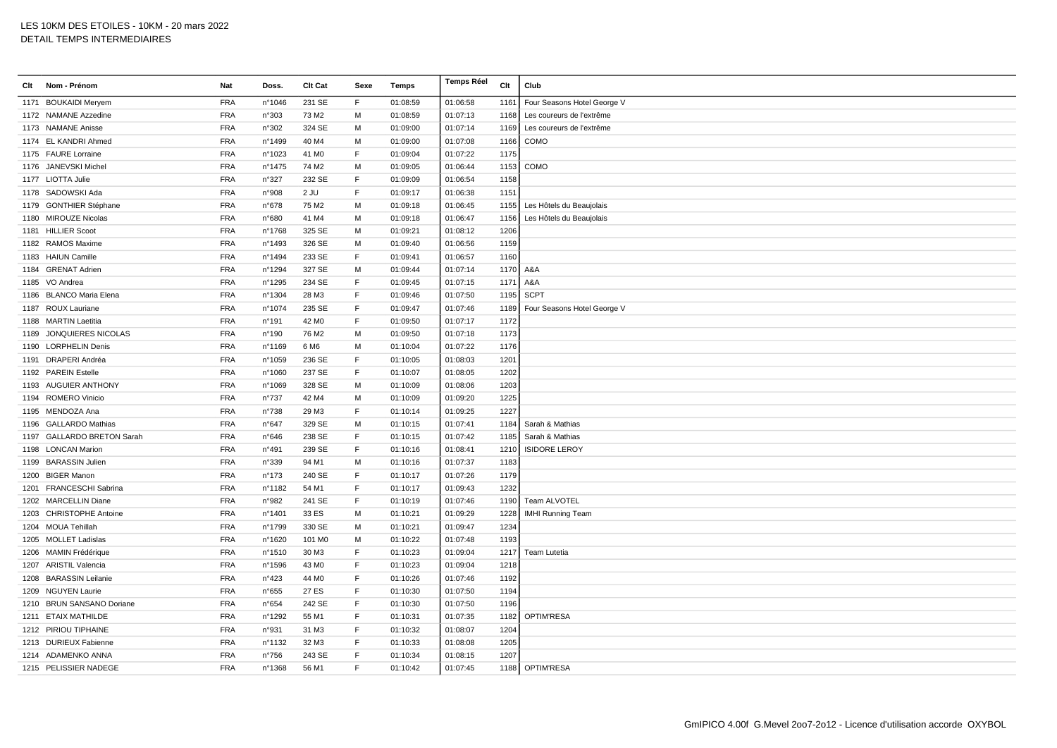# LES 10KM DES ETOILES - 10KM - 20 mars 2022

## DETAIL TEMPS INTERMEDIAIRES

| Clt | Nom - Prénom | Nat | Doss. | Clt Cat | Sexe | Temps | Temps Réel | Clt | Club |
|---|---|---|---|---|---|---|---|---|---|
| 1171 | BOUKAIDI Meryem | FRA | n°1046 | 231 SE | F | 01:08:59 | 01:06:58 | 1161 | Four Seasons Hotel George V |
| 1172 | NAMANE Azzedine | FRA | n°303 | 73 M2 | M | 01:08:59 | 01:07:13 | 1168 | Les coureurs de l'extrême |
| 1173 | NAMANE Anisse | FRA | n°302 | 324 SE | M | 01:09:00 | 01:07:14 | 1169 | Les coureurs de l'extrême |
| 1174 | EL KANDRI Ahmed | FRA | n°1499 | 40 M4 | M | 01:09:00 | 01:07:08 | 1166 | COMO |
| 1175 | FAURE Lorraine | FRA | n°1023 | 41 M0 | F | 01:09:04 | 01:07:22 | 1175 | |
| 1176 | JANEVSKI Michel | FRA | n°1475 | 74 M2 | M | 01:09:05 | 01:06:44 | 1153 | COMO |
| 1177 | LIOTTA Julie | FRA | n°327 | 232 SE | F | 01:09:09 | 01:06:54 | 1158 | |
| 1178 | SADOWSKI Ada | FRA | n°908 | 2 JU | F | 01:09:17 | 01:06:38 | 1151 | |
| 1179 | GONTHIER Stéphane | FRA | n°678 | 75 M2 | M | 01:09:18 | 01:06:45 | 1155 | Les Hôtels du Beaujolais |
| 1180 | MIROUZE Nicolas | FRA | n°680 | 41 M4 | M | 01:09:18 | 01:06:47 | 1156 | Les Hôtels du Beaujolais |
| 1181 | HILLIER Scoot | FRA | n°1768 | 325 SE | M | 01:09:21 | 01:08:12 | 1206 | |
| 1182 | RAMOS Maxime | FRA | n°1493 | 326 SE | M | 01:09:40 | 01:06:56 | 1159 | |
| 1183 | HAIUN Camille | FRA | n°1494 | 233 SE | F | 01:09:41 | 01:06:57 | 1160 | |
| 1184 | GRENAT Adrien | FRA | n°1294 | 327 SE | M | 01:09:44 | 01:07:14 | 1170 | A&A |
| 1185 | VO Andrea | FRA | n°1295 | 234 SE | F | 01:09:45 | 01:07:15 | 1171 | A&A |
| 1186 | BLANCO Maria Elena | FRA | n°1304 | 28 M3 | F | 01:09:46 | 01:07:50 | 1195 | SCPT |
| 1187 | ROUX Lauriane | FRA | n°1074 | 235 SE | F | 01:09:47 | 01:07:46 | 1189 | Four Seasons Hotel George V |
| 1188 | MARTIN Laetitia | FRA | n°191 | 42 M0 | F | 01:09:50 | 01:07:17 | 1172 | |
| 1189 | JONQUIERES NICOLAS | FRA | n°190 | 76 M2 | M | 01:09:50 | 01:07:18 | 1173 | |
| 1190 | LORPHELIN Denis | FRA | n°1169 | 6 M6 | M | 01:10:04 | 01:07:22 | 1176 | |
| 1191 | DRAPERI Andréa | FRA | n°1059 | 236 SE | F | 01:10:05 | 01:08:03 | 1201 | |
| 1192 | PAREIN Estelle | FRA | n°1060 | 237 SE | F | 01:10:07 | 01:08:05 | 1202 | |
| 1193 | AUGUIER ANTHONY | FRA | n°1069 | 328 SE | M | 01:10:09 | 01:08:06 | 1203 | |
| 1194 | ROMERO Vinicio | FRA | n°737 | 42 M4 | M | 01:10:09 | 01:09:20 | 1225 | |
| 1195 | MENDOZA Ana | FRA | n°738 | 29 M3 | F | 01:10:14 | 01:09:25 | 1227 | |
| 1196 | GALLARDO Mathias | FRA | n°647 | 329 SE | M | 01:10:15 | 01:07:41 | 1184 | Sarah & Mathias |
| 1197 | GALLARDO BRETON Sarah | FRA | n°646 | 238 SE | F | 01:10:15 | 01:07:42 | 1185 | Sarah & Mathias |
| 1198 | LONCAN Marion | FRA | n°491 | 239 SE | F | 01:10:16 | 01:08:41 | 1210 | ISIDORE LEROY |
| 1199 | BARASSIN Julien | FRA | n°339 | 94 M1 | M | 01:10:16 | 01:07:37 | 1183 | |
| 1200 | BIGER Manon | FRA | n°173 | 240 SE | F | 01:10:17 | 01:07:26 | 1179 | |
| 1201 | FRANCESCHI Sabrina | FRA | n°1182 | 54 M1 | F | 01:10:17 | 01:09:43 | 1232 | |
| 1202 | MARCELLIN Diane | FRA | n°982 | 241 SE | F | 01:10:19 | 01:07:46 | 1190 | Team ALVOTEL |
| 1203 | CHRISTOPHE Antoine | FRA | n°1401 | 33 ES | M | 01:10:21 | 01:09:29 | 1228 | IMHI Running Team |
| 1204 | MOUA Tehillah | FRA | n°1799 | 330 SE | M | 01:10:21 | 01:09:47 | 1234 | |
| 1205 | MOLLET Ladislas | FRA | n°1620 | 101 M0 | M | 01:10:22 | 01:07:48 | 1193 | |
| 1206 | MAMIN Frédérique | FRA | n°1510 | 30 M3 | F | 01:10:23 | 01:09:04 | 1217 | Team Lutetia |
| 1207 | ARISTIL Valencia | FRA | n°1596 | 43 M0 | F | 01:10:23 | 01:09:04 | 1218 | |
| 1208 | BARASSIN Leilanie | FRA | n°423 | 44 M0 | F | 01:10:26 | 01:07:46 | 1192 | |
| 1209 | NGUYEN Laurie | FRA | n°655 | 27 ES | F | 01:10:30 | 01:07:50 | 1194 | |
| 1210 | BRUN SANSANO Doriane | FRA | n°654 | 242 SE | F | 01:10:30 | 01:07:50 | 1196 | |
| 1211 | ETAIX MATHILDE | FRA | n°1292 | 55 M1 | F | 01:10:31 | 01:07:35 | 1182 | OPTIM'RESA |
| 1212 | PIRIOU TIPHAINE | FRA | n°931 | 31 M3 | F | 01:10:32 | 01:08:07 | 1204 | |
| 1213 | DURIEUX Fabienne | FRA | n°1132 | 32 M3 | F | 01:10:33 | 01:08:08 | 1205 | |
| 1214 | ADAMENKO ANNA | FRA | n°756 | 243 SE | F | 01:10:34 | 01:08:15 | 1207 | |
| 1215 | PELISSIER NADEGE | FRA | n°1368 | 56 M1 | F | 01:10:42 | 01:07:45 | 1188 | OPTIM'RESA |

GmIPICO 4.00f G.Mevel 2oo7-2o12 - Licence d'utilisation accorde OXYBOL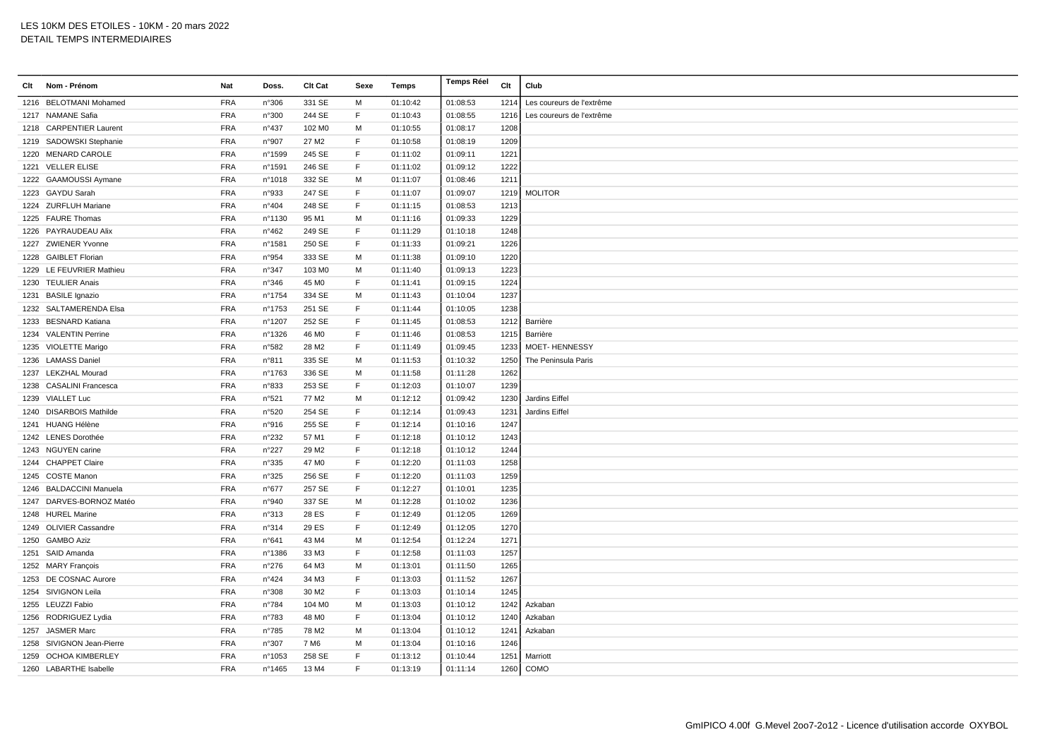LES 10KM DES ETOILES - 10KM - 20 mars 2022
DETAIL TEMPS INTERMEDIAIRES

| Clt | Nom - Prénom | Nat | Doss. | Clt Cat | Sexe | Temps | Temps Réel | Clt | Club |
|---|---|---|---|---|---|---|---|---|---|
| 1216 | BELOTMANI Mohamed | FRA | n°306 | 331 SE | M | 01:10:42 | 01:08:53 | 1214 | Les coureurs de l'extrême |
| 1217 | NAMANE Safia | FRA | n°300 | 244 SE | F | 01:10:43 | 01:08:55 | 1216 | Les coureurs de l'extrême |
| 1218 | CARPENTIER Laurent | FRA | n°437 | 102 M0 | M | 01:10:55 | 01:08:17 | 1208 | |
| 1219 | SADOWSKI Stephanie | FRA | n°907 | 27 M2 | F | 01:10:58 | 01:08:19 | 1209 | |
| 1220 | MENARD CAROLE | FRA | n°1599 | 245 SE | F | 01:11:02 | 01:09:11 | 1221 | |
| 1221 | VELLER ELISE | FRA | n°1591 | 246 SE | F | 01:11:02 | 01:09:12 | 1222 | |
| 1222 | GAAMOUSSI Aymane | FRA | n°1018 | 332 SE | M | 01:11:07 | 01:08:46 | 1211 | |
| 1223 | GAYDU Sarah | FRA | n°933 | 247 SE | F | 01:11:07 | 01:09:07 | 1219 | MOLITOR |
| 1224 | ZURFLUH Mariane | FRA | n°404 | 248 SE | F | 01:11:15 | 01:08:53 | 1213 | |
| 1225 | FAURE Thomas | FRA | n°1130 | 95 M1 | M | 01:11:16 | 01:09:33 | 1229 | |
| 1226 | PAYRAUDEAU Alix | FRA | n°462 | 249 SE | F | 01:11:29 | 01:10:18 | 1248 | |
| 1227 | ZWIENER Yvonne | FRA | n°1581 | 250 SE | F | 01:11:33 | 01:09:21 | 1226 | |
| 1228 | GAIBLET Florian | FRA | n°954 | 333 SE | M | 01:11:38 | 01:09:10 | 1220 | |
| 1229 | LE FEUVRIER Mathieu | FRA | n°347 | 103 M0 | M | 01:11:40 | 01:09:13 | 1223 | |
| 1230 | TEULIER Anais | FRA | n°346 | 45 M0 | F | 01:11:41 | 01:09:15 | 1224 | |
| 1231 | BASILE Ignazio | FRA | n°1754 | 334 SE | M | 01:11:43 | 01:10:04 | 1237 | |
| 1232 | SALTAMERENDA Elsa | FRA | n°1753 | 251 SE | F | 01:11:44 | 01:10:05 | 1238 | |
| 1233 | BESNARD Katiana | FRA | n°1207 | 252 SE | F | 01:11:45 | 01:08:53 | 1212 | Barrière |
| 1234 | VALENTIN Perrine | FRA | n°1326 | 46 M0 | F | 01:11:46 | 01:08:53 | 1215 | Barrière |
| 1235 | VIOLETTE Marigo | FRA | n°582 | 28 M2 | F | 01:11:49 | 01:09:45 | 1233 | MOET- HENNESSY |
| 1236 | LAMASS Daniel | FRA | n°811 | 335 SE | M | 01:11:53 | 01:10:32 | 1250 | The Peninsula Paris |
| 1237 | LEKZHAL Mourad | FRA | n°1763 | 336 SE | M | 01:11:58 | 01:11:28 | 1262 | |
| 1238 | CASALINI Francesca | FRA | n°833 | 253 SE | F | 01:12:03 | 01:10:07 | 1239 | |
| 1239 | VIALLET Luc | FRA | n°521 | 77 M2 | M | 01:12:12 | 01:09:42 | 1230 | Jardins Eiffel |
| 1240 | DISARBOIS Mathilde | FRA | n°520 | 254 SE | F | 01:12:14 | 01:09:43 | 1231 | Jardins Eiffel |
| 1241 | HUANG Hélène | FRA | n°916 | 255 SE | F | 01:12:14 | 01:10:16 | 1247 | |
| 1242 | LENES Dorothée | FRA | n°232 | 57 M1 | F | 01:12:18 | 01:10:12 | 1243 | |
| 1243 | NGUYEN carine | FRA | n°227 | 29 M2 | F | 01:12:18 | 01:10:12 | 1244 | |
| 1244 | CHAPPET Claire | FRA | n°335 | 47 M0 | F | 01:12:20 | 01:11:03 | 1258 | |
| 1245 | COSTE Manon | FRA | n°325 | 256 SE | F | 01:12:20 | 01:11:03 | 1259 | |
| 1246 | BALDACCINI Manuela | FRA | n°677 | 257 SE | F | 01:12:27 | 01:10:01 | 1235 | |
| 1247 | DARVES-BORNOZ Matéo | FRA | n°940 | 337 SE | M | 01:12:28 | 01:10:02 | 1236 | |
| 1248 | HUREL Marine | FRA | n°313 | 28 ES | F | 01:12:49 | 01:12:05 | 1269 | |
| 1249 | OLIVIER Cassandre | FRA | n°314 | 29 ES | F | 01:12:49 | 01:12:05 | 1270 | |
| 1250 | GAMBO Aziz | FRA | n°641 | 43 M4 | M | 01:12:54 | 01:12:24 | 1271 | |
| 1251 | SAID Amanda | FRA | n°1386 | 33 M3 | F | 01:12:58 | 01:11:03 | 1257 | |
| 1252 | MARY François | FRA | n°276 | 64 M3 | M | 01:13:01 | 01:11:50 | 1265 | |
| 1253 | DE COSNAC Aurore | FRA | n°424 | 34 M3 | F | 01:13:03 | 01:11:52 | 1267 | |
| 1254 | SIVIGNON Leila | FRA | n°308 | 30 M2 | F | 01:13:03 | 01:10:14 | 1245 | |
| 1255 | LEUZZI Fabio | FRA | n°784 | 104 M0 | M | 01:13:03 | 01:10:12 | 1242 | Azkaban |
| 1256 | RODRIGUEZ Lydia | FRA | n°783 | 48 M0 | F | 01:13:04 | 01:10:12 | 1240 | Azkaban |
| 1257 | JASMER Marc | FRA | n°785 | 78 M2 | M | 01:13:04 | 01:10:12 | 1241 | Azkaban |
| 1258 | SIVIGNON Jean-Pierre | FRA | n°307 | 7 M6 | M | 01:13:04 | 01:10:16 | 1246 | |
| 1259 | OCHOA KIMBERLEY | FRA | n°1053 | 258 SE | F | 01:13:12 | 01:10:44 | 1251 | Marriott |
| 1260 | LABARTHE Isabelle | FRA | n°1465 | 13 M4 | F | 01:13:19 | 01:11:14 | 1260 | COMO |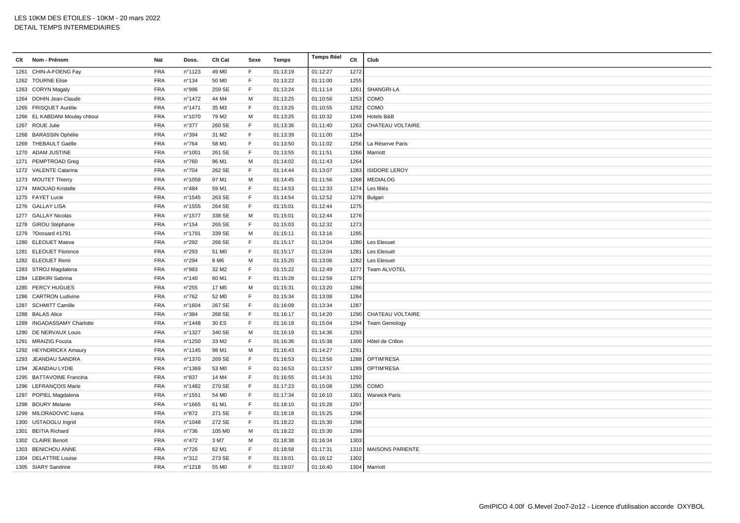| Clt | Nom - Prénom | Nat | Doss. | Clt Cat | Sexe | Temps | Temps Réel | Clt | Club |
|---|---|---|---|---|---|---|---|---|---|
| 1261 | CHIN-A-FOENG Fay | FRA | n°1123 | 49 M0 | F | 01:13:19 | 01:12:27 | 1272 | |
| 1262 | TOURNE Elise | FRA | n°134 | 50 M0 | F | 01:13:22 | 01:11:00 | 1255 | |
| 1263 | CORYN Magaly | FRA | n°996 | 259 SE | F | 01:13:24 | 01:11:14 | 1261 | SHANGRI-LA |
| 1264 | DOHIN Jean-Claude | FRA | n°1472 | 44 M4 | M | 01:13:25 | 01:10:56 | 1253 | COMO |
| 1265 | FRISQUET Aurélie | FRA | n°1471 | 35 M3 | F | 01:13:25 | 01:10:55 | 1252 | COMO |
| 1266 | EL KABDANI Moulay chtioui | FRA | n°1070 | 79 M2 | M | 01:13:25 | 01:10:32 | 1249 | Hotels B&B |
| 1267 | ROUE Julie | FRA | n°377 | 260 SE | F | 01:13:36 | 01:11:40 | 1263 | CHATEAU VOLTAIRE |
| 1268 | BARASSIN Ophélie | FRA | n°394 | 31 M2 | F | 01:13:39 | 01:11:00 | 1254 | |
| 1269 | THEBAULT Gaëlle | FRA | n°764 | 58 M1 | F | 01:13:50 | 01:11:02 | 1256 | La Réserve Paris |
| 1270 | ADAM JUSTINE | FRA | n°1001 | 261 SE | F | 01:13:55 | 01:11:51 | 1266 | Marriott |
| 1271 | PEMPTROAD Greg | FRA | n°760 | 96 M1 | M | 01:14:02 | 01:11:43 | 1264 | |
| 1272 | VALENTE Catarina | FRA | n°704 | 262 SE | F | 01:14:44 | 01:13:07 | 1283 | ISIDORE LEROY |
| 1273 | MOUTET Thierry | FRA | n°1058 | 97 M1 | M | 01:14:45 | 01:11:56 | 1268 | MEDIALOG |
| 1274 | MAOUAD Kristelle | FRA | n°484 | 59 M1 | F | 01:14:53 | 01:12:33 | 1274 | Les fêlés |
| 1275 | FAYET Lucie | FRA | n°1545 | 263 SE | F | 01:14:54 | 01:12:52 | 1278 | Bulgari |
| 1276 | GALLAY LISA | FRA | n°1555 | 264 SE | F | 01:15:01 | 01:12:44 | 1275 | |
| 1277 | GALLAY Nicolas | FRA | n°1577 | 338 SE | M | 01:15:01 | 01:12:44 | 1276 | |
| 1278 | GIROU Stéphanie | FRA | n°154 | 265 SE | F | 01:15:03 | 01:12:32 | 1273 | |
| 1279 | ?Dossard #1791 | FRA | n°1791 | 339 SE | M | 01:15:11 | 01:13:16 | 1285 | |
| 1280 | ELEOUET Maeva | FRA | n°292 | 266 SE | F | 01:15:17 | 01:13:04 | 1280 | Les Eleouet |
| 1281 | ELEOUET Florence | FRA | n°293 | 51 M0 | F | 01:15:17 | 01:13:04 | 1281 | Les Eleouet |
| 1282 | ELEOUET Remi | FRA | n°294 | 8 M6 | M | 01:15:20 | 01:13:06 | 1282 | Les Eleouet |
| 1283 | STROJ Magdalena | FRA | n°983 | 32 M2 | F | 01:15:22 | 01:12:49 | 1277 | Team ALVOTEL |
| 1284 | LEBKIRI Sabrina | FRA | n°140 | 60 M1 | F | 01:15:28 | 01:12:59 | 1279 | |
| 1285 | PERCY HUGUES | FRA | n°255 | 17 M5 | M | 01:15:31 | 01:13:20 | 1286 | |
| 1286 | CARTRON Ludivine | FRA | n°762 | 52 M0 | F | 01:15:34 | 01:13:08 | 1284 | |
| 1287 | SCHMITT Camille | FRA | n°1604 | 267 SE | F | 01:16:09 | 01:13:34 | 1287 | |
| 1288 | BALAS Alice | FRA | n°384 | 268 SE | F | 01:16:17 | 01:14:20 | 1290 | CHATEAU VOLTAIRE |
| 1289 | INGADASSAMY Charlotte | FRA | n°1448 | 30 ES | F | 01:16:18 | 01:15:04 | 1294 | Team Gemology |
| 1290 | DE NERVAUX Louis | FRA | n°1327 | 340 SE | M | 01:16:19 | 01:14:36 | 1293 | |
| 1291 | MRAIZIG Fouzia | FRA | n°1250 | 33 M2 | F | 01:16:36 | 01:15:38 | 1300 | Hôtel de Crillon |
| 1292 | HEYNDRICKX Amaury | FRA | n°1145 | 98 M1 | M | 01:16:43 | 01:14:27 | 1291 | |
| 1293 | JEANDAU SANDRA | FRA | n°1370 | 269 SE | F | 01:16:53 | 01:13:56 | 1288 | OPTIM'RESA |
| 1294 | JEANDAU LYDIE | FRA | n°1369 | 53 M0 | F | 01:16:53 | 01:13:57 | 1289 | OPTIM'RESA |
| 1295 | BATTAVOINE Francina | FRA | n°837 | 14 M4 | F | 01:16:55 | 01:14:31 | 1292 | |
| 1296 | LEFRANÇOIS Marie | FRA | n°1482 | 270 SE | F | 01:17:23 | 01:15:08 | 1295 | COMO |
| 1297 | POPIEL Magdalena | FRA | n°1551 | 54 M0 | F | 01:17:34 | 01:16:10 | 1301 | Warwick Paris |
| 1298 | BOURY Melanie | FRA | n°1665 | 61 M1 | F | 01:18:10 | 01:15:28 | 1297 | |
| 1299 | MILORADOVIC Ivana | FRA | n°872 | 271 SE | F | 01:18:18 | 01:15:25 | 1296 | |
| 1300 | USTAOGLU Ingrid | FRA | n°1048 | 272 SE | F | 01:18:22 | 01:15:30 | 1298 | |
| 1301 | BEITIA Richard | FRA | n°736 | 105 M0 | M | 01:18:22 | 01:15:30 | 1299 | |
| 1302 | CLAIRE Benoit | FRA | n°472 | 3 M7 | M | 01:18:38 | 01:16:34 | 1303 | |
| 1303 | BENICHOU ANNE | FRA | n°726 | 62 M1 | F | 01:18:58 | 01:17:31 | 1310 | MAISONS PARIENTE |
| 1304 | DELATTRE Louise | FRA | n°312 | 273 SE | F | 01:19:01 | 01:16:12 | 1302 | |
| 1305 | SIARY Sandrine | FRA | n°1218 | 55 M0 | F | 01:19:07 | 01:16:40 | 1304 | Marriott |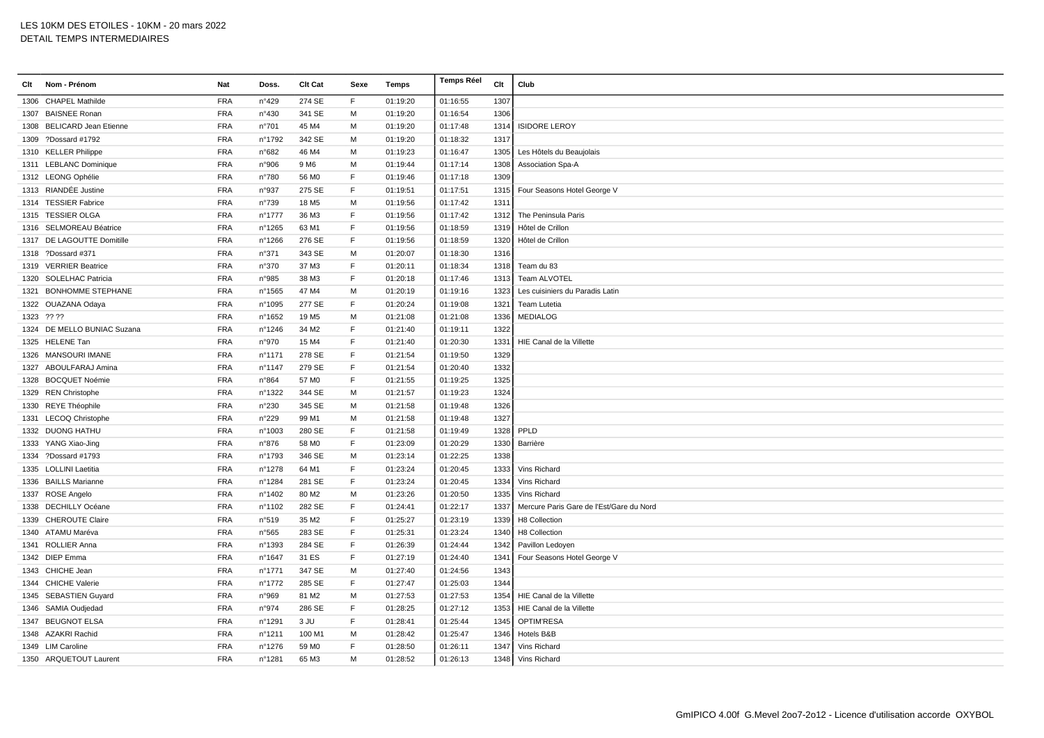LES 10KM DES ETOILES - 10KM - 20 mars 2022
DETAIL TEMPS INTERMEDIAIRES

| Clt | Nom - Prénom | Nat | Doss. | Clt Cat | Sexe | Temps | Temps Réel | Clt | Club |
|---|---|---|---|---|---|---|---|---|---|
| 1306 | CHAPEL Mathilde | FRA | n°429 | 274 SE | F | 01:19:20 | 01:16:55 | 1307 | |
| 1307 | BAISNEE Ronan | FRA | n°430 | 341 SE | M | 01:19:20 | 01:16:54 | 1306 | |
| 1308 | BELICARD Jean Etienne | FRA | n°701 | 45 M4 | M | 01:19:20 | 01:17:48 | 1314 | ISIDORE LEROY |
| 1309 | ?Dossard #1792 | FRA | n°1792 | 342 SE | M | 01:19:20 | 01:18:32 | 1317 | |
| 1310 | KELLER Philippe | FRA | n°682 | 46 M4 | M | 01:19:23 | 01:16:47 | 1305 | Les Hôtels du Beaujolais |
| 1311 | LEBLANC Dominique | FRA | n°906 | 9 M6 | M | 01:19:44 | 01:17:14 | 1308 | Association Spa-A |
| 1312 | LEONG Ophélie | FRA | n°780 | 56 M0 | F | 01:19:46 | 01:17:18 | 1309 | |
| 1313 | RIANDÉE Justine | FRA | n°937 | 275 SE | F | 01:19:51 | 01:17:51 | 1315 | Four Seasons Hotel George V |
| 1314 | TESSIER Fabrice | FRA | n°739 | 18 M5 | M | 01:19:56 | 01:17:42 | 1311 | |
| 1315 | TESSIER OLGA | FRA | n°1777 | 36 M3 | F | 01:19:56 | 01:17:42 | 1312 | The Peninsula Paris |
| 1316 | SELMOREAU Béatrice | FRA | n°1265 | 63 M1 | F | 01:19:56 | 01:18:59 | 1319 | Hôtel de Crillon |
| 1317 | DE LAGOUTTE Domitille | FRA | n°1266 | 276 SE | F | 01:19:56 | 01:18:59 | 1320 | Hôtel de Crillon |
| 1318 | ?Dossard #371 | FRA | n°371 | 343 SE | M | 01:20:07 | 01:18:30 | 1316 | |
| 1319 | VERRIER Beatrice | FRA | n°370 | 37 M3 | F | 01:20:11 | 01:18:34 | 1318 | Team du 83 |
| 1320 | SOLELHAC Patricia | FRA | n°985 | 38 M3 | F | 01:20:18 | 01:17:46 | 1313 | Team ALVOTEL |
| 1321 | BONHOMME STEPHANE | FRA | n°1565 | 47 M4 | M | 01:20:19 | 01:19:16 | 1323 | Les cuisiniers du Paradis Latin |
| 1322 | OUAZANA Odaya | FRA | n°1095 | 277 SE | F | 01:20:24 | 01:19:08 | 1321 | Team Lutetia |
| 1323 | ?? ?? | FRA | n°1652 | 19 M5 | M | 01:21:08 | 01:21:08 | 1336 | MEDIALOG |
| 1324 | DE MELLO BUNIAC Suzana | FRA | n°1246 | 34 M2 | F | 01:21:40 | 01:19:11 | 1322 | |
| 1325 | HELENE Tan | FRA | n°970 | 15 M4 | F | 01:21:40 | 01:20:30 | 1331 | HIE Canal de la Villette |
| 1326 | MANSOURI IMANE | FRA | n°1171 | 278 SE | F | 01:21:54 | 01:19:50 | 1329 | |
| 1327 | ABOULFARAJ Amina | FRA | n°1147 | 279 SE | F | 01:21:54 | 01:20:40 | 1332 | |
| 1328 | BOCQUET Noémie | FRA | n°864 | 57 M0 | F | 01:21:55 | 01:19:25 | 1325 | |
| 1329 | REN Christophe | FRA | n°1322 | 344 SE | M | 01:21:57 | 01:19:23 | 1324 | |
| 1330 | REYE Théophile | FRA | n°230 | 345 SE | M | 01:21:58 | 01:19:48 | 1326 | |
| 1331 | LECOQ Christophe | FRA | n°229 | 99 M1 | M | 01:21:58 | 01:19:48 | 1327 | |
| 1332 | DUONG HATHU | FRA | n°1003 | 280 SE | F | 01:21:58 | 01:19:49 | 1328 | PPLD |
| 1333 | YANG Xiao-Jing | FRA | n°876 | 58 M0 | F | 01:23:09 | 01:20:29 | 1330 | Barrière |
| 1334 | ?Dossard #1793 | FRA | n°1793 | 346 SE | M | 01:23:14 | 01:22:25 | 1338 | |
| 1335 | LOLLINI Laetitia | FRA | n°1278 | 64 M1 | F | 01:23:24 | 01:20:45 | 1333 | Vins Richard |
| 1336 | BAILLS Marianne | FRA | n°1284 | 281 SE | F | 01:23:24 | 01:20:45 | 1334 | Vins Richard |
| 1337 | ROSE Angelo | FRA | n°1402 | 80 M2 | M | 01:23:26 | 01:20:50 | 1335 | Vins Richard |
| 1338 | DECHILLY Océane | FRA | n°1102 | 282 SE | F | 01:24:41 | 01:22:17 | 1337 | Mercure Paris Gare de l'Est/Gare du Nord |
| 1339 | CHEROUTE Claire | FRA | n°519 | 35 M2 | F | 01:25:27 | 01:23:19 | 1339 | H8 Collection |
| 1340 | ATAMU Maréva | FRA | n°565 | 283 SE | F | 01:25:31 | 01:23:24 | 1340 | H8 Collection |
| 1341 | ROLLIER Anna | FRA | n°1393 | 284 SE | F | 01:26:39 | 01:24:44 | 1342 | Pavillon Ledoyen |
| 1342 | DIEP Emma | FRA | n°1647 | 31 ES | F | 01:27:19 | 01:24:40 | 1341 | Four Seasons Hotel George V |
| 1343 | CHICHE Jean | FRA | n°1771 | 347 SE | M | 01:27:40 | 01:24:56 | 1343 | |
| 1344 | CHICHE Valerie | FRA | n°1772 | 285 SE | F | 01:27:47 | 01:25:03 | 1344 | |
| 1345 | SEBASTIEN Guyard | FRA | n°969 | 81 M2 | M | 01:27:53 | 01:27:53 | 1354 | HIE Canal de la Villette |
| 1346 | SAMIA Oudjedad | FRA | n°974 | 286 SE | F | 01:28:25 | 01:27:12 | 1353 | HIE Canal de la Villette |
| 1347 | BEUGNOT ELSA | FRA | n°1291 | 3 JU | F | 01:28:41 | 01:25:44 | 1345 | OPTIM'RESA |
| 1348 | AZAKRI Rachid | FRA | n°1211 | 100 M1 | M | 01:28:42 | 01:25:47 | 1346 | Hotels B&B |
| 1349 | LIM Caroline | FRA | n°1276 | 59 M0 | F | 01:28:50 | 01:26:11 | 1347 | Vins Richard |
| 1350 | ARQUETOUT Laurent | FRA | n°1281 | 65 M3 | M | 01:28:52 | 01:26:13 | 1348 | Vins Richard |

GmIPICO 4.00f G.Mevel 2oo7-2o12 - Licence d'utilisation accorde OXYBOL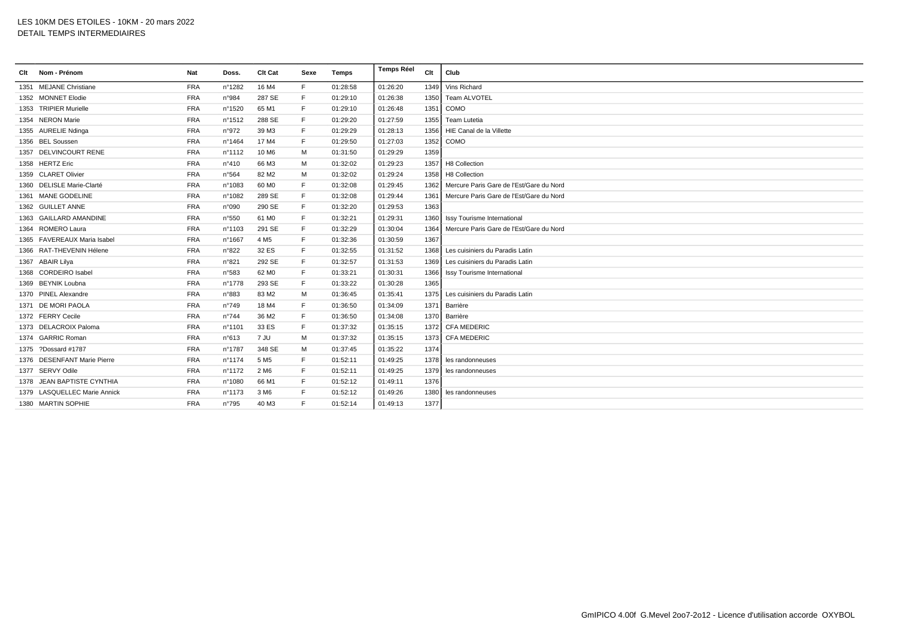LES 10KM DES ETOILES - 10KM - 20 mars 2022
DETAIL TEMPS INTERMEDIAIRES

| Clt | Nom - Prénom | Nat | Doss. | Clt Cat | Sexe | Temps | Temps Réel | Clt | Club |
|---|---|---|---|---|---|---|---|---|---|
| 1351 | MEJANE Christiane | FRA | n°1282 | 16 M4 | F | 01:28:58 | 01:26:20 | 1349 | Vins Richard |
| 1352 | MONNET Elodie | FRA | n°984 | 287 SE | F | 01:29:10 | 01:26:38 | 1350 | Team ALVOTEL |
| 1353 | TRIPIER Murielle | FRA | n°1520 | 65 M1 | F | 01:29:10 | 01:26:48 | 1351 | COMO |
| 1354 | NERON Marie | FRA | n°1512 | 288 SE | F | 01:29:20 | 01:27:59 | 1355 | Team Lutetia |
| 1355 | AURELIE Ndinga | FRA | n°972 | 39 M3 | F | 01:29:29 | 01:28:13 | 1356 | HIE Canal de la Villette |
| 1356 | BEL Soussen | FRA | n°1464 | 17 M4 | F | 01:29:50 | 01:27:03 | 1352 | COMO |
| 1357 | DELVINCOURT RENE | FRA | n°1112 | 10 M6 | M | 01:31:50 | 01:29:29 | 1359 | |
| 1358 | HERTZ Eric | FRA | n°410 | 66 M3 | M | 01:32:02 | 01:29:23 | 1357 | H8 Collection |
| 1359 | CLARET Olivier | FRA | n°564 | 82 M2 | M | 01:32:02 | 01:29:24 | 1358 | H8 Collection |
| 1360 | DELISLE Marie-Clarté | FRA | n°1083 | 60 M0 | F | 01:32:08 | 01:29:45 | 1362 | Mercure Paris Gare de l'Est/Gare du Nord |
| 1361 | MANE GODELINE | FRA | n°1082 | 289 SE | F | 01:32:08 | 01:29:44 | 1361 | Mercure Paris Gare de l'Est/Gare du Nord |
| 1362 | GUILLET ANNE | FRA | n°090 | 290 SE | F | 01:32:20 | 01:29:53 | 1363 | |
| 1363 | GAILLARD AMANDINE | FRA | n°550 | 61 M0 | F | 01:32:21 | 01:29:31 | 1360 | Issy Tourisme International |
| 1364 | ROMERO Laura | FRA | n°1103 | 291 SE | F | 01:32:29 | 01:30:04 | 1364 | Mercure Paris Gare de l'Est/Gare du Nord |
| 1365 | FAVEREAUX Maria Isabel | FRA | n°1667 | 4 M5 | F | 01:32:36 | 01:30:59 | 1367 | |
| 1366 | RAT-THEVENIN Hélene | FRA | n°822 | 32 ES | F | 01:32:55 | 01:31:52 | 1368 | Les cuisiniers du Paradis Latin |
| 1367 | ABAIR Lilya | FRA | n°821 | 292 SE | F | 01:32:57 | 01:31:53 | 1369 | Les cuisiniers du Paradis Latin |
| 1368 | CORDEIRO Isabel | FRA | n°583 | 62 M0 | F | 01:33:21 | 01:30:31 | 1366 | Issy Tourisme International |
| 1369 | BEYNIK Loubna | FRA | n°1778 | 293 SE | F | 01:33:22 | 01:30:28 | 1365 | |
| 1370 | PINEL Alexandre | FRA | n°883 | 83 M2 | M | 01:36:45 | 01:35:41 | 1375 | Les cuisiniers du Paradis Latin |
| 1371 | DE MORI PAOLA | FRA | n°749 | 18 M4 | F | 01:36:50 | 01:34:09 | 1371 | Barrière |
| 1372 | FERRY Cecile | FRA | n°744 | 36 M2 | F | 01:36:50 | 01:34:08 | 1370 | Barrière |
| 1373 | DELACROIX Paloma | FRA | n°1101 | 33 ES | F | 01:37:32 | 01:35:15 | 1372 | CFA MEDERIC |
| 1374 | GARRIC Roman | FRA | n°613 | 7 JU | M | 01:37:32 | 01:35:15 | 1373 | CFA MEDERIC |
| 1375 | ?Dossard #1787 | FRA | n°1787 | 348 SE | M | 01:37:45 | 01:35:22 | 1374 | |
| 1376 | DESENFANT Marie Pierre | FRA | n°1174 | 5 M5 | F | 01:52:11 | 01:49:25 | 1378 | les randonneuses |
| 1377 | SERVY Odile | FRA | n°1172 | 2 M6 | F | 01:52:11 | 01:49:25 | 1379 | les randonneuses |
| 1378 | JEAN BAPTISTE CYNTHIA | FRA | n°1080 | 66 M1 | F | 01:52:12 | 01:49:11 | 1376 | |
| 1379 | LASQUELLEC Marie Annick | FRA | n°1173 | 3 M6 | F | 01:52:12 | 01:49:26 | 1380 | les randonneuses |
| 1380 | MARTIN SOPHIE | FRA | n°795 | 40 M3 | F | 01:52:14 | 01:49:13 | 1377 | |

GmIPICO 4.00f G.Mevel 2oo7-2o12 - Licence d'utilisation accorde OXYBOL